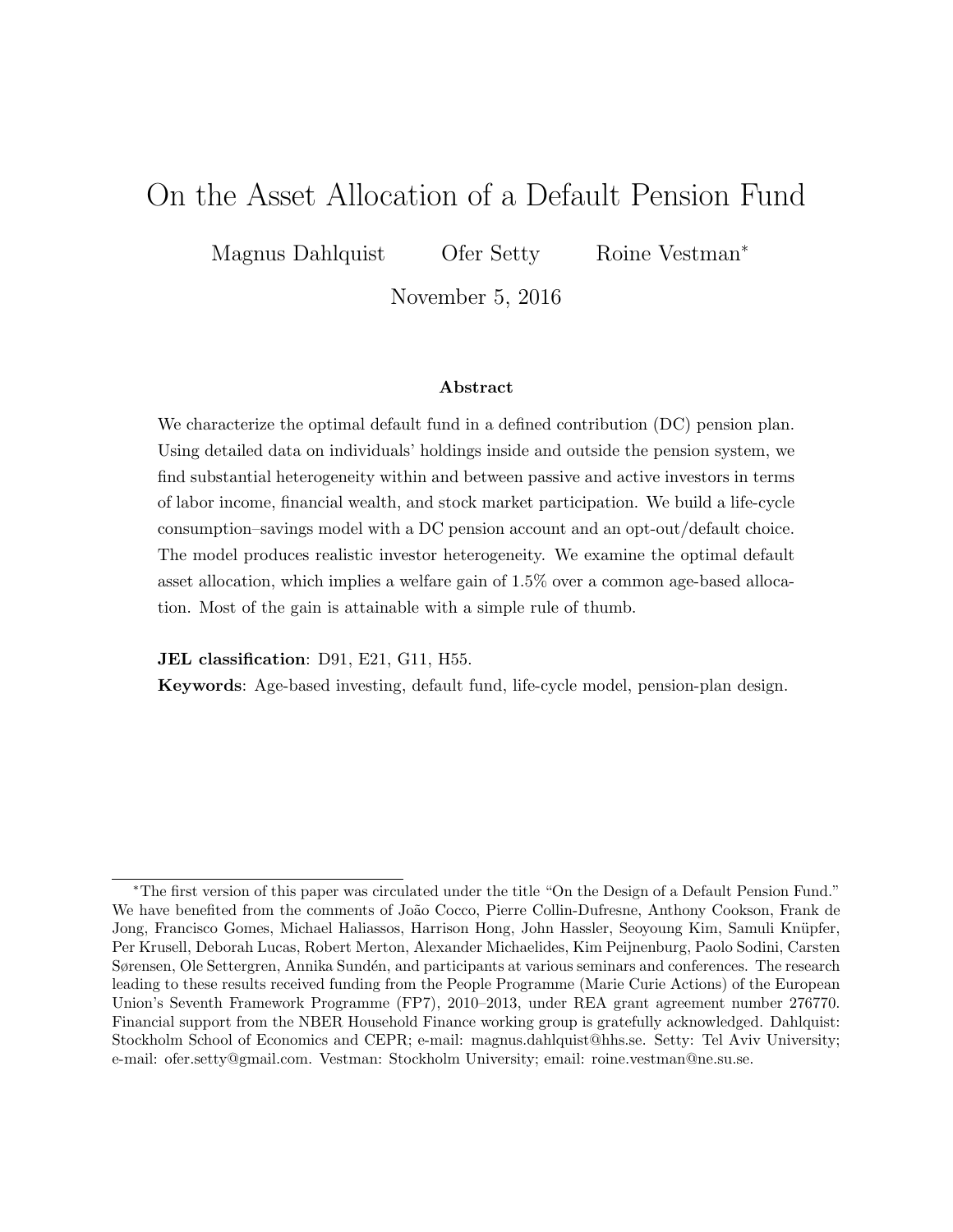# On the Asset Allocation of a Default Pension Fund

Magnus Dahlquist Ofer Setty Roine Vestman*

November 5, 2016

### Abstract

We characterize the optimal default fund in a defined contribution (DC) pension plan. Using detailed data on individuals' holdings inside and outside the pension system, we find substantial heterogeneity within and between passive and active investors in terms of labor income, financial wealth, and stock market participation. We build a life-cycle consumption–savings model with a DC pension account and an opt-out/default choice. The model produces realistic investor heterogeneity. We examine the optimal default asset allocation, which implies a welfare gain of 1.5% over a common age-based allocation. Most of the gain is attainable with a simple rule of thumb.

**JEL classification**: D91, E21, G11, H55.

**Keywords**: Age-based investing, default fund, life-cycle model, pension-plan design.

*The first version of this paper was circulated under the title "On the Design of a Default Pension Fund." We have benefited from the comments of João Cocco, Pierre Collin-Dufresne, Anthony Cookson, Frank de Jong, Francisco Gomes, Michael Haliassos, Harrison Hong, John Hassler, Seoyoung Kim, Samuli Knüpfer, Per Krusell, Deborah Lucas, Robert Merton, Alexander Michaelides, Kim Peijnenburg, Paolo Sodini, Carsten Sørensen, Ole Settergren, Annika Sundén, and participants at various seminars and conferences. The research leading to these results received funding from the People Programme (Marie Curie Actions) of the European Union's Seventh Framework Programme (FP7), 2010–2013, under REA grant agreement number 276770. Financial support from the NBER Household Finance working group is gratefully acknowledged. Dahlquist: Stockholm School of Economics and CEPR; e-mail: magnus.dahlquist@hhs.se. Setty: Tel Aviv University; e-mail: ofer.setty@gmail.com. Vestman: Stockholm University; email: roine.vestman@ne.su.se.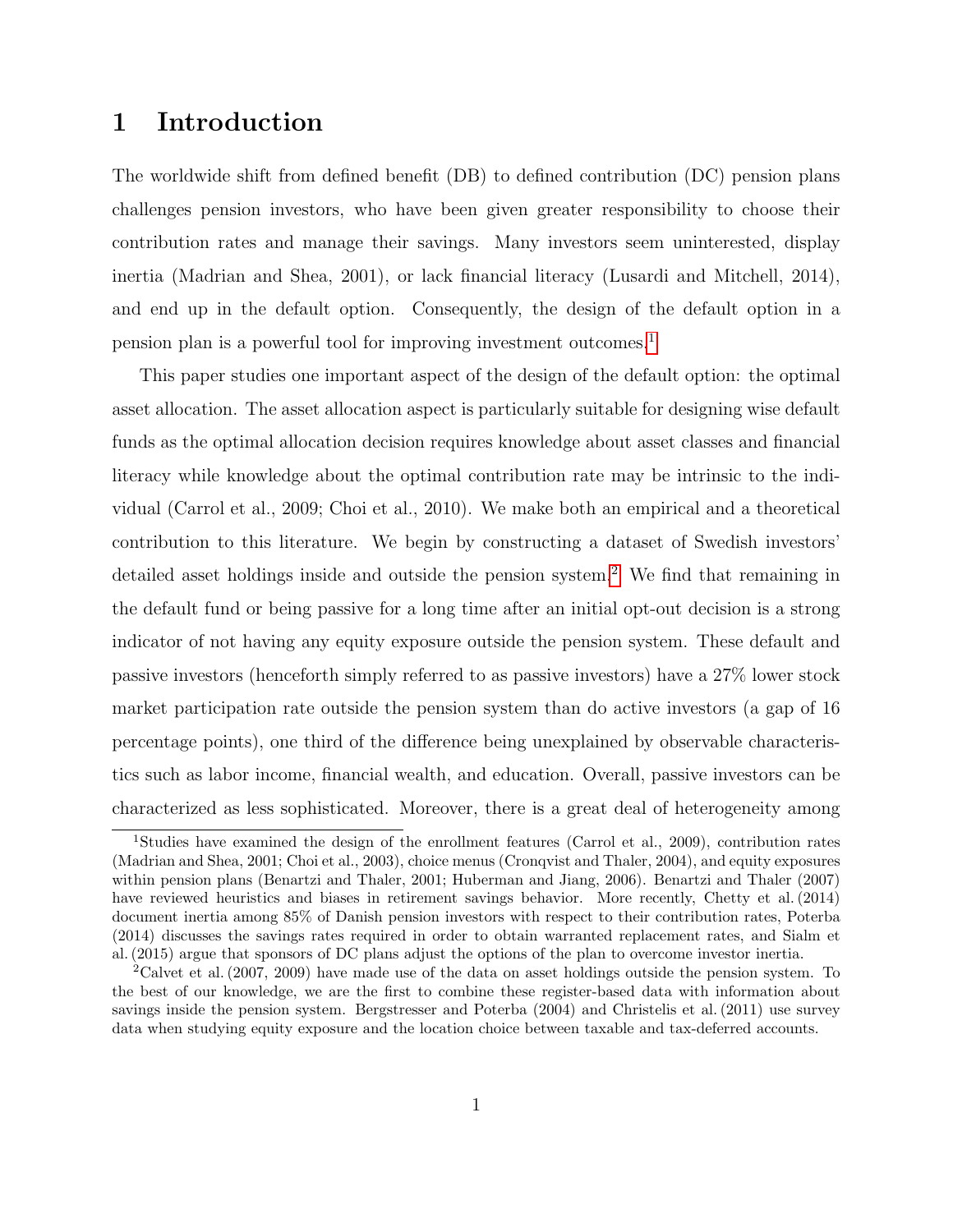# 1 Introduction

The worldwide shift from defined benefit (DB) to defined contribution (DC) pension plans challenges pension investors, who have been given greater responsibility to choose their contribution rates and manage their savings. Many investors seem uninterested, display inertia (Madrian and Shea, 2001), or lack financial literacy (Lusardi and Mitchell, 2014), and end up in the default option. Consequently, the design of the default option in a pension plan is a powerful tool for improving investment outcomes.[1]

This paper studies one important aspect of the design of the default option: the optimal asset allocation. The asset allocation aspect is particularly suitable for designing wise default funds as the optimal allocation decision requires knowledge about asset classes and financial literacy while knowledge about the optimal contribution rate may be intrinsic to the individual (Carrol et al., 2009; Choi et al., 2010). We make both an empirical and a theoretical contribution to this literature. We begin by constructing a dataset of Swedish investors' detailed asset holdings inside and outside the pension system.[2] We find that remaining in the default fund or being passive for a long time after an initial opt-out decision is a strong indicator of not having any equity exposure outside the pension system. These default and passive investors (henceforth simply referred to as passive investors) have a 27% lower stock market participation rate outside the pension system than do active investors (a gap of 16 percentage points), one third of the difference being unexplained by observable characteristics such as labor income, financial wealth, and education. Overall, passive investors can be characterized as less sophisticated. Moreover, there is a great deal of heterogeneity among

[1] Studies have examined the design of the enrollment features (Carrol et al., 2009), contribution rates (Madrian and Shea, 2001; Choi et al., 2003), choice menus (Cronqvist and Thaler, 2004), and equity exposures within pension plans (Benartzi and Thaler, 2001; Huberman and Jiang, 2006). Benartzi and Thaler (2007) have reviewed heuristics and biases in retirement savings behavior. More recently, Chetty et al. (2014) document inertia among 85% of Danish pension investors with respect to their contribution rates, Poterba (2014) discusses the savings rates required in order to obtain warranted replacement rates, and Sialm et al. (2015) argue that sponsors of DC plans adjust the options of the plan to overcome investor inertia.

[2] Calvet et al. (2007, 2009) have made use of the data on asset holdings outside the pension system. To the best of our knowledge, we are the first to combine these register-based data with information about savings inside the pension system. Bergstresser and Poterba (2004) and Christelis et al. (2011) use survey data when studying equity exposure and the location choice between taxable and tax-deferred accounts.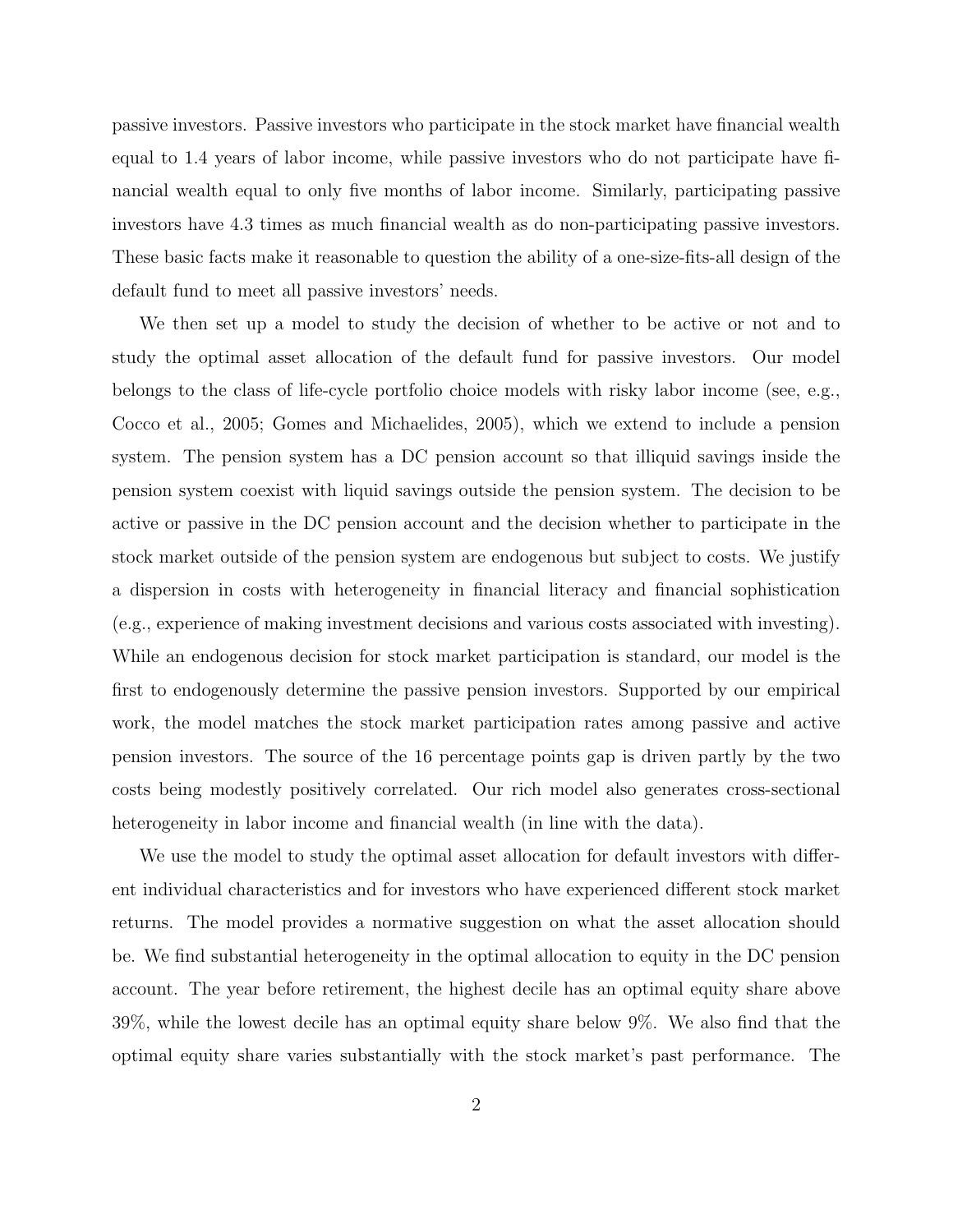passive investors. Passive investors who participate in the stock market have financial wealth equal to 1.4 years of labor income, while passive investors who do not participate have financial wealth equal to only five months of labor income. Similarly, participating passive investors have 4.3 times as much financial wealth as do non-participating passive investors. These basic facts make it reasonable to question the ability of a one-size-fits-all design of the default fund to meet all passive investors' needs.

We then set up a model to study the decision of whether to be active or not and to study the optimal asset allocation of the default fund for passive investors. Our model belongs to the class of life-cycle portfolio choice models with risky labor income (see, e.g., Cocco et al., 2005; Gomes and Michaelides, 2005), which we extend to include a pension system. The pension system has a DC pension account so that illiquid savings inside the pension system coexist with liquid savings outside the pension system. The decision to be active or passive in the DC pension account and the decision whether to participate in the stock market outside of the pension system are endogenous but subject to costs. We justify a dispersion in costs with heterogeneity in financial literacy and financial sophistication (e.g., experience of making investment decisions and various costs associated with investing). While an endogenous decision for stock market participation is standard, our model is the first to endogenously determine the passive pension investors. Supported by our empirical work, the model matches the stock market participation rates among passive and active pension investors. The source of the 16 percentage points gap is driven partly by the two costs being modestly positively correlated. Our rich model also generates cross-sectional heterogeneity in labor income and financial wealth (in line with the data).

We use the model to study the optimal asset allocation for default investors with different individual characteristics and for investors who have experienced different stock market returns. The model provides a normative suggestion on what the asset allocation should be. We find substantial heterogeneity in the optimal allocation to equity in the DC pension account. The year before retirement, the highest decile has an optimal equity share above 39%, while the lowest decile has an optimal equity share below 9%. We also find that the optimal equity share varies substantially with the stock market's past performance. The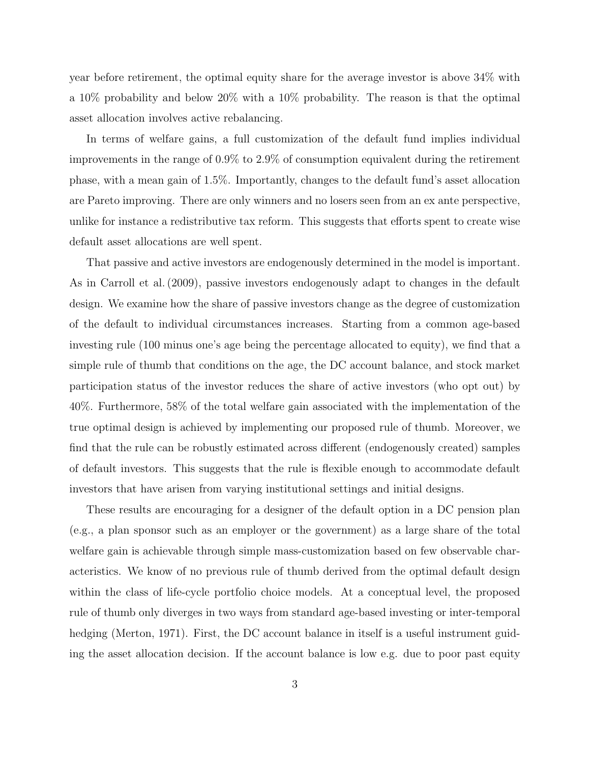year before retirement, the optimal equity share for the average investor is above 34% with a 10% probability and below 20% with a 10% probability. The reason is that the optimal asset allocation involves active rebalancing.

In terms of welfare gains, a full customization of the default fund implies individual improvements in the range of 0.9% to 2.9% of consumption equivalent during the retirement phase, with a mean gain of 1.5%. Importantly, changes to the default fund's asset allocation are Pareto improving. There are only winners and no losers seen from an ex ante perspective, unlike for instance a redistributive tax reform. This suggests that efforts spent to create wise default asset allocations are well spent.

That passive and active investors are endogenously determined in the model is important. As in Carroll et al. (2009), passive investors endogenously adapt to changes in the default design. We examine how the share of passive investors change as the degree of customization of the default to individual circumstances increases. Starting from a common age-based investing rule (100 minus one's age being the percentage allocated to equity), we find that a simple rule of thumb that conditions on the age, the DC account balance, and stock market participation status of the investor reduces the share of active investors (who opt out) by 40%. Furthermore, 58% of the total welfare gain associated with the implementation of the true optimal design is achieved by implementing our proposed rule of thumb. Moreover, we find that the rule can be robustly estimated across different (endogenously created) samples of default investors. This suggests that the rule is flexible enough to accommodate default investors that have arisen from varying institutional settings and initial designs.

These results are encouraging for a designer of the default option in a DC pension plan (e.g., a plan sponsor such as an employer or the government) as a large share of the total welfare gain is achievable through simple mass-customization based on few observable characteristics. We know of no previous rule of thumb derived from the optimal default design within the class of life-cycle portfolio choice models. At a conceptual level, the proposed rule of thumb only diverges in two ways from standard age-based investing or inter-temporal hedging (Merton, 1971). First, the DC account balance in itself is a useful instrument guiding the asset allocation decision. If the account balance is low e.g. due to poor past equity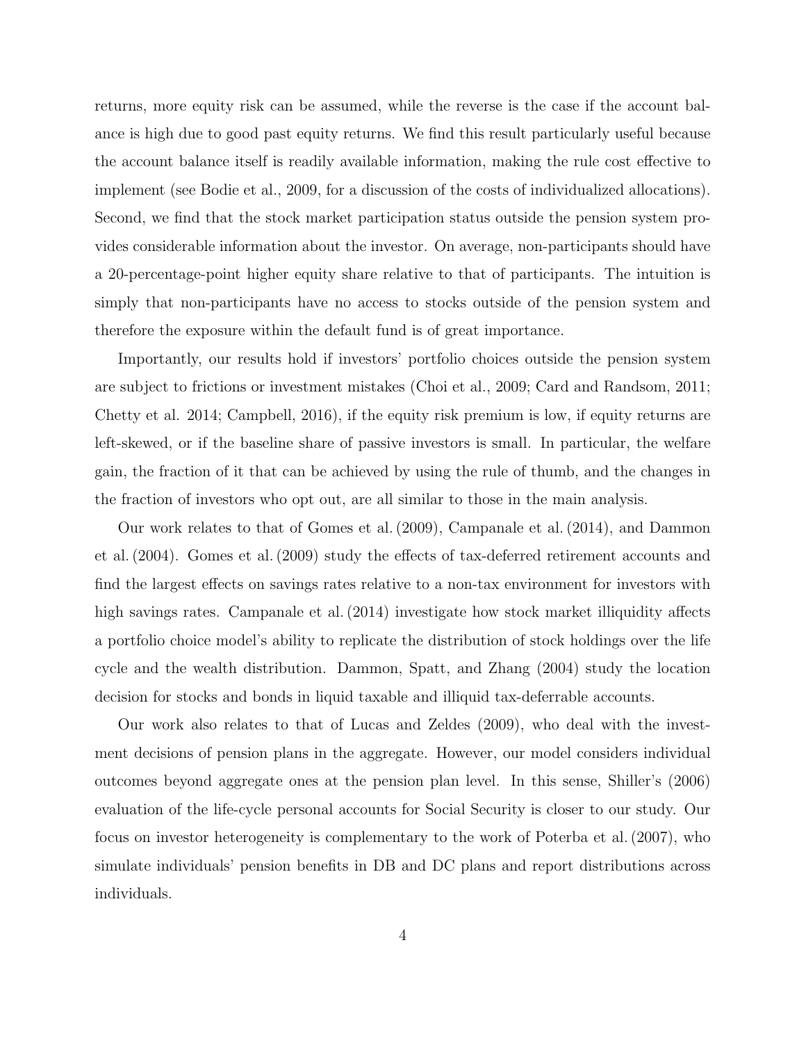returns, more equity risk can be assumed, while the reverse is the case if the account balance is high due to good past equity returns. We find this result particularly useful because the account balance itself is readily available information, making the rule cost effective to implement (see Bodie et al., 2009, for a discussion of the costs of individualized allocations). Second, we find that the stock market participation status outside the pension system provides considerable information about the investor. On average, non-participants should have a 20-percentage-point higher equity share relative to that of participants. The intuition is simply that non-participants have no access to stocks outside of the pension system and therefore the exposure within the default fund is of great importance.

Importantly, our results hold if investors' portfolio choices outside the pension system are subject to frictions or investment mistakes (Choi et al., 2009; Card and Randsom, 2011; Chetty et al. 2014; Campbell, 2016), if the equity risk premium is low, if equity returns are left-skewed, or if the baseline share of passive investors is small. In particular, the welfare gain, the fraction of it that can be achieved by using the rule of thumb, and the changes in the fraction of investors who opt out, are all similar to those in the main analysis.

Our work relates to that of Gomes et al. (2009), Campanale et al. (2014), and Dammon et al. (2004). Gomes et al. (2009) study the effects of tax-deferred retirement accounts and find the largest effects on savings rates relative to a non-tax environment for investors with high savings rates. Campanale et al. (2014) investigate how stock market illiquidity affects a portfolio choice model's ability to replicate the distribution of stock holdings over the life cycle and the wealth distribution. Dammon, Spatt, and Zhang (2004) study the location decision for stocks and bonds in liquid taxable and illiquid tax-deferrable accounts.

Our work also relates to that of Lucas and Zeldes (2009), who deal with the investment decisions of pension plans in the aggregate. However, our model considers individual outcomes beyond aggregate ones at the pension plan level. In this sense, Shiller's (2006) evaluation of the life-cycle personal accounts for Social Security is closer to our study. Our focus on investor heterogeneity is complementary to the work of Poterba et al. (2007), who simulate individuals' pension benefits in DB and DC plans and report distributions across individuals.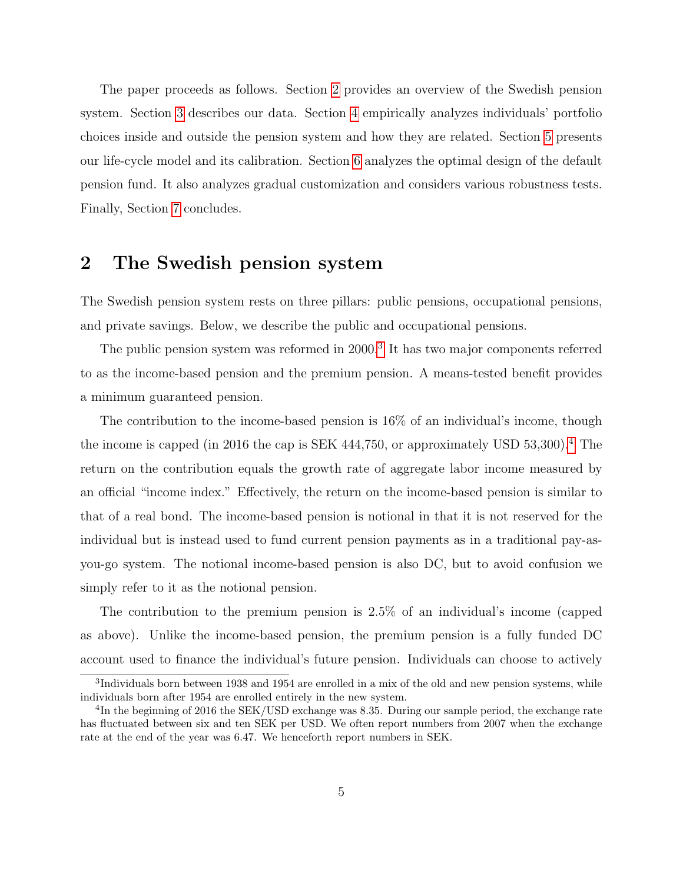The paper proceeds as follows. Section 2 provides an overview of the Swedish pension system. Section 3 describes our data. Section 4 empirically analyzes individuals' portfolio choices inside and outside the pension system and how they are related. Section 5 presents our life-cycle model and its calibration. Section 6 analyzes the optimal design of the default pension fund. It also analyzes gradual customization and considers various robustness tests. Finally, Section 7 concludes.

## 2 The Swedish pension system

The Swedish pension system rests on three pillars: public pensions, occupational pensions, and private savings. Below, we describe the public and occupational pensions.

The public pension system was reformed in 2000.[3] It has two major components referred to as the income-based pension and the premium pension. A means-tested benefit provides a minimum guaranteed pension.

The contribution to the income-based pension is 16% of an individual's income, though the income is capped (in 2016 the cap is SEK 444,750, or approximately USD 53,300).[4] The return on the contribution equals the growth rate of aggregate labor income measured by an official "income index." Effectively, the return on the income-based pension is similar to that of a real bond. The income-based pension is notional in that it is not reserved for the individual but is instead used to fund current pension payments as in a traditional pay-as-you-go system. The notional income-based pension is also DC, but to avoid confusion we simply refer to it as the notional pension.

The contribution to the premium pension is 2.5% of an individual's income (capped as above). Unlike the income-based pension, the premium pension is a fully funded DC account used to finance the individual's future pension. Individuals can choose to actively

[3] Individuals born between 1938 and 1954 are enrolled in a mix of the old and new pension systems, while individuals born after 1954 are enrolled entirely in the new system.

[4] In the beginning of 2016 the SEK/USD exchange was 8.35. During our sample period, the exchange rate has fluctuated between six and ten SEK per USD. We often report numbers from 2007 when the exchange rate at the end of the year was 6.47. We henceforth report numbers in SEK.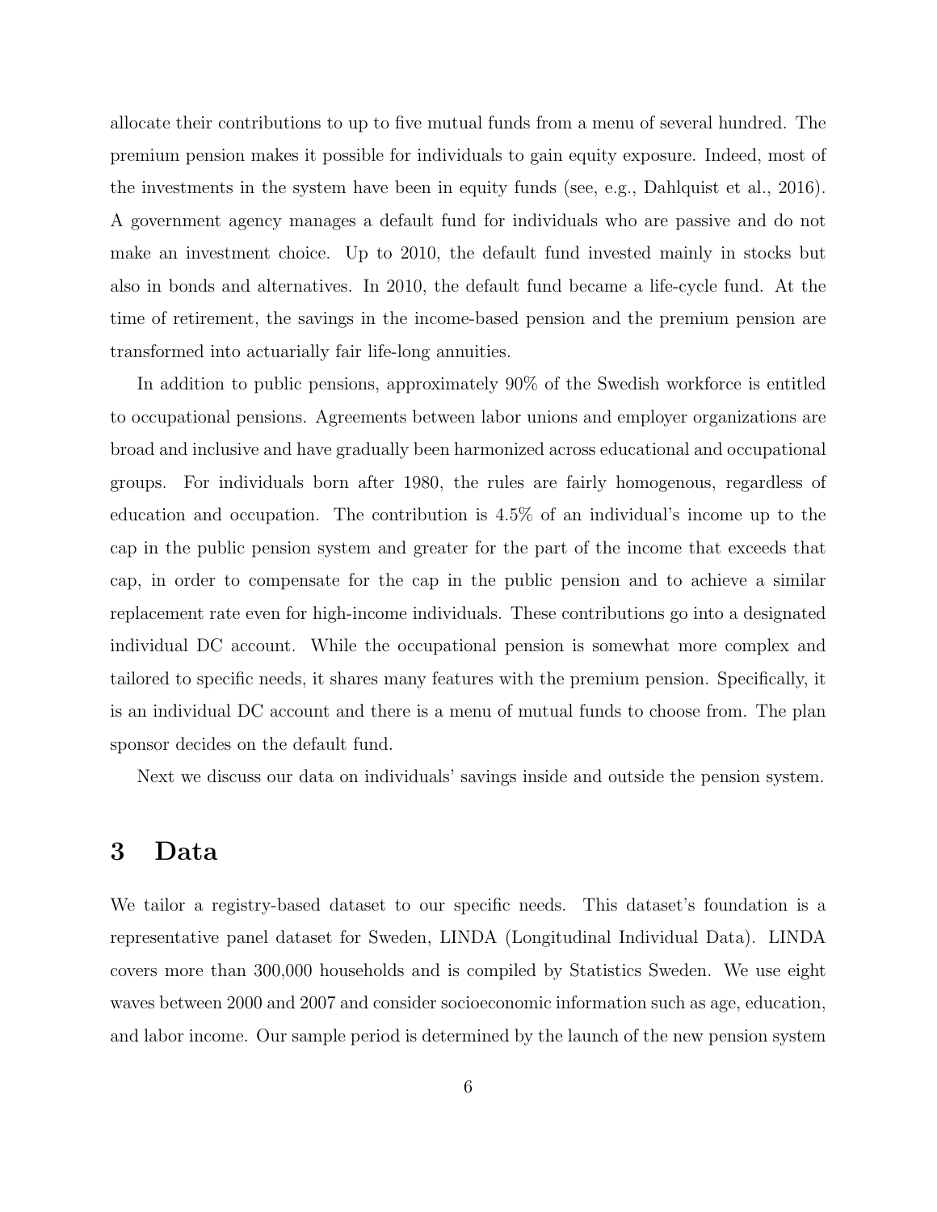allocate their contributions to up to five mutual funds from a menu of several hundred. The premium pension makes it possible for individuals to gain equity exposure. Indeed, most of the investments in the system have been in equity funds (see, e.g., Dahlquist et al., 2016). A government agency manages a default fund for individuals who are passive and do not make an investment choice. Up to 2010, the default fund invested mainly in stocks but also in bonds and alternatives. In 2010, the default fund became a life-cycle fund. At the time of retirement, the savings in the income-based pension and the premium pension are transformed into actuarially fair life-long annuities.

In addition to public pensions, approximately 90% of the Swedish workforce is entitled to occupational pensions. Agreements between labor unions and employer organizations are broad and inclusive and have gradually been harmonized across educational and occupational groups. For individuals born after 1980, the rules are fairly homogenous, regardless of education and occupation. The contribution is 4.5% of an individual's income up to the cap in the public pension system and greater for the part of the income that exceeds that cap, in order to compensate for the cap in the public pension and to achieve a similar replacement rate even for high-income individuals. These contributions go into a designated individual DC account. While the occupational pension is somewhat more complex and tailored to specific needs, it shares many features with the premium pension. Specifically, it is an individual DC account and there is a menu of mutual funds to choose from. The plan sponsor decides on the default fund.

Next we discuss our data on individuals' savings inside and outside the pension system.

# 3 Data

We tailor a registry-based dataset to our specific needs. This dataset's foundation is a representative panel dataset for Sweden, LINDA (Longitudinal Individual Data). LINDA covers more than 300,000 households and is compiled by Statistics Sweden. We use eight waves between 2000 and 2007 and consider socioeconomic information such as age, education, and labor income. Our sample period is determined by the launch of the new pension system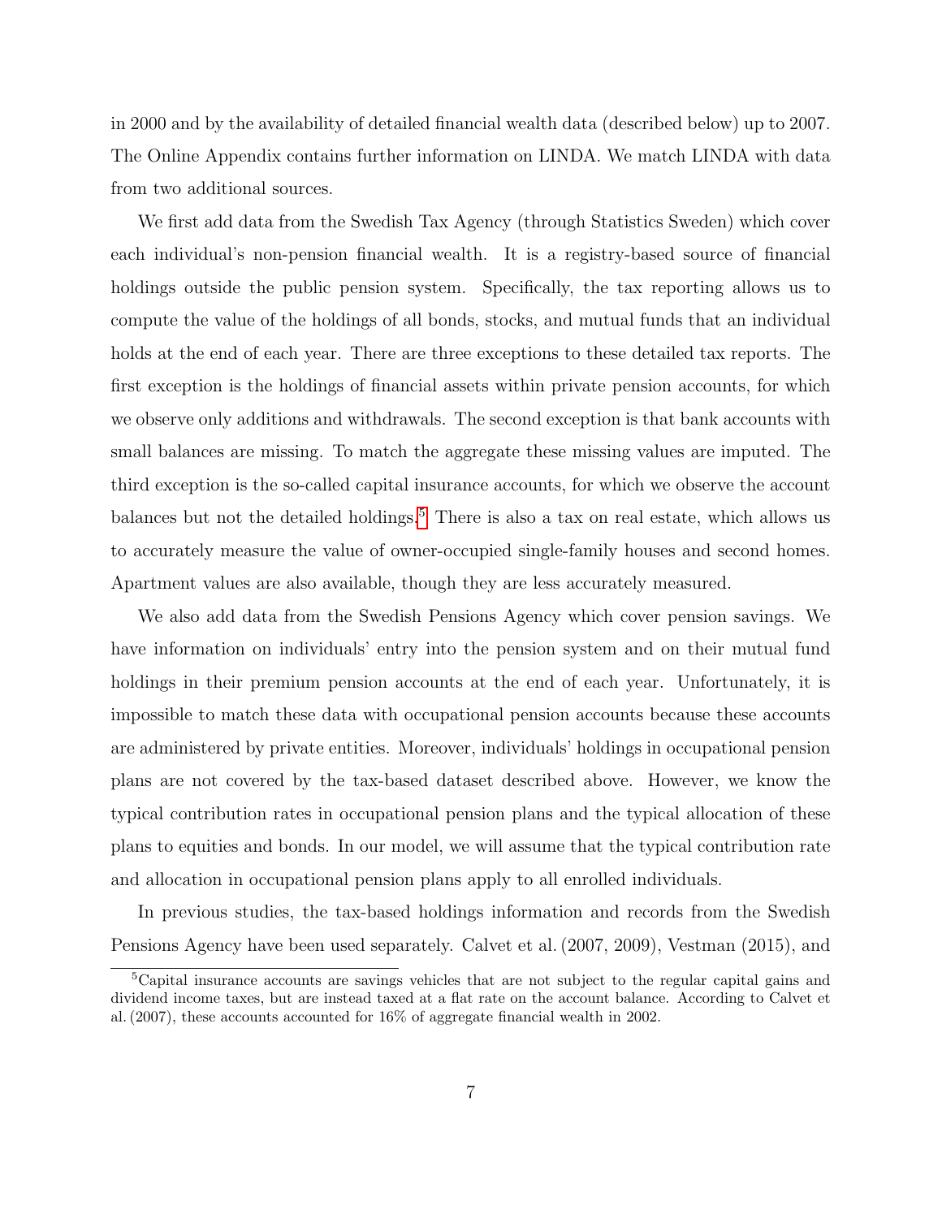in 2000 and by the availability of detailed financial wealth data (described below) up to 2007. The Online Appendix contains further information on LINDA. We match LINDA with data from two additional sources.

We first add data from the Swedish Tax Agency (through Statistics Sweden) which cover each individual's non-pension financial wealth. It is a registry-based source of financial holdings outside the public pension system. Specifically, the tax reporting allows us to compute the value of the holdings of all bonds, stocks, and mutual funds that an individual holds at the end of each year. There are three exceptions to these detailed tax reports. The first exception is the holdings of financial assets within private pension accounts, for which we observe only additions and withdrawals. The second exception is that bank accounts with small balances are missing. To match the aggregate these missing values are imputed. The third exception is the so-called capital insurance accounts, for which we observe the account balances but not the detailed holdings.[5] There is also a tax on real estate, which allows us to accurately measure the value of owner-occupied single-family houses and second homes. Apartment values are also available, though they are less accurately measured.

We also add data from the Swedish Pensions Agency which cover pension savings. We have information on individuals' entry into the pension system and on their mutual fund holdings in their premium pension accounts at the end of each year. Unfortunately, it is impossible to match these data with occupational pension accounts because these accounts are administered by private entities. Moreover, individuals' holdings in occupational pension plans are not covered by the tax-based dataset described above. However, we know the typical contribution rates in occupational pension plans and the typical allocation of these plans to equities and bonds. In our model, we will assume that the typical contribution rate and allocation in occupational pension plans apply to all enrolled individuals.

In previous studies, the tax-based holdings information and records from the Swedish Pensions Agency have been used separately. Calvet et al. (2007, 2009), Vestman (2015), and

[5] Capital insurance accounts are savings vehicles that are not subject to the regular capital gains and dividend income taxes, but are instead taxed at a flat rate on the account balance. According to Calvet et al. (2007), these accounts accounted for 16% of aggregate financial wealth in 2002.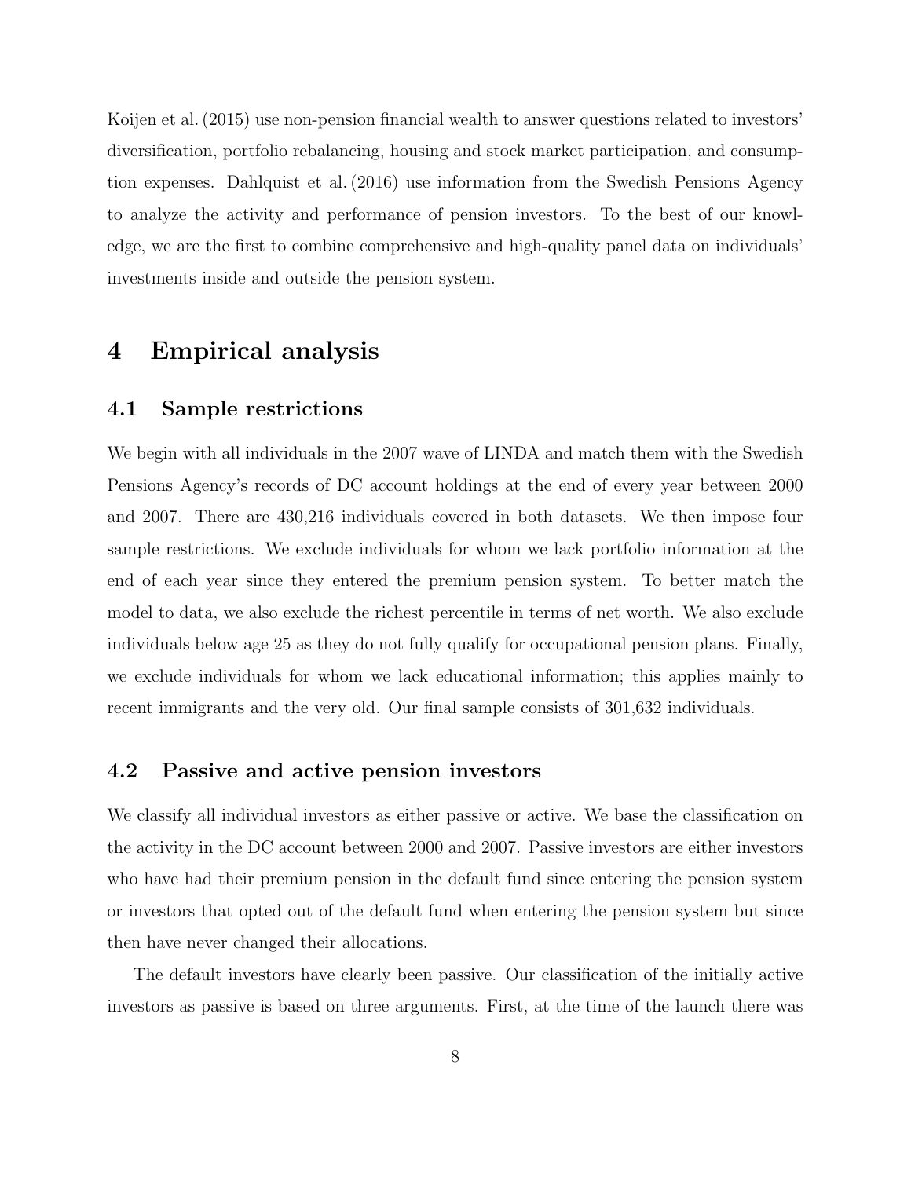Koijen et al. (2015) use non-pension financial wealth to answer questions related to investors' diversification, portfolio rebalancing, housing and stock market participation, and consumption expenses. Dahlquist et al. (2016) use information from the Swedish Pensions Agency to analyze the activity and performance of pension investors. To the best of our knowledge, we are the first to combine comprehensive and high-quality panel data on individuals' investments inside and outside the pension system.

# 4 Empirical analysis

## 4.1 Sample restrictions

We begin with all individuals in the 2007 wave of LINDA and match them with the Swedish Pensions Agency's records of DC account holdings at the end of every year between 2000 and 2007. There are 430,216 individuals covered in both datasets. We then impose four sample restrictions. We exclude individuals for whom we lack portfolio information at the end of each year since they entered the premium pension system. To better match the model to data, we also exclude the richest percentile in terms of net worth. We also exclude individuals below age 25 as they do not fully qualify for occupational pension plans. Finally, we exclude individuals for whom we lack educational information; this applies mainly to recent immigrants and the very old. Our final sample consists of 301,632 individuals.

## 4.2 Passive and active pension investors

We classify all individual investors as either passive or active. We base the classification on the activity in the DC account between 2000 and 2007. Passive investors are either investors who have had their premium pension in the default fund since entering the pension system or investors that opted out of the default fund when entering the pension system but since then have never changed their allocations.

The default investors have clearly been passive. Our classification of the initially active investors as passive is based on three arguments. First, at the time of the launch there was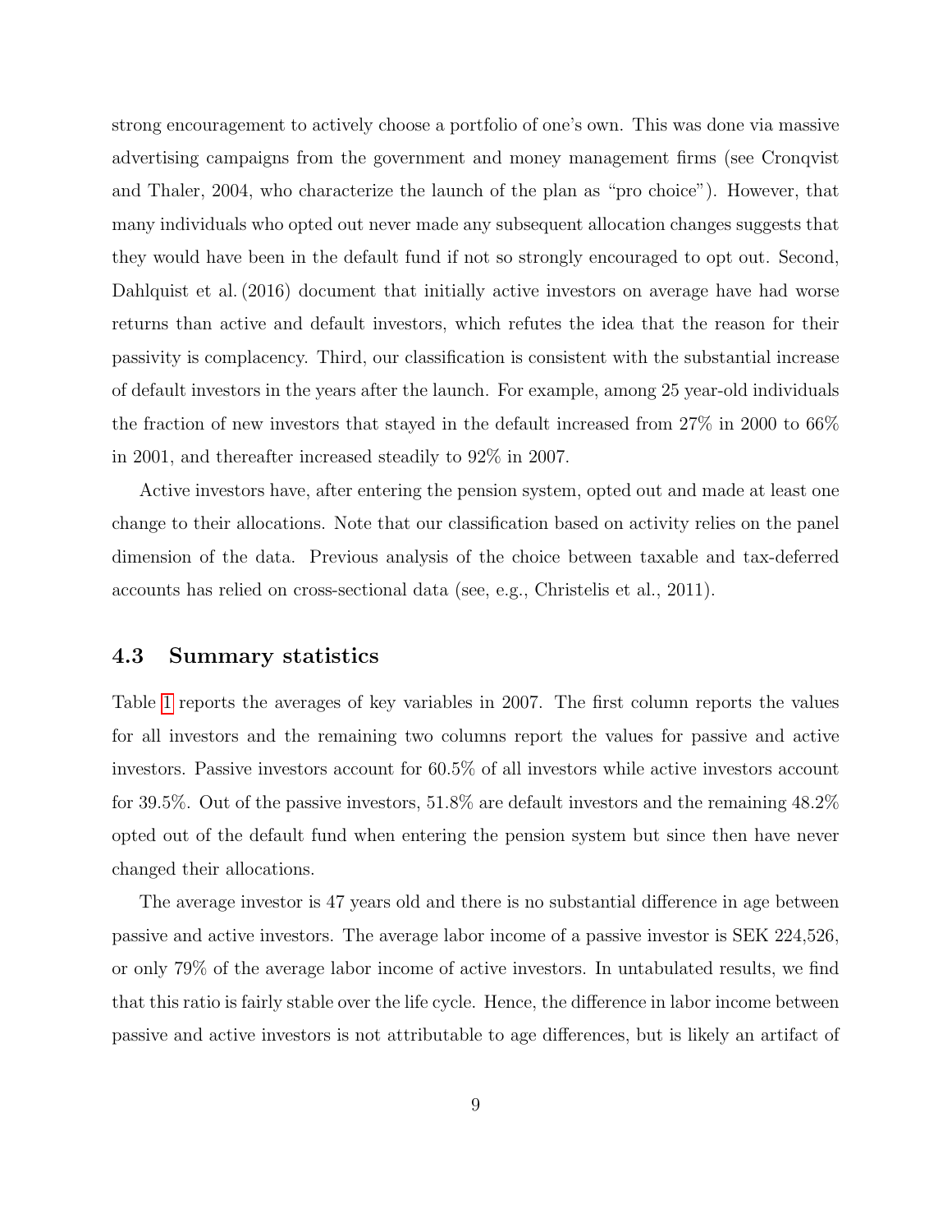strong encouragement to actively choose a portfolio of one's own. This was done via massive advertising campaigns from the government and money management firms (see Cronqvist and Thaler, 2004, who characterize the launch of the plan as "pro choice"). However, that many individuals who opted out never made any subsequent allocation changes suggests that they would have been in the default fund if not so strongly encouraged to opt out. Second, Dahlquist et al. (2016) document that initially active investors on average have had worse returns than active and default investors, which refutes the idea that the reason for their passivity is complacency. Third, our classification is consistent with the substantial increase of default investors in the years after the launch. For example, among 25 year-old individuals the fraction of new investors that stayed in the default increased from 27% in 2000 to 66% in 2001, and thereafter increased steadily to 92% in 2007.

Active investors have, after entering the pension system, opted out and made at least one change to their allocations. Note that our classification based on activity relies on the panel dimension of the data. Previous analysis of the choice between taxable and tax-deferred accounts has relied on cross-sectional data (see, e.g., Christelis et al., 2011).

### 4.3 Summary statistics

Table 1 reports the averages of key variables in 2007. The first column reports the values for all investors and the remaining two columns report the values for passive and active investors. Passive investors account for 60.5% of all investors while active investors account for 39.5%. Out of the passive investors, 51.8% are default investors and the remaining 48.2% opted out of the default fund when entering the pension system but since then have never changed their allocations.

The average investor is 47 years old and there is no substantial difference in age between passive and active investors. The average labor income of a passive investor is SEK 224,526, or only 79% of the average labor income of active investors. In untabulated results, we find that this ratio is fairly stable over the life cycle. Hence, the difference in labor income between passive and active investors is not attributable to age differences, but is likely an artifact of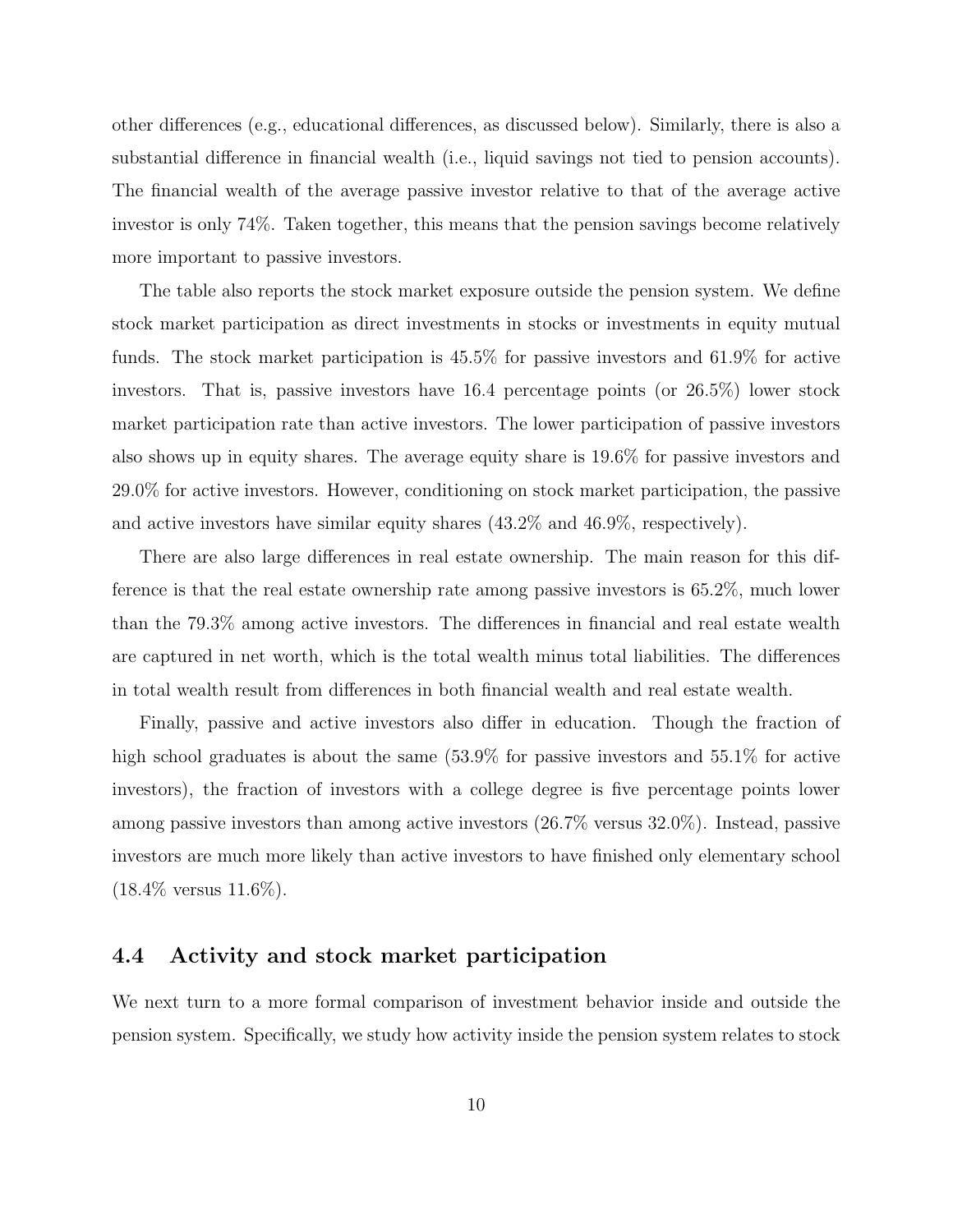other differences (e.g., educational differences, as discussed below). Similarly, there is also a substantial difference in financial wealth (i.e., liquid savings not tied to pension accounts). The financial wealth of the average passive investor relative to that of the average active investor is only 74%. Taken together, this means that the pension savings become relatively more important to passive investors.

The table also reports the stock market exposure outside the pension system. We define stock market participation as direct investments in stocks or investments in equity mutual funds. The stock market participation is 45.5% for passive investors and 61.9% for active investors. That is, passive investors have 16.4 percentage points (or 26.5%) lower stock market participation rate than active investors. The lower participation of passive investors also shows up in equity shares. The average equity share is 19.6% for passive investors and 29.0% for active investors. However, conditioning on stock market participation, the passive and active investors have similar equity shares (43.2% and 46.9%, respectively).

There are also large differences in real estate ownership. The main reason for this difference is that the real estate ownership rate among passive investors is 65.2%, much lower than the 79.3% among active investors. The differences in financial and real estate wealth are captured in net worth, which is the total wealth minus total liabilities. The differences in total wealth result from differences in both financial wealth and real estate wealth.

Finally, passive and active investors also differ in education. Though the fraction of high school graduates is about the same (53.9% for passive investors and 55.1% for active investors), the fraction of investors with a college degree is five percentage points lower among passive investors than among active investors (26.7% versus 32.0%). Instead, passive investors are much more likely than active investors to have finished only elementary school (18.4% versus 11.6%).

## 4.4 Activity and stock market participation

We next turn to a more formal comparison of investment behavior inside and outside the pension system. Specifically, we study how activity inside the pension system relates to stock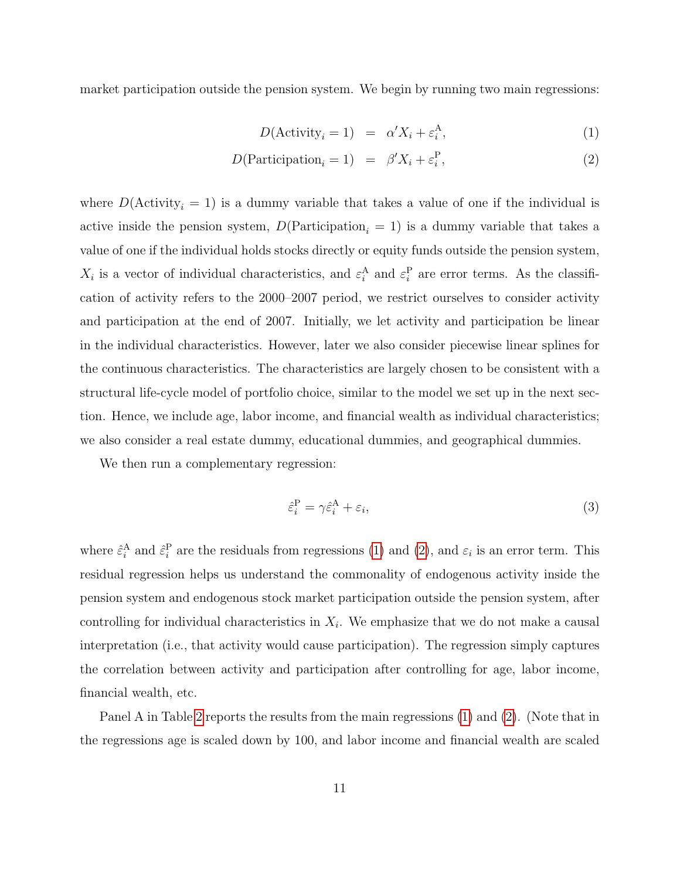market participation outside the pension system. We begin by running two main regressions:

$$D(\text{Activity}_i = 1) \;=\; \alpha' X_i + \varepsilon_i^{\text{A}}, \tag{1}$$

$$D(\text{Participation}_i = 1) \;=\; \beta' X_i + \varepsilon_i^{\text{P}}, \tag{2}$$

where $D(\text{Activity}_i = 1)$ is a dummy variable that takes a value of one if the individual is active inside the pension system, $D(\text{Participation}_i = 1)$ is a dummy variable that takes a value of one if the individual holds stocks directly or equity funds outside the pension system, $X_i$ is a vector of individual characteristics, and $\varepsilon_i^{\text{A}}$ and $\varepsilon_i^{\text{P}}$ are error terms. As the classification of activity refers to the 2000–2007 period, we restrict ourselves to consider activity and participation at the end of 2007. Initially, we let activity and participation be linear in the individual characteristics. However, later we also consider piecewise linear splines for the continuous characteristics. The characteristics are largely chosen to be consistent with a structural life-cycle model of portfolio choice, similar to the model we set up in the next section. Hence, we include age, labor income, and financial wealth as individual characteristics; we also consider a real estate dummy, educational dummies, and geographical dummies.

We then run a complementary regression:

$$\hat{\varepsilon}_i^{\text{P}} = \gamma \hat{\varepsilon}_i^{\text{A}} + \varepsilon_i, \tag{3}$$

where $\hat{\varepsilon}_i^{\text{A}}$ and $\hat{\varepsilon}_i^{\text{P}}$ are the residuals from regressions (1) and (2), and $\varepsilon_i$ is an error term. This residual regression helps us understand the commonality of endogenous activity inside the pension system and endogenous stock market participation outside the pension system, after controlling for individual characteristics in $X_i$. We emphasize that we do not make a causal interpretation (i.e., that activity would cause participation). The regression simply captures the correlation between activity and participation after controlling for age, labor income, financial wealth, etc.

Panel A in Table 2 reports the results from the main regressions (1) and (2). (Note that in the regressions age is scaled down by 100, and labor income and financial wealth are scaled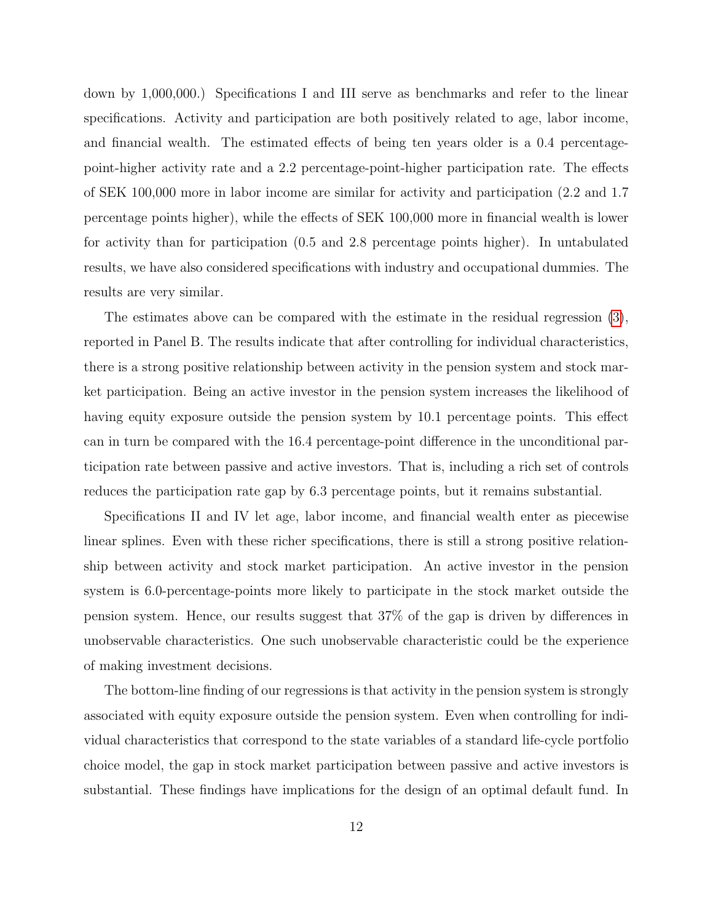down by 1,000,000.) Specifications I and III serve as benchmarks and refer to the linear specifications. Activity and participation are both positively related to age, labor income, and financial wealth. The estimated effects of being ten years older is a 0.4 percentage-point-higher activity rate and a 2.2 percentage-point-higher participation rate. The effects of SEK 100,000 more in labor income are similar for activity and participation (2.2 and 1.7 percentage points higher), while the effects of SEK 100,000 more in financial wealth is lower for activity than for participation (0.5 and 2.8 percentage points higher). In untabulated results, we have also considered specifications with industry and occupational dummies. The results are very similar.

The estimates above can be compared with the estimate in the residual regression (3), reported in Panel B. The results indicate that after controlling for individual characteristics, there is a strong positive relationship between activity in the pension system and stock market participation. Being an active investor in the pension system increases the likelihood of having equity exposure outside the pension system by 10.1 percentage points. This effect can in turn be compared with the 16.4 percentage-point difference in the unconditional participation rate between passive and active investors. That is, including a rich set of controls reduces the participation rate gap by 6.3 percentage points, but it remains substantial.

Specifications II and IV let age, labor income, and financial wealth enter as piecewise linear splines. Even with these richer specifications, there is still a strong positive relationship between activity and stock market participation. An active investor in the pension system is 6.0-percentage-points more likely to participate in the stock market outside the pension system. Hence, our results suggest that 37% of the gap is driven by differences in unobservable characteristics. One such unobservable characteristic could be the experience of making investment decisions.

The bottom-line finding of our regressions is that activity in the pension system is strongly associated with equity exposure outside the pension system. Even when controlling for individual characteristics that correspond to the state variables of a standard life-cycle portfolio choice model, the gap in stock market participation between passive and active investors is substantial. These findings have implications for the design of an optimal default fund. In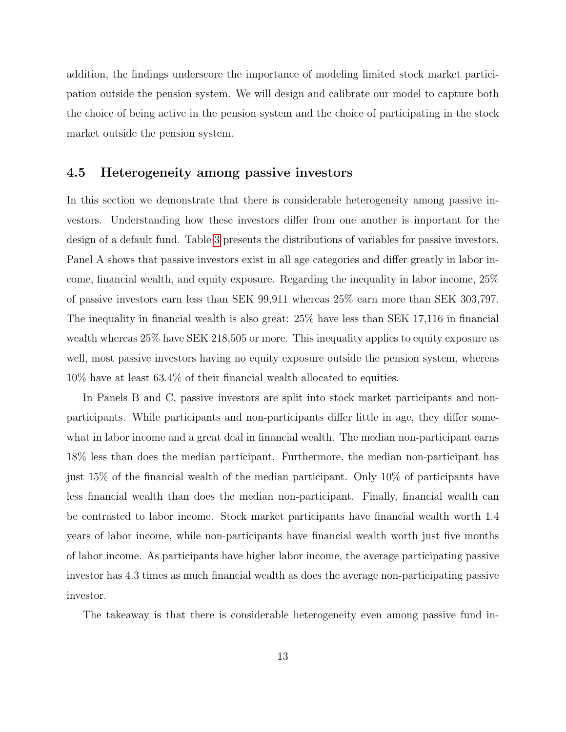addition, the findings underscore the importance of modeling limited stock market participation outside the pension system. We will design and calibrate our model to capture both the choice of being active in the pension system and the choice of participating in the stock market outside the pension system.

### 4.5 Heterogeneity among passive investors

In this section we demonstrate that there is considerable heterogeneity among passive investors. Understanding how these investors differ from one another is important for the design of a default fund. Table 3 presents the distributions of variables for passive investors. Panel A shows that passive investors exist in all age categories and differ greatly in labor income, financial wealth, and equity exposure. Regarding the inequality in labor income, 25% of passive investors earn less than SEK 99,911 whereas 25% earn more than SEK 303,797. The inequality in financial wealth is also great: 25% have less than SEK 17,116 in financial wealth whereas 25% have SEK 218,505 or more. This inequality applies to equity exposure as well, most passive investors having no equity exposure outside the pension system, whereas 10% have at least 63.4% of their financial wealth allocated to equities.

In Panels B and C, passive investors are split into stock market participants and non-participants. While participants and non-participants differ little in age, they differ somewhat in labor income and a great deal in financial wealth. The median non-participant earns 18% less than does the median participant. Furthermore, the median non-participant has just 15% of the financial wealth of the median participant. Only 10% of participants have less financial wealth than does the median non-participant. Finally, financial wealth can be contrasted to labor income. Stock market participants have financial wealth worth 1.4 years of labor income, while non-participants have financial wealth worth just five months of labor income. As participants have higher labor income, the average participating passive investor has 4.3 times as much financial wealth as does the average non-participating passive investor.

The takeaway is that there is considerable heterogeneity even among passive fund in-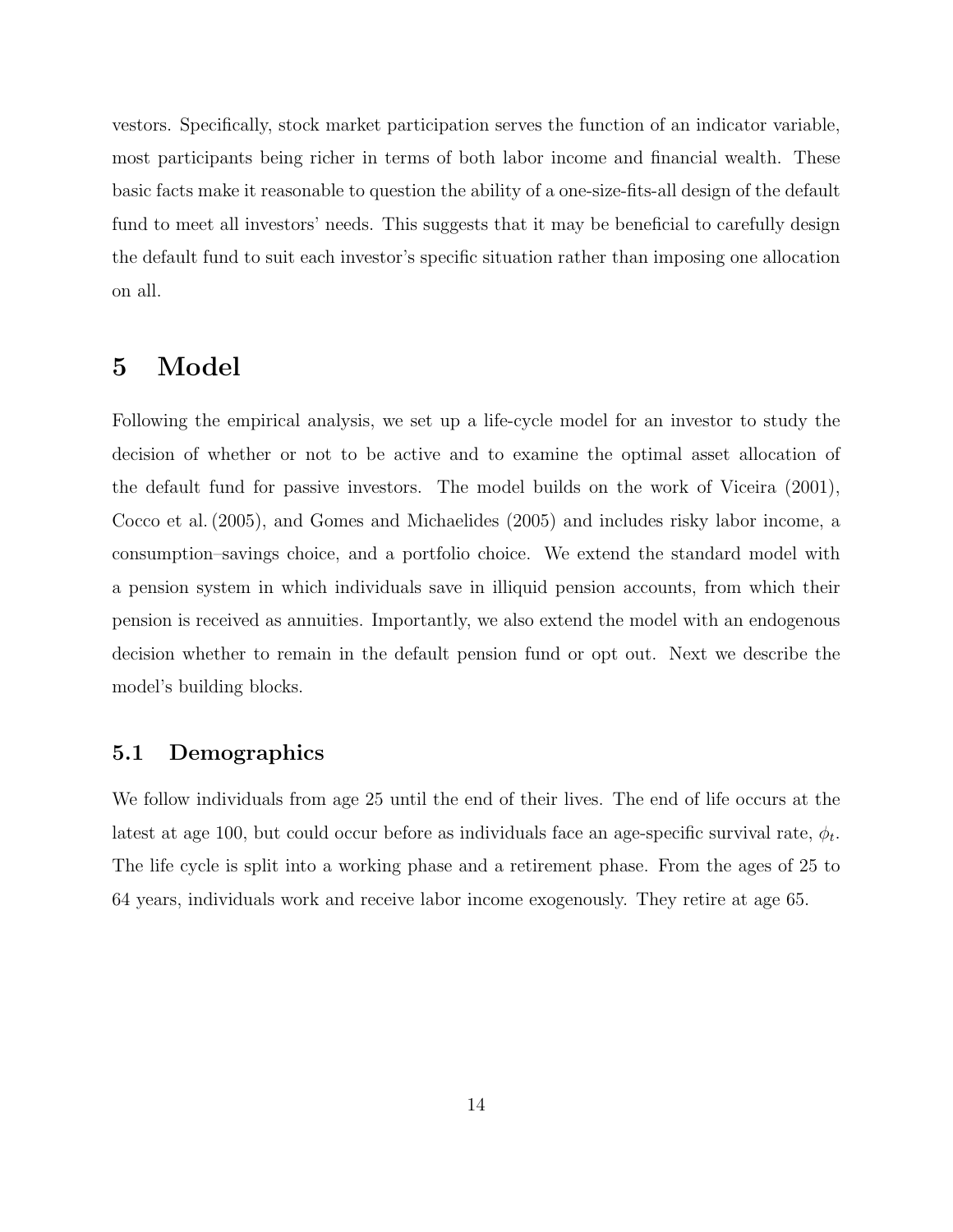vestors. Specifically, stock market participation serves the function of an indicator variable, most participants being richer in terms of both labor income and financial wealth. These basic facts make it reasonable to question the ability of a one-size-fits-all design of the default fund to meet all investors' needs. This suggests that it may be beneficial to carefully design the default fund to suit each investor's specific situation rather than imposing one allocation on all.

# 5 Model

Following the empirical analysis, we set up a life-cycle model for an investor to study the decision of whether or not to be active and to examine the optimal asset allocation of the default fund for passive investors. The model builds on the work of Viceira (2001), Cocco et al. (2005), and Gomes and Michaelides (2005) and includes risky labor income, a consumption–savings choice, and a portfolio choice. We extend the standard model with a pension system in which individuals save in illiquid pension accounts, from which their pension is received as annuities. Importantly, we also extend the model with an endogenous decision whether to remain in the default pension fund or opt out. Next we describe the model's building blocks.

## 5.1 Demographics

We follow individuals from age 25 until the end of their lives. The end of life occurs at the latest at age 100, but could occur before as individuals face an age-specific survival rate, $\phi_t$. The life cycle is split into a working phase and a retirement phase. From the ages of 25 to 64 years, individuals work and receive labor income exogenously. They retire at age 65.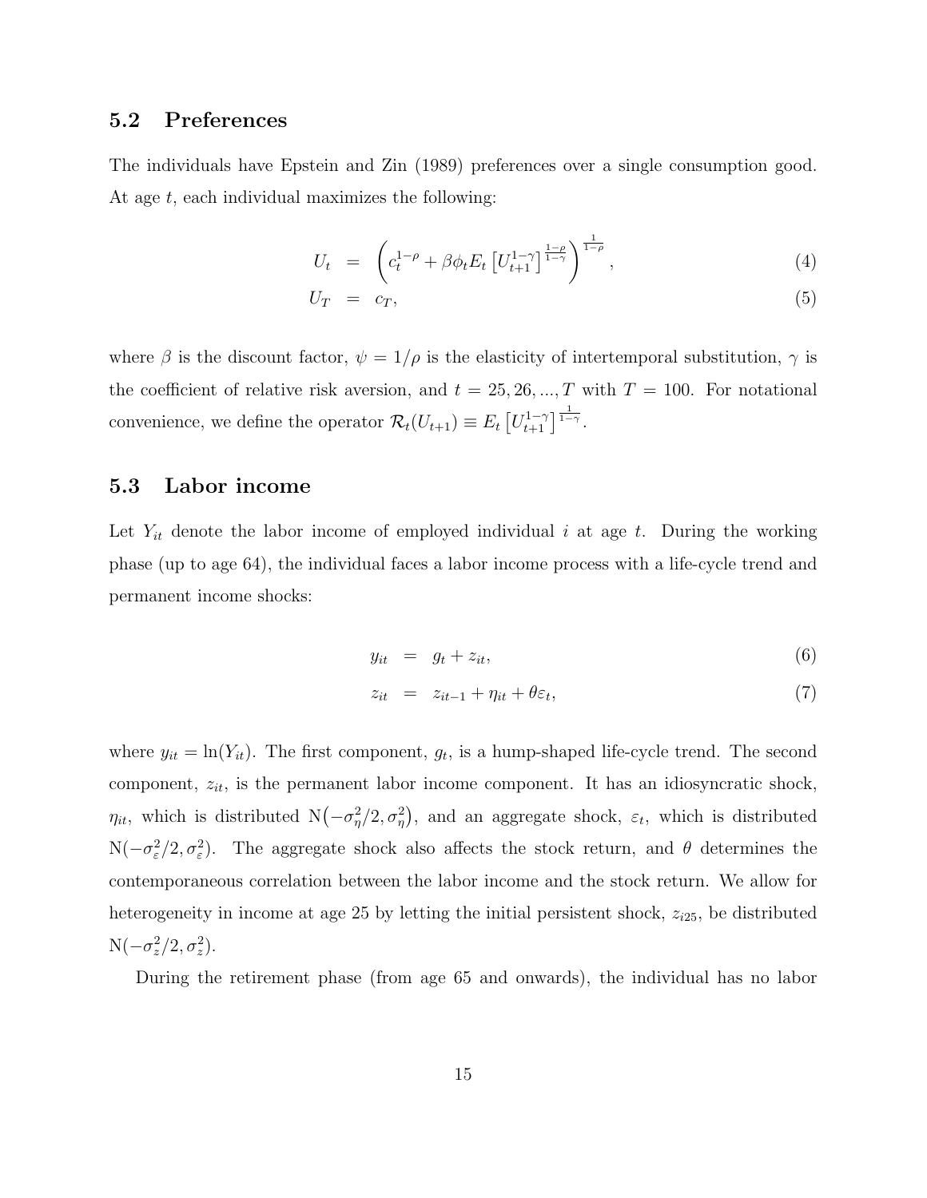## 5.2 Preferences

The individuals have Epstein and Zin (1989) preferences over a single consumption good. At age $t$, each individual maximizes the following:

$$U_t = \left( c_t^{1-\rho} + \beta \phi_t E_t \left[ U_{t+1}^{1-\gamma} \right]^{\frac{1-\rho}{1-\gamma}} \right)^{\frac{1}{1-\rho}}, \tag{4}$$

$$U_T = c_T, \tag{5}$$

where $\beta$ is the discount factor, $\psi = 1/\rho$ is the elasticity of intertemporal substitution, $\gamma$ is the coefficient of relative risk aversion, and $t = 25, 26, ..., T$ with $T = 100$. For notational convenience, we define the operator $\mathcal{R}_t(U_{t+1}) \equiv E_t \left[ U_{t+1}^{1-\gamma} \right]^{\frac{1}{1-\gamma}}$.

## 5.3 Labor income

Let $Y_{it}$ denote the labor income of employed individual $i$ at age $t$. During the working phase (up to age 64), the individual faces a labor income process with a life-cycle trend and permanent income shocks:

$$y_{it} = g_t + z_{it}, \tag{6}$$

$$z_{it} = z_{it-1} + \eta_{it} + \theta \varepsilon_t, \tag{7}$$

where $y_{it} = \ln(Y_{it})$. The first component, $g_t$, is a hump-shaped life-cycle trend. The second component, $z_{it}$, is the permanent labor income component. It has an idiosyncratic shock, $\eta_{it}$, which is distributed $\mathrm{N}\left(-\sigma_\eta^2/2, \sigma_\eta^2\right)$, and an aggregate shock, $\varepsilon_t$, which is distributed $\mathrm{N}(-\sigma_\varepsilon^2/2, \sigma_\varepsilon^2)$. The aggregate shock also affects the stock return, and $\theta$ determines the contemporaneous correlation between the labor income and the stock return. We allow for heterogeneity in income at age 25 by letting the initial persistent shock, $z_{i25}$, be distributed $\mathrm{N}(-\sigma_z^2/2, \sigma_z^2)$.

During the retirement phase (from age 65 and onwards), the individual has no labor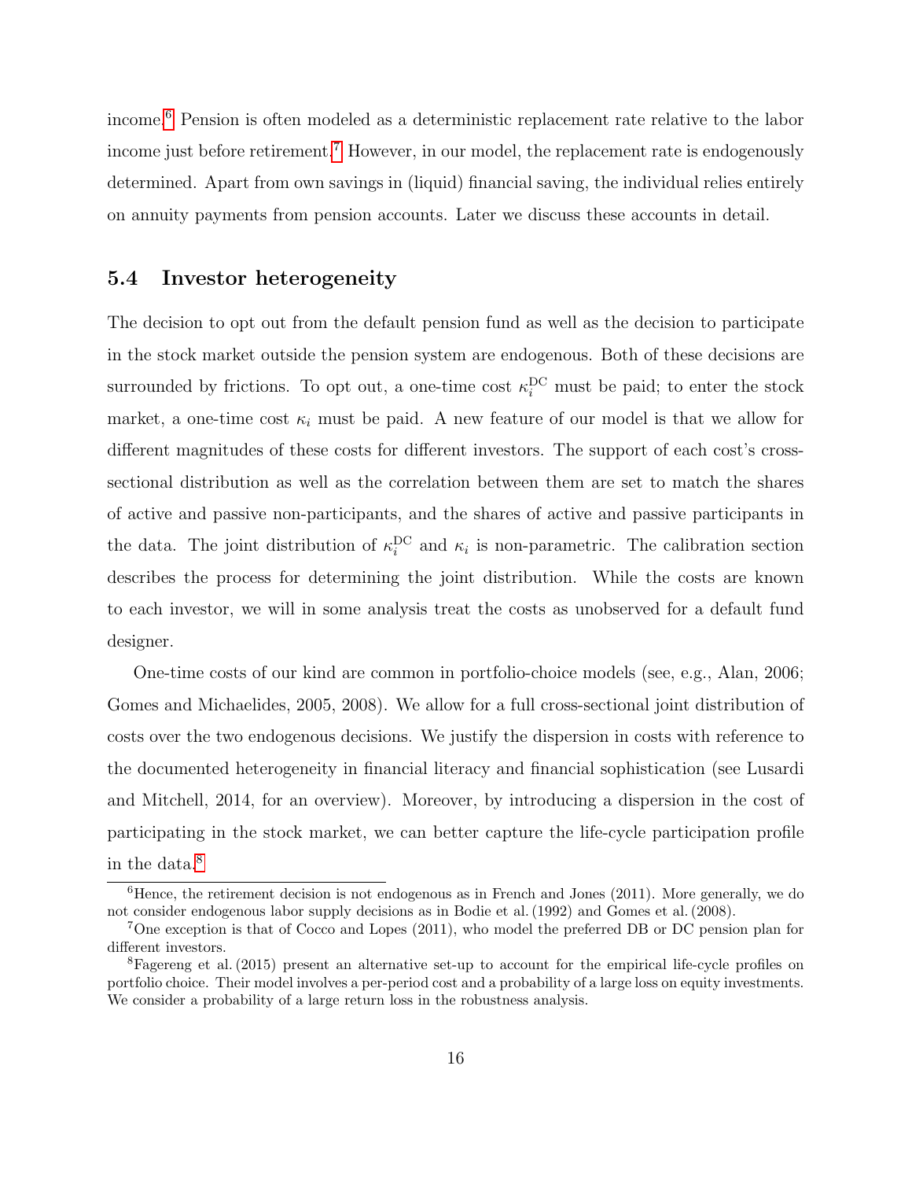income.[6] Pension is often modeled as a deterministic replacement rate relative to the labor income just before retirement.[7] However, in our model, the replacement rate is endogenously determined. Apart from own savings in (liquid) financial saving, the individual relies entirely on annuity payments from pension accounts. Later we discuss these accounts in detail.

## 5.4 Investor heterogeneity

The decision to opt out from the default pension fund as well as the decision to participate in the stock market outside the pension system are endogenous. Both of these decisions are surrounded by frictions. To opt out, a one-time cost $\kappa_i^{\mathrm{DC}}$ must be paid; to enter the stock market, a one-time cost $\kappa_i$ must be paid. A new feature of our model is that we allow for different magnitudes of these costs for different investors. The support of each cost's cross-sectional distribution as well as the correlation between them are set to match the shares of active and passive non-participants, and the shares of active and passive participants in the data. The joint distribution of $\kappa_i^{\mathrm{DC}}$ and $\kappa_i$ is non-parametric. The calibration section describes the process for determining the joint distribution. While the costs are known to each investor, we will in some analysis treat the costs as unobserved for a default fund designer.

One-time costs of our kind are common in portfolio-choice models (see, e.g., Alan, 2006; Gomes and Michaelides, 2005, 2008). We allow for a full cross-sectional joint distribution of costs over the two endogenous decisions. We justify the dispersion in costs with reference to the documented heterogeneity in financial literacy and financial sophistication (see Lusardi and Mitchell, 2014, for an overview). Moreover, by introducing a dispersion in the cost of participating in the stock market, we can better capture the life-cycle participation profile in the data.[8]

---

[6] Hence, the retirement decision is not endogenous as in French and Jones (2011). More generally, we do not consider endogenous labor supply decisions as in Bodie et al. (1992) and Gomes et al. (2008).

[7] One exception is that of Cocco and Lopes (2011), who model the preferred DB or DC pension plan for different investors.

[8] Fagereng et al. (2015) present an alternative set-up to account for the empirical life-cycle profiles on portfolio choice. Their model involves a per-period cost and a probability of a large loss on equity investments. We consider a probability of a large return loss in the robustness analysis.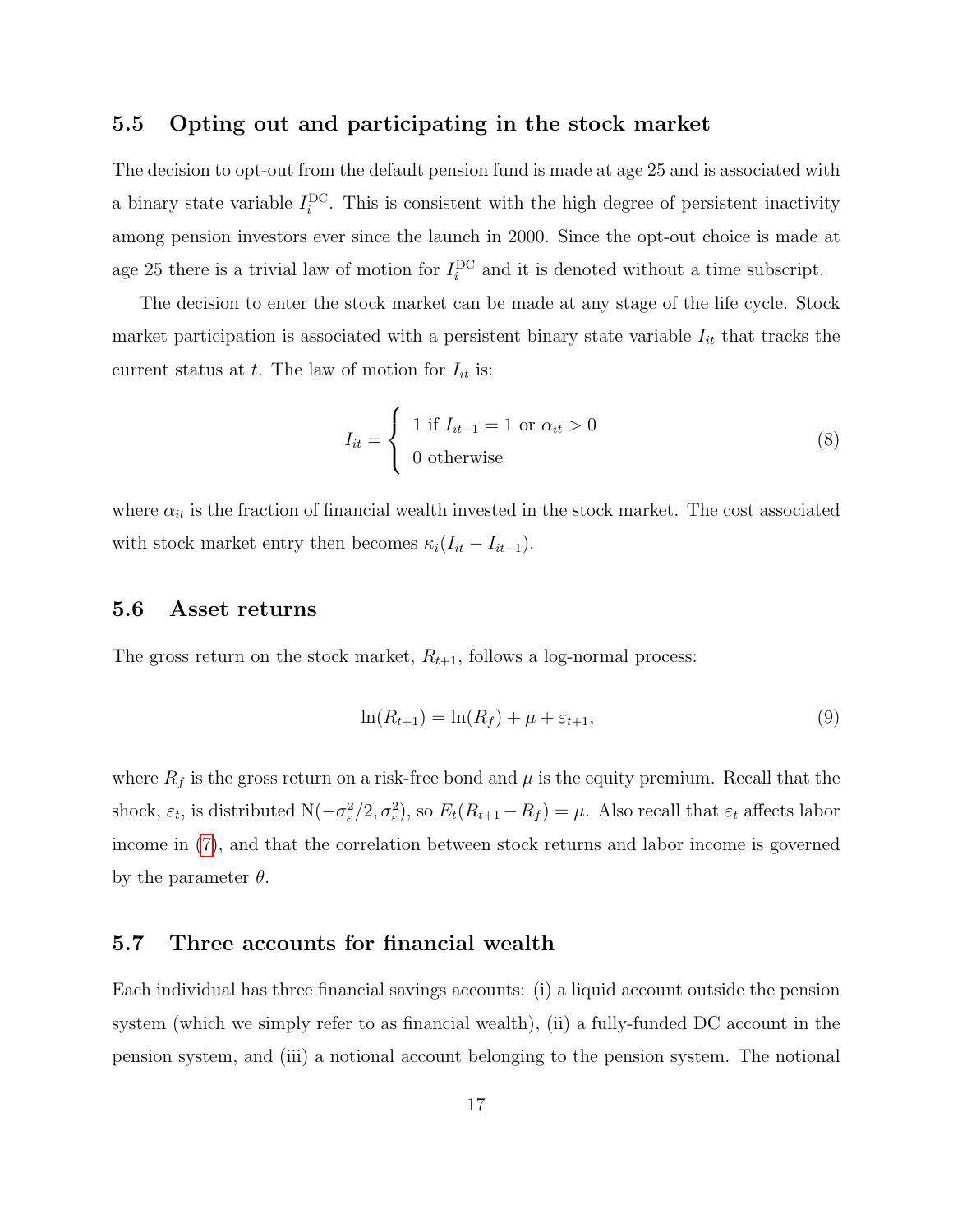### 5.5 Opting out and participating in the stock market

The decision to opt-out from the default pension fund is made at age 25 and is associated with a binary state variable $I_i^{\text{DC}}$. This is consistent with the high degree of persistent inactivity among pension investors ever since the launch in 2000. Since the opt-out choice is made at age 25 there is a trivial law of motion for $I_i^{\text{DC}}$ and it is denoted without a time subscript.

The decision to enter the stock market can be made at any stage of the life cycle. Stock market participation is associated with a persistent binary state variable $I_{it}$ that tracks the current status at $t$. The law of motion for $I_{it}$ is:

$$I_{it} = \begin{cases} 1 \text{ if } I_{it-1} = 1 \text{ or } \alpha_{it} > 0 \\ 0 \text{ otherwise} \end{cases} \tag{8}$$

where $\alpha_{it}$ is the fraction of financial wealth invested in the stock market. The cost associated with stock market entry then becomes $\kappa_i(I_{it} - I_{it-1})$.

### 5.6 Asset returns

The gross return on the stock market, $R_{t+1}$, follows a log-normal process:

$$\ln(R_{t+1}) = \ln(R_f) + \mu + \varepsilon_{t+1}, \tag{9}$$

where $R_f$ is the gross return on a risk-free bond and $\mu$ is the equity premium. Recall that the shock, $\varepsilon_t$, is distributed $\text{N}(-\sigma_\varepsilon^2/2, \sigma_\varepsilon^2)$, so $E_t(R_{t+1} - R_f) = \mu$. Also recall that $\varepsilon_t$ affects labor income in (7), and that the correlation between stock returns and labor income is governed by the parameter $\theta$.

### 5.7 Three accounts for financial wealth

Each individual has three financial savings accounts: (i) a liquid account outside the pension system (which we simply refer to as financial wealth), (ii) a fully-funded DC account in the pension system, and (iii) a notional account belonging to the pension system. The notional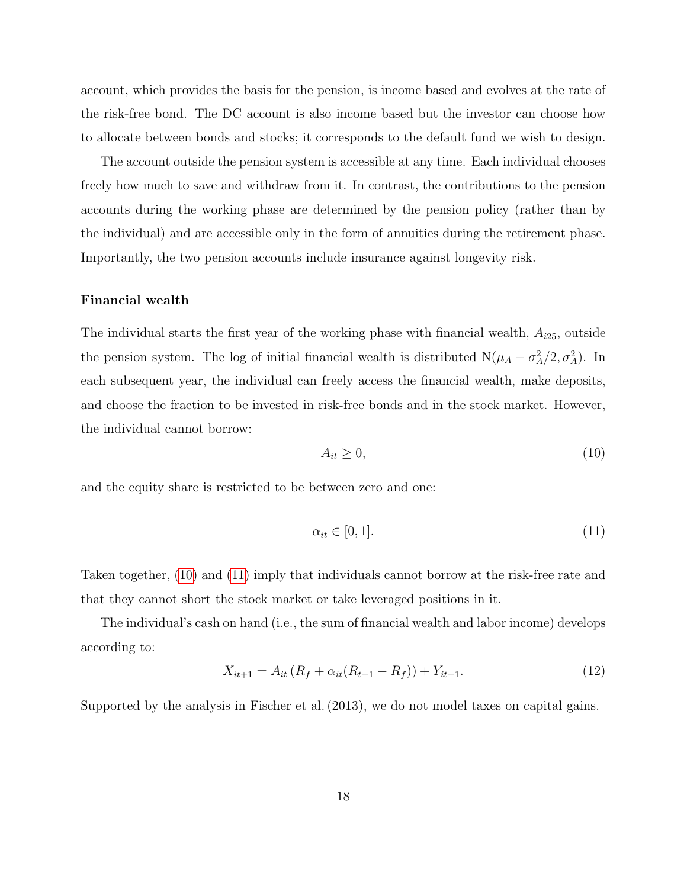account, which provides the basis for the pension, is income based and evolves at the rate of the risk-free bond. The DC account is also income based but the investor can choose how to allocate between bonds and stocks; it corresponds to the default fund we wish to design.

The account outside the pension system is accessible at any time. Each individual chooses freely how much to save and withdraw from it. In contrast, the contributions to the pension accounts during the working phase are determined by the pension policy (rather than by the individual) and are accessible only in the form of annuities during the retirement phase. Importantly, the two pension accounts include insurance against longevity risk.

### Financial wealth

The individual starts the first year of the working phase with financial wealth, $A_{i25}$, outside the pension system. The log of initial financial wealth is distributed $\mathrm{N}(\mu_A - \sigma_A^2/2, \sigma_A^2)$. In each subsequent year, the individual can freely access the financial wealth, make deposits, and choose the fraction to be invested in risk-free bonds and in the stock market. However, the individual cannot borrow:

$$A_{it} \geq 0, \tag{10}$$

and the equity share is restricted to be between zero and one:

$$\alpha_{it} \in [0, 1]. \tag{11}$$

Taken together, (10) and (11) imply that individuals cannot borrow at the risk-free rate and that they cannot short the stock market or take leveraged positions in it.

The individual's cash on hand (i.e., the sum of financial wealth and labor income) develops according to:

$$X_{it+1} = A_{it} \left( R_f + \alpha_{it}(R_{t+1} - R_f) \right) + Y_{it+1}. \tag{12}$$

Supported by the analysis in Fischer et al. (2013), we do not model taxes on capital gains.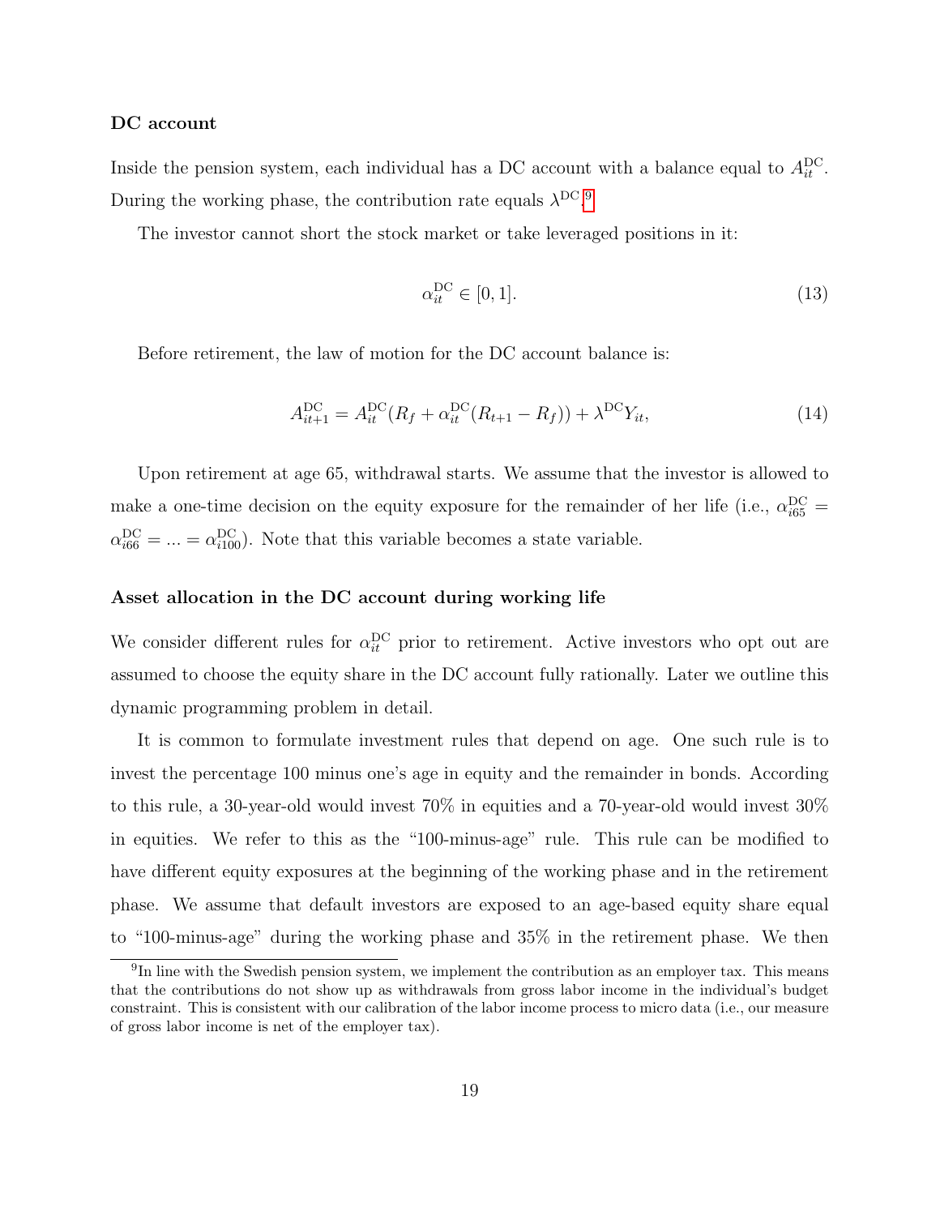**DC account**

Inside the pension system, each individual has a DC account with a balance equal to $A_{it}^{\text{DC}}$. During the working phase, the contribution rate equals $\lambda^{\text{DC}}$.[9]

The investor cannot short the stock market or take leveraged positions in it:

$$\alpha_{it}^{\text{DC}} \in [0, 1]. \tag{13}$$

Before retirement, the law of motion for the DC account balance is:

$$A_{it+1}^{\text{DC}} = A_{it}^{\text{DC}}(R_f + \alpha_{it}^{\text{DC}}(R_{t+1} - R_f)) + \lambda^{\text{DC}} Y_{it}, \tag{14}$$

Upon retirement at age 65, withdrawal starts. We assume that the investor is allowed to make a one-time decision on the equity exposure for the remainder of her life (i.e., $\alpha_{i65}^{\text{DC}} = \alpha_{i66}^{\text{DC}} = ... = \alpha_{i100}^{\text{DC}}$). Note that this variable becomes a state variable.

**Asset allocation in the DC account during working life**

We consider different rules for $\alpha_{it}^{\text{DC}}$ prior to retirement. Active investors who opt out are assumed to choose the equity share in the DC account fully rationally. Later we outline this dynamic programming problem in detail.

It is common to formulate investment rules that depend on age. One such rule is to invest the percentage 100 minus one's age in equity and the remainder in bonds. According to this rule, a 30-year-old would invest 70% in equities and a 70-year-old would invest 30% in equities. We refer to this as the "100-minus-age" rule. This rule can be modified to have different equity exposures at the beginning of the working phase and in the retirement phase. We assume that default investors are exposed to an age-based equity share equal to "100-minus-age" during the working phase and 35% in the retirement phase. We then

[9] In line with the Swedish pension system, we implement the contribution as an employer tax. This means that the contributions do not show up as withdrawals from gross labor income in the individual's budget constraint. This is consistent with our calibration of the labor income process to micro data (i.e., our measure of gross labor income is net of the employer tax).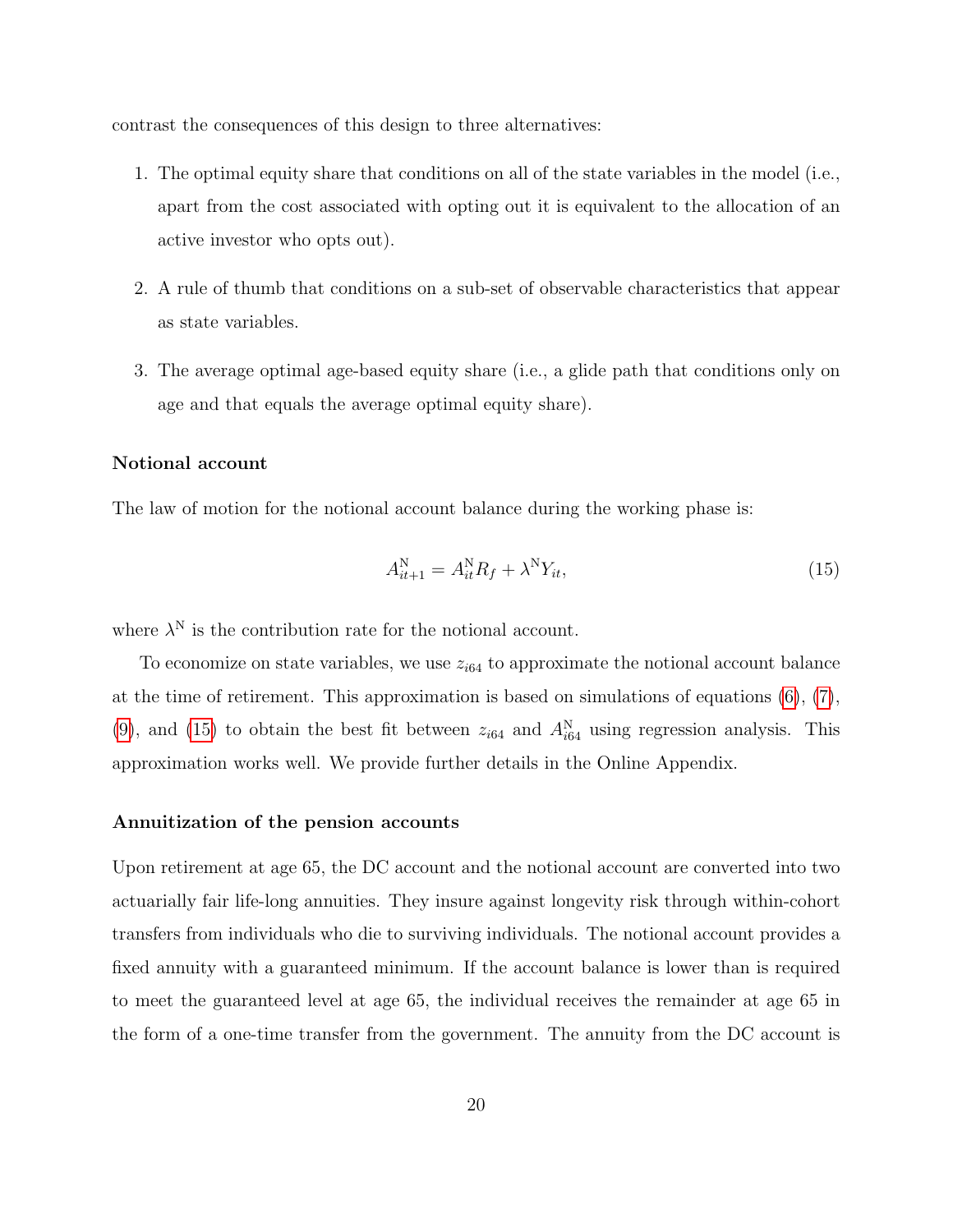contrast the consequences of this design to three alternatives:

1. The optimal equity share that conditions on all of the state variables in the model (i.e., apart from the cost associated with opting out it is equivalent to the allocation of an active investor who opts out).

2. A rule of thumb that conditions on a sub-set of observable characteristics that appear as state variables.

3. The average optimal age-based equity share (i.e., a glide path that conditions only on age and that equals the average optimal equity share).

#### Notional account

The law of motion for the notional account balance during the working phase is:

$$A^{\mathrm{N}}_{it+1} = A^{\mathrm{N}}_{it} R_f + \lambda^{\mathrm{N}} Y_{it}, \tag{15}$$

where $\lambda^{\mathrm{N}}$ is the contribution rate for the notional account.

To economize on state variables, we use $z_{i64}$ to approximate the notional account balance at the time of retirement. This approximation is based on simulations of equations (6), (7), (9), and (15) to obtain the best fit between $z_{i64}$ and $A^{\mathrm{N}}_{i64}$ using regression analysis. This approximation works well. We provide further details in the Online Appendix.

#### Annuitization of the pension accounts

Upon retirement at age 65, the DC account and the notional account are converted into two actuarially fair life-long annuities. They insure against longevity risk through within-cohort transfers from individuals who die to surviving individuals. The notional account provides a fixed annuity with a guaranteed minimum. If the account balance is lower than is required to meet the guaranteed level at age 65, the individual receives the remainder at age 65 in the form of a one-time transfer from the government. The annuity from the DC account is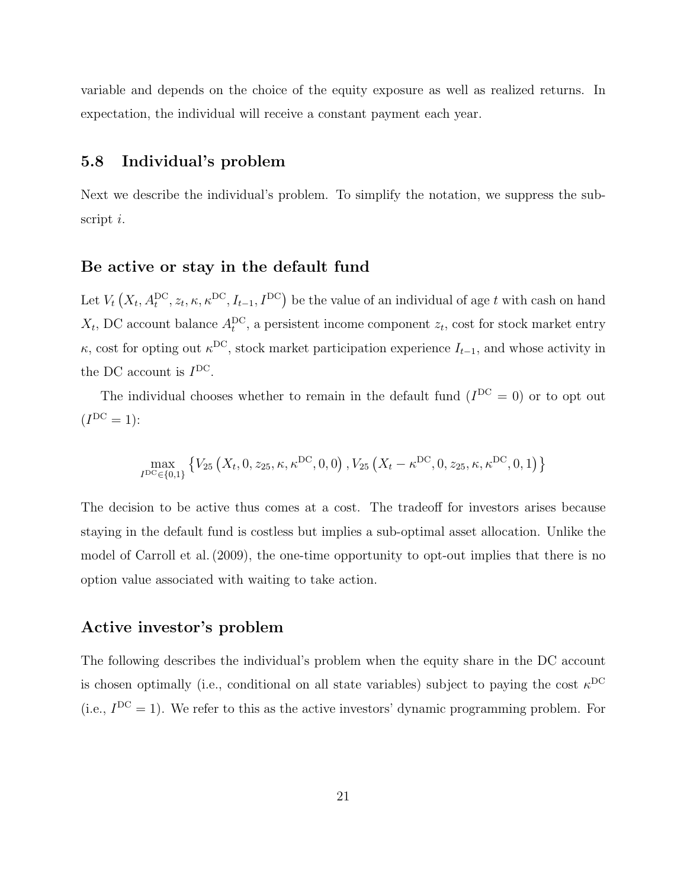variable and depends on the choice of the equity exposure as well as realized returns. In expectation, the individual will receive a constant payment each year.

## 5.8 Individual's problem

Next we describe the individual's problem. To simplify the notation, we suppress the subscript $i$.

### Be active or stay in the default fund

Let $V_t\left(X_t, A_t^{\text{DC}}, z_t, \kappa, \kappa^{\text{DC}}, I_{t-1}, I^{\text{DC}}\right)$ be the value of an individual of age $t$ with cash on hand $X_t$, DC account balance $A_t^{\text{DC}}$, a persistent income component $z_t$, cost for stock market entry $\kappa$, cost for opting out $\kappa^{\text{DC}}$, stock market participation experience $I_{t-1}$, and whose activity in the DC account is $I^{\text{DC}}$.

The individual chooses whether to remain in the default fund ($I^{\text{DC}} = 0$) or to opt out ($I^{\text{DC}} = 1$):

$$\max_{I^{\text{DC}} \in \{0,1\}} \left\{ V_{25}\left(X_t, 0, z_{25}, \kappa, \kappa^{\text{DC}}, 0, 0\right), V_{25}\left(X_t - \kappa^{\text{DC}}, 0, z_{25}, \kappa, \kappa^{\text{DC}}, 0, 1\right) \right\}$$

The decision to be active thus comes at a cost. The tradeoff for investors arises because staying in the default fund is costless but implies a sub-optimal asset allocation. Unlike the model of Carroll et al. (2009), the one-time opportunity to opt-out implies that there is no option value associated with waiting to take action.

### Active investor's problem

The following describes the individual's problem when the equity share in the DC account is chosen optimally (i.e., conditional on all state variables) subject to paying the cost $\kappa^{\text{DC}}$ (i.e., $I^{\text{DC}} = 1$). We refer to this as the active investors' dynamic programming problem. For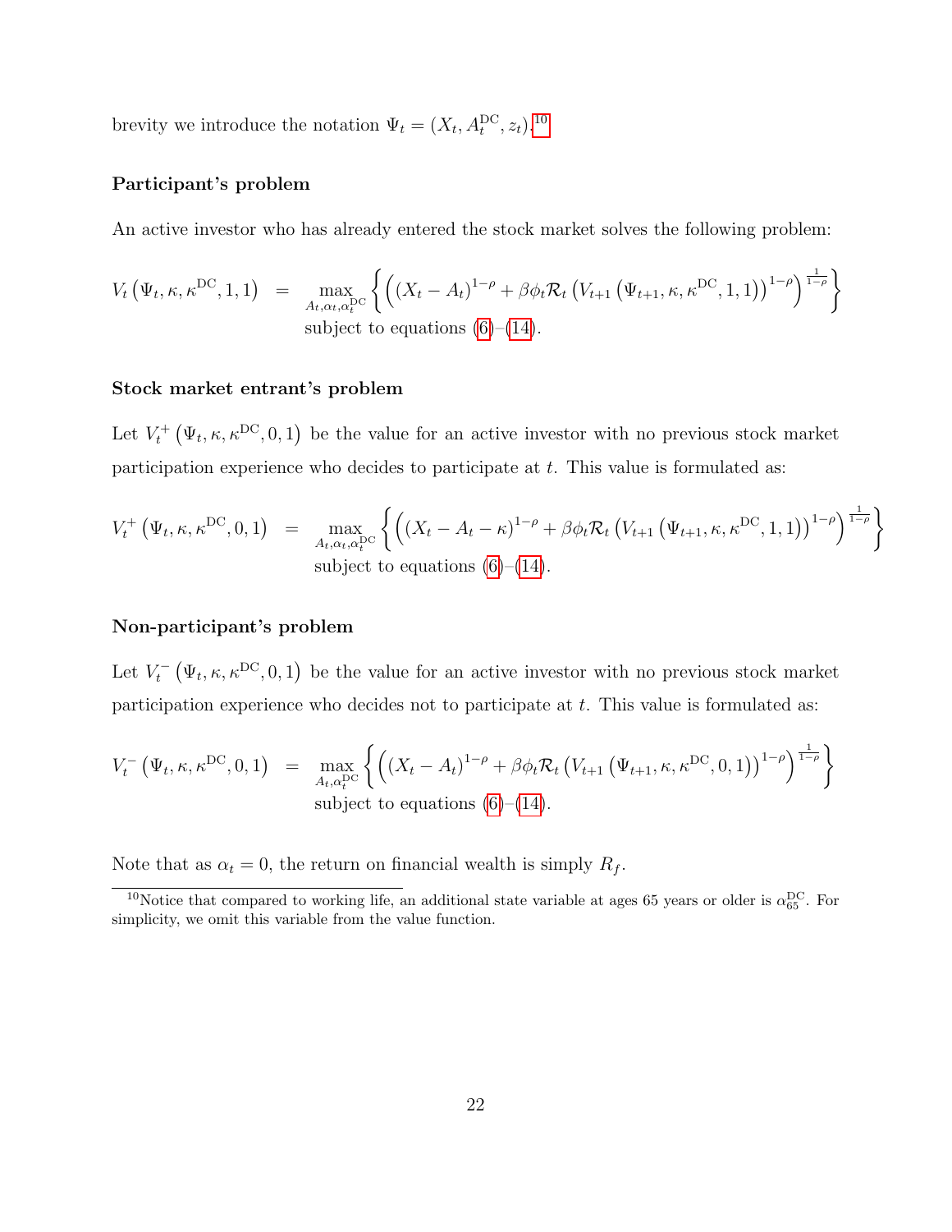brevity we introduce the notation $\Psi_t = (X_t, A_t^{\mathrm{DC}}, z_t)$.[10]

**Participant's problem**

An active investor who has already entered the stock market solves the following problem:

$$V_t\left(\Psi_t, \kappa, \kappa^{\mathrm{DC}}, 1, 1\right) = \max_{A_t, \alpha_t, \alpha_t^{\mathrm{DC}}} \left\{ \left( (X_t - A_t)^{1-\rho} + \beta \phi_t \mathcal{R}_t \left( V_{t+1}\left(\Psi_{t+1}, \kappa, \kappa^{\mathrm{DC}}, 1, 1\right) \right)^{1-\rho} \right)^{\frac{1}{1-\rho}} \right\}$$
subject to equations (6)–(14).

**Stock market entrant's problem**

Let $V_t^+\left(\Psi_t, \kappa, \kappa^{\mathrm{DC}}, 0, 1\right)$ be the value for an active investor with no previous stock market participation experience who decides to participate at $t$. This value is formulated as:

$$V_t^+\left(\Psi_t, \kappa, \kappa^{\mathrm{DC}}, 0, 1\right) = \max_{A_t, \alpha_t, \alpha_t^{\mathrm{DC}}} \left\{ \left( (X_t - A_t - \kappa)^{1-\rho} + \beta \phi_t \mathcal{R}_t \left( V_{t+1}\left(\Psi_{t+1}, \kappa, \kappa^{\mathrm{DC}}, 1, 1\right) \right)^{1-\rho} \right)^{\frac{1}{1-\rho}} \right\}$$
subject to equations (6)–(14).

**Non-participant's problem**

Let $V_t^-\left(\Psi_t, \kappa, \kappa^{\mathrm{DC}}, 0, 1\right)$ be the value for an active investor with no previous stock market participation experience who decides not to participate at $t$. This value is formulated as:

$$V_t^-\left(\Psi_t, \kappa, \kappa^{\mathrm{DC}}, 0, 1\right) = \max_{A_t, \alpha_t^{\mathrm{DC}}} \left\{ \left( (X_t - A_t)^{1-\rho} + \beta \phi_t \mathcal{R}_t \left( V_{t+1}\left(\Psi_{t+1}, \kappa, \kappa^{\mathrm{DC}}, 0, 1\right) \right)^{1-\rho} \right)^{\frac{1}{1-\rho}} \right\}$$
subject to equations (6)–(14).

Note that as $\alpha_t = 0$, the return on financial wealth is simply $R_f$.

[10]Notice that compared to working life, an additional state variable at ages 65 years or older is $\alpha_{65}^{\mathrm{DC}}$. For simplicity, we omit this variable from the value function.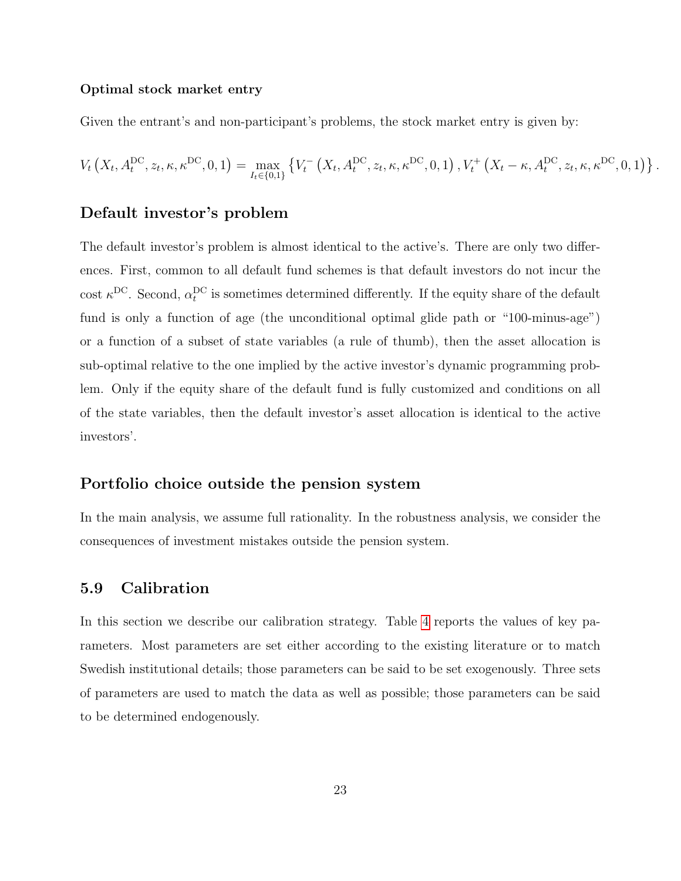**Optimal stock market entry**

Given the entrant's and non-participant's problems, the stock market entry is given by:

$$V_t\left(X_t, A_t^{\mathrm{DC}}, z_t, \kappa, \kappa^{\mathrm{DC}}, 0, 1\right) = \max_{I_t \in \{0,1\}} \left\{ V_t^-\left(X_t, A_t^{\mathrm{DC}}, z_t, \kappa, \kappa^{\mathrm{DC}}, 0, 1\right), V_t^+\left(X_t - \kappa, A_t^{\mathrm{DC}}, z_t, \kappa, \kappa^{\mathrm{DC}}, 0, 1\right) \right\}.$$

### Default investor's problem

The default investor's problem is almost identical to the active's. There are only two differences. First, common to all default fund schemes is that default investors do not incur the cost $\kappa^{\mathrm{DC}}$. Second, $\alpha_t^{\mathrm{DC}}$ is sometimes determined differently. If the equity share of the default fund is only a function of age (the unconditional optimal glide path or "100-minus-age") or a function of a subset of state variables (a rule of thumb), then the asset allocation is sub-optimal relative to the one implied by the active investor's dynamic programming problem. Only if the equity share of the default fund is fully customized and conditions on all of the state variables, then the default investor's asset allocation is identical to the active investors'.

### Portfolio choice outside the pension system

In the main analysis, we assume full rationality. In the robustness analysis, we consider the consequences of investment mistakes outside the pension system.

## 5.9 Calibration

In this section we describe our calibration strategy. Table 4 reports the values of key parameters. Most parameters are set either according to the existing literature or to match Swedish institutional details; those parameters can be said to be set exogenously. Three sets of parameters are used to match the data as well as possible; those parameters can be said to be determined endogenously.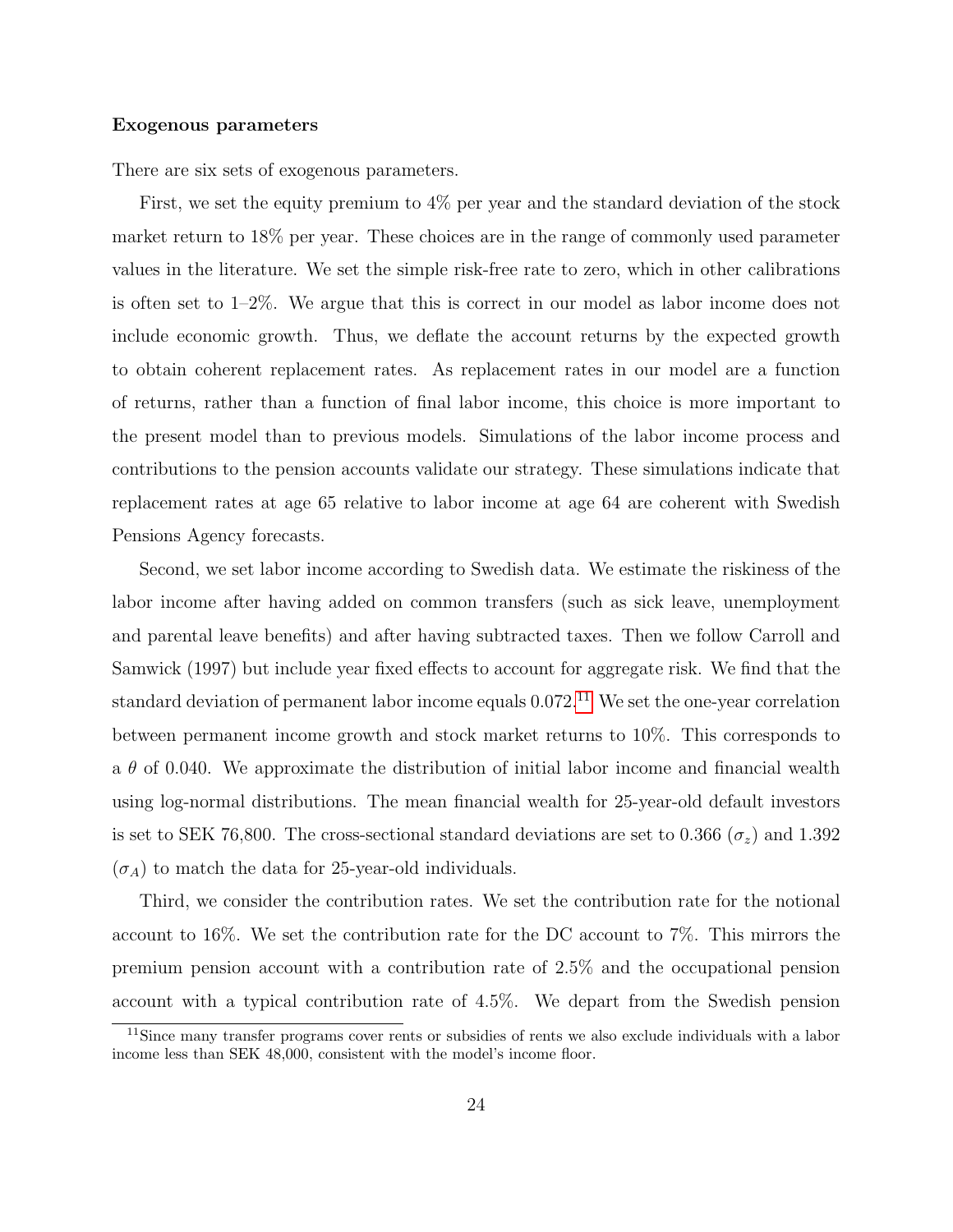**Exogenous parameters**

There are six sets of exogenous parameters.

First, we set the equity premium to 4% per year and the standard deviation of the stock market return to 18% per year. These choices are in the range of commonly used parameter values in the literature. We set the simple risk-free rate to zero, which in other calibrations is often set to 1–2%. We argue that this is correct in our model as labor income does not include economic growth. Thus, we deflate the account returns by the expected growth to obtain coherent replacement rates. As replacement rates in our model are a function of returns, rather than a function of final labor income, this choice is more important to the present model than to previous models. Simulations of the labor income process and contributions to the pension accounts validate our strategy. These simulations indicate that replacement rates at age 65 relative to labor income at age 64 are coherent with Swedish Pensions Agency forecasts.

Second, we set labor income according to Swedish data. We estimate the riskiness of the labor income after having added on common transfers (such as sick leave, unemployment and parental leave benefits) and after having subtracted taxes. Then we follow Carroll and Samwick (1997) but include year fixed effects to account for aggregate risk. We find that the standard deviation of permanent labor income equals 0.072.[11] We set the one-year correlation between permanent income growth and stock market returns to 10%. This corresponds to a $\theta$ of 0.040. We approximate the distribution of initial labor income and financial wealth using log-normal distributions. The mean financial wealth for 25-year-old default investors is set to SEK 76,800. The cross-sectional standard deviations are set to 0.366 ($\sigma_z$) and 1.392 ($\sigma_A$) to match the data for 25-year-old individuals.

Third, we consider the contribution rates. We set the contribution rate for the notional account to 16%. We set the contribution rate for the DC account to 7%. This mirrors the premium pension account with a contribution rate of 2.5% and the occupational pension account with a typical contribution rate of 4.5%. We depart from the Swedish pension

[11] Since many transfer programs cover rents or subsidies of rents we also exclude individuals with a labor income less than SEK 48,000, consistent with the model's income floor.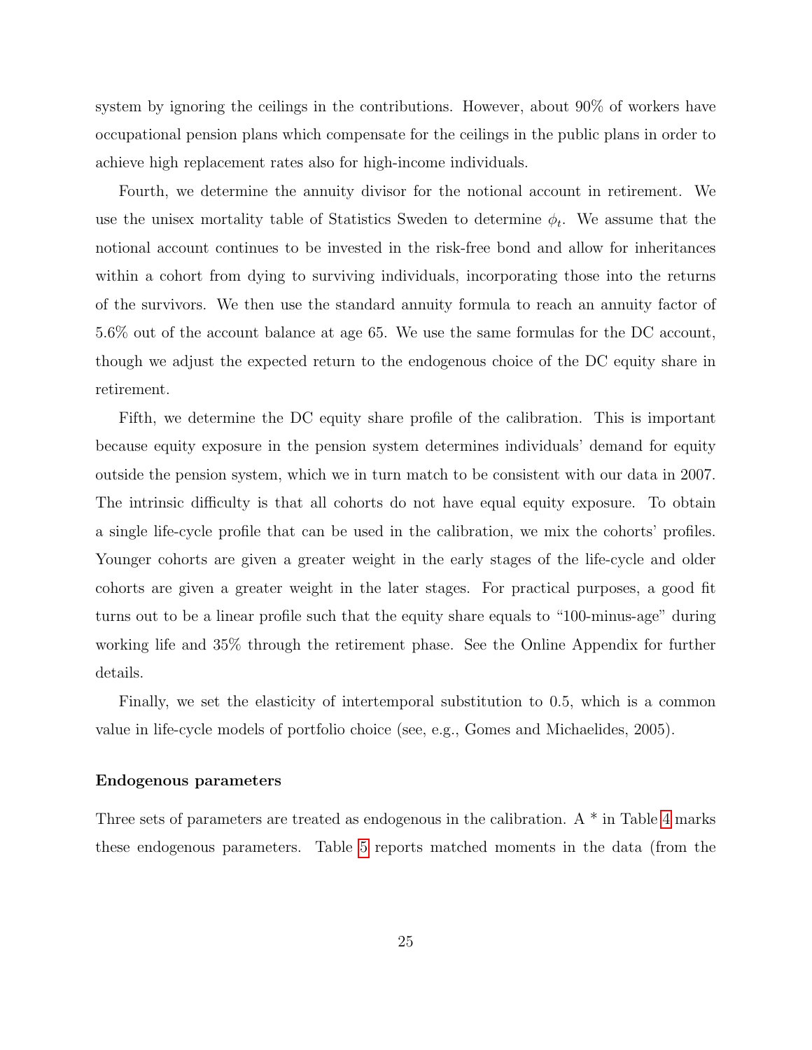system by ignoring the ceilings in the contributions. However, about 90% of workers have occupational pension plans which compensate for the ceilings in the public plans in order to achieve high replacement rates also for high-income individuals.

Fourth, we determine the annuity divisor for the notional account in retirement. We use the unisex mortality table of Statistics Sweden to determine $\phi_t$. We assume that the notional account continues to be invested in the risk-free bond and allow for inheritances within a cohort from dying to surviving individuals, incorporating those into the returns of the survivors. We then use the standard annuity formula to reach an annuity factor of 5.6% out of the account balance at age 65. We use the same formulas for the DC account, though we adjust the expected return to the endogenous choice of the DC equity share in retirement.

Fifth, we determine the DC equity share profile of the calibration. This is important because equity exposure in the pension system determines individuals' demand for equity outside the pension system, which we in turn match to be consistent with our data in 2007. The intrinsic difficulty is that all cohorts do not have equal equity exposure. To obtain a single life-cycle profile that can be used in the calibration, we mix the cohorts' profiles. Younger cohorts are given a greater weight in the early stages of the life-cycle and older cohorts are given a greater weight in the later stages. For practical purposes, a good fit turns out to be a linear profile such that the equity share equals to "100-minus-age" during working life and 35% through the retirement phase. See the Online Appendix for further details.

Finally, we set the elasticity of intertemporal substitution to 0.5, which is a common value in life-cycle models of portfolio choice (see, e.g., Gomes and Michaelides, 2005).

**Endogenous parameters**

Three sets of parameters are treated as endogenous in the calibration. A * in Table 4 marks these endogenous parameters. Table 5 reports matched moments in the data (from the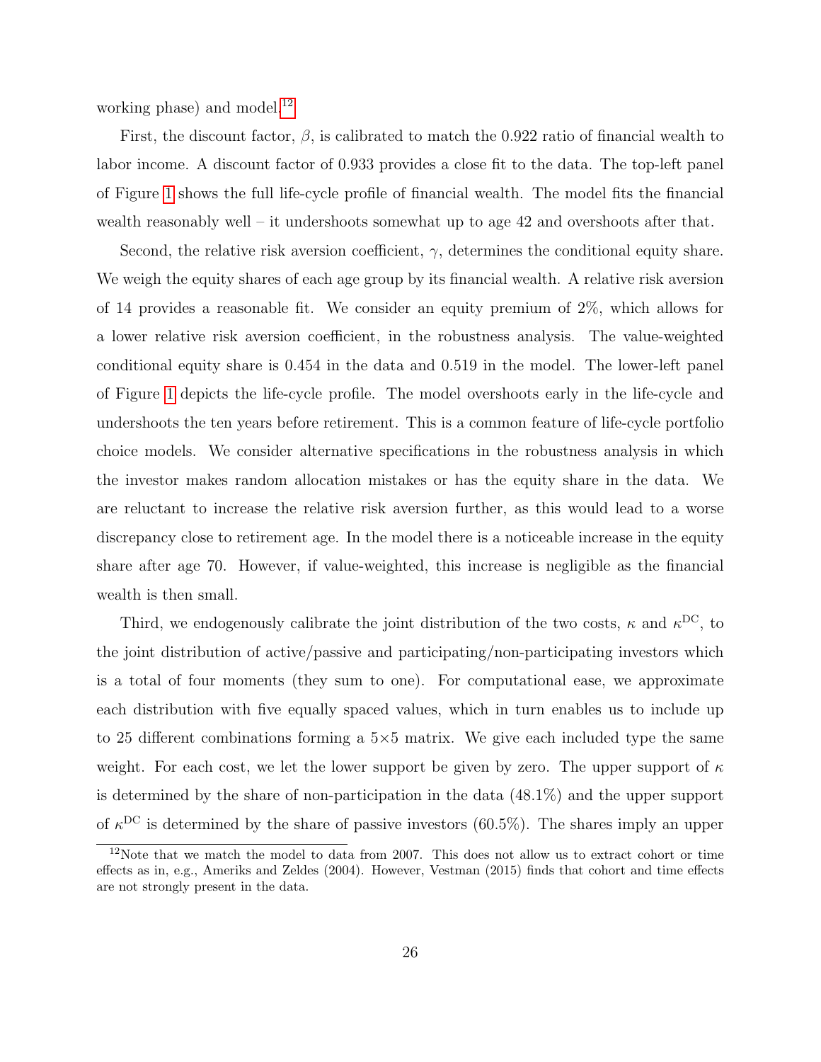working phase) and model.[12]

First, the discount factor, $\beta$, is calibrated to match the 0.922 ratio of financial wealth to labor income. A discount factor of 0.933 provides a close fit to the data. The top-left panel of Figure 1 shows the full life-cycle profile of financial wealth. The model fits the financial wealth reasonably well – it undershoots somewhat up to age 42 and overshoots after that.

Second, the relative risk aversion coefficient, $\gamma$, determines the conditional equity share. We weigh the equity shares of each age group by its financial wealth. A relative risk aversion of 14 provides a reasonable fit. We consider an equity premium of 2%, which allows for a lower relative risk aversion coefficient, in the robustness analysis. The value-weighted conditional equity share is 0.454 in the data and 0.519 in the model. The lower-left panel of Figure 1 depicts the life-cycle profile. The model overshoots early in the life-cycle and undershoots the ten years before retirement. This is a common feature of life-cycle portfolio choice models. We consider alternative specifications in the robustness analysis in which the investor makes random allocation mistakes or has the equity share in the data. We are reluctant to increase the relative risk aversion further, as this would lead to a worse discrepancy close to retirement age. In the model there is a noticeable increase in the equity share after age 70. However, if value-weighted, this increase is negligible as the financial wealth is then small.

Third, we endogenously calibrate the joint distribution of the two costs, $\kappa$ and $\kappa^{\mathrm{DC}}$, to the joint distribution of active/passive and participating/non-participating investors which is a total of four moments (they sum to one). For computational ease, we approximate each distribution with five equally spaced values, which in turn enables us to include up to 25 different combinations forming a $5{\times}5$ matrix. We give each included type the same weight. For each cost, we let the lower support be given by zero. The upper support of $\kappa$ is determined by the share of non-participation in the data (48.1%) and the upper support of $\kappa^{\mathrm{DC}}$ is determined by the share of passive investors (60.5%). The shares imply an upper

[12] Note that we match the model to data from 2007. This does not allow us to extract cohort or time effects as in, e.g., Ameriks and Zeldes (2004). However, Vestman (2015) finds that cohort and time effects are not strongly present in the data.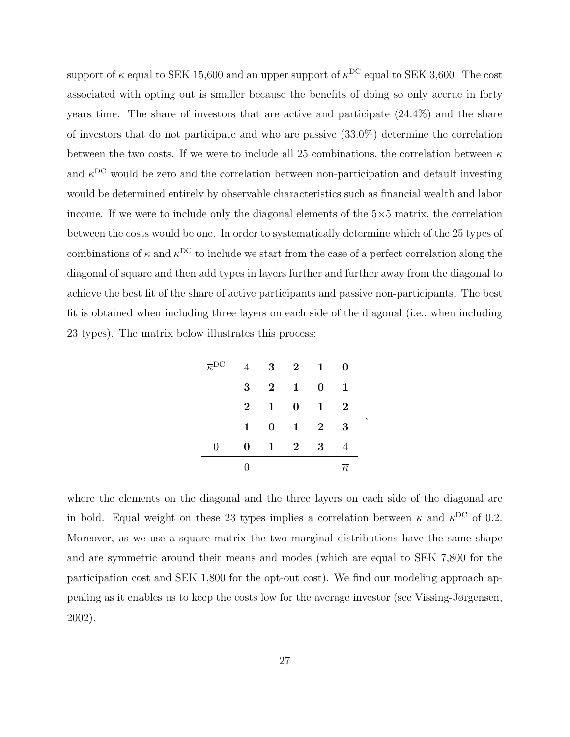support of $\kappa$ equal to SEK 15,600 and an upper support of $\kappa^{\text{DC}}$ equal to SEK 3,600. The cost associated with opting out is smaller because the benefits of doing so only accrue in forty years time. The share of investors that are active and participate (24.4%) and the share of investors that do not participate and who are passive (33.0%) determine the correlation between the two costs. If we were to include all 25 combinations, the correlation between $\kappa$ and $\kappa^{\text{DC}}$ would be zero and the correlation between non-participation and default investing would be determined entirely by observable characteristics such as financial wealth and labor income. If we were to include only the diagonal elements of the 5×5 matrix, the correlation between the costs would be one. In order to systematically determine which of the 25 types of combinations of $\kappa$ and $\kappa^{\text{DC}}$ to include we start from the case of a perfect correlation along the diagonal of square and then add types in layers further and further away from the diagonal to achieve the best fit of the share of active participants and passive non-participants. The best fit is obtained when including three layers on each side of the diagonal (i.e., when including 23 types). The matrix below illustrates this process:

$$
\begin{array}{c|ccccc}
\overline{\kappa}^{\text{DC}} & 4 & \mathbf{3} & \mathbf{2} & \mathbf{1} & \mathbf{0} \\
 & \mathbf{3} & \mathbf{2} & \mathbf{1} & \mathbf{0} & \mathbf{1} \\
 & \mathbf{2} & \mathbf{1} & \mathbf{0} & \mathbf{1} & \mathbf{2} \\
 & \mathbf{1} & \mathbf{0} & \mathbf{1} & \mathbf{2} & \mathbf{3} \\
0 & \mathbf{0} & \mathbf{1} & \mathbf{2} & \mathbf{3} & 4 \\
\hline
 & 0 & & & & \overline{\kappa}
\end{array},
$$

where the elements on the diagonal and the three layers on each side of the diagonal are in bold. Equal weight on these 23 types implies a correlation between $\kappa$ and $\kappa^{\text{DC}}$ of 0.2. Moreover, as we use a square matrix the two marginal distributions have the same shape and are symmetric around their means and modes (which are equal to SEK 7,800 for the participation cost and SEK 1,800 for the opt-out cost). We find our modeling approach appealing as it enables us to keep the costs low for the average investor (see Vissing-Jørgensen, 2002).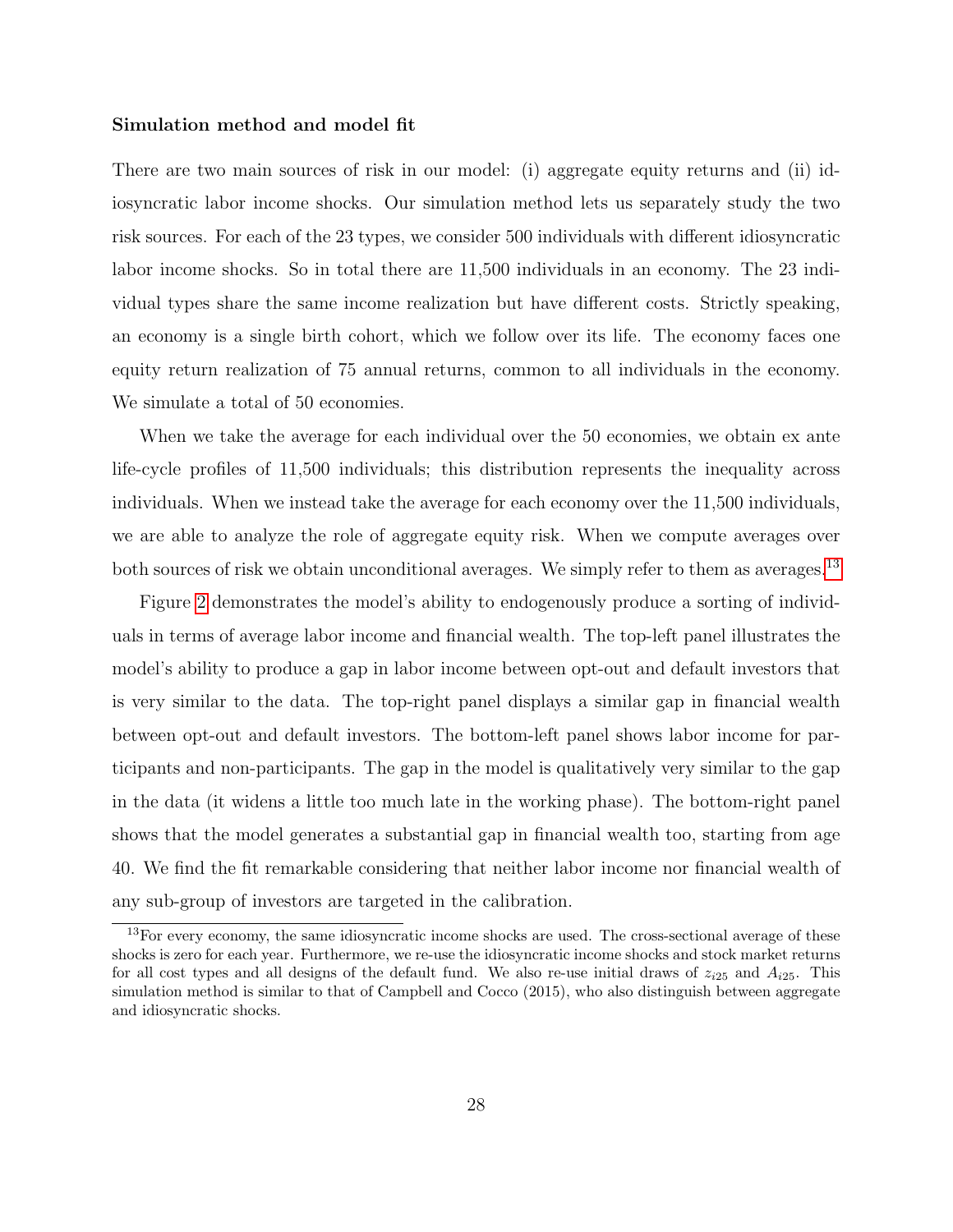**Simulation method and model fit**

There are two main sources of risk in our model: (i) aggregate equity returns and (ii) idiosyncratic labor income shocks. Our simulation method lets us separately study the two risk sources. For each of the 23 types, we consider 500 individuals with different idiosyncratic labor income shocks. So in total there are 11,500 individuals in an economy. The 23 individual types share the same income realization but have different costs. Strictly speaking, an economy is a single birth cohort, which we follow over its life. The economy faces one equity return realization of 75 annual returns, common to all individuals in the economy. We simulate a total of 50 economies.

When we take the average for each individual over the 50 economies, we obtain ex ante life-cycle profiles of 11,500 individuals; this distribution represents the inequality across individuals. When we instead take the average for each economy over the 11,500 individuals, we are able to analyze the role of aggregate equity risk. When we compute averages over both sources of risk we obtain unconditional averages. We simply refer to them as averages.[13]

Figure 2 demonstrates the model's ability to endogenously produce a sorting of individuals in terms of average labor income and financial wealth. The top-left panel illustrates the model's ability to produce a gap in labor income between opt-out and default investors that is very similar to the data. The top-right panel displays a similar gap in financial wealth between opt-out and default investors. The bottom-left panel shows labor income for participants and non-participants. The gap in the model is qualitatively very similar to the gap in the data (it widens a little too much late in the working phase). The bottom-right panel shows that the model generates a substantial gap in financial wealth too, starting from age 40. We find the fit remarkable considering that neither labor income nor financial wealth of any sub-group of investors are targeted in the calibration.

[13] For every economy, the same idiosyncratic income shocks are used. The cross-sectional average of these shocks is zero for each year. Furthermore, we re-use the idiosyncratic income shocks and stock market returns for all cost types and all designs of the default fund. We also re-use initial draws of $z_{i25}$ and $A_{i25}$. This simulation method is similar to that of Campbell and Cocco (2015), who also distinguish between aggregate and idiosyncratic shocks.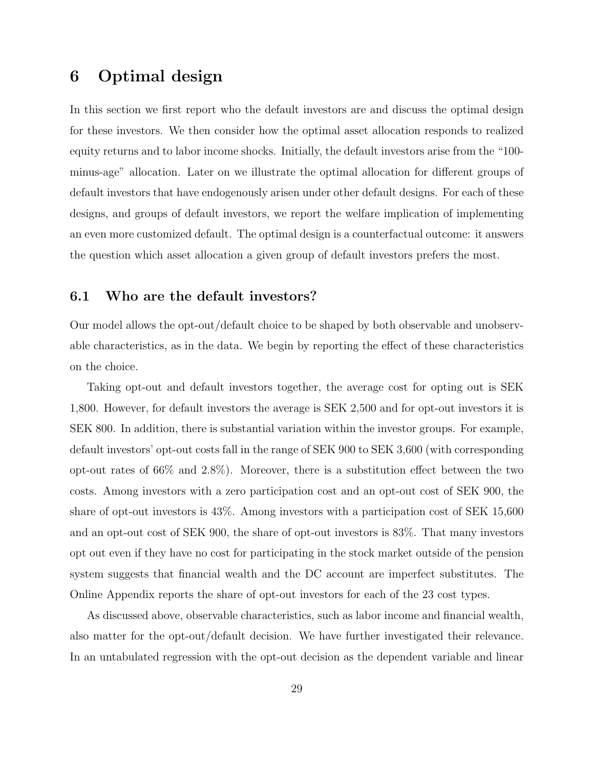# 6 Optimal design

In this section we first report who the default investors are and discuss the optimal design for these investors. We then consider how the optimal asset allocation responds to realized equity returns and to labor income shocks. Initially, the default investors arise from the "100-minus-age" allocation. Later on we illustrate the optimal allocation for different groups of default investors that have endogenously arisen under other default designs. For each of these designs, and groups of default investors, we report the welfare implication of implementing an even more customized default. The optimal design is a counterfactual outcome: it answers the question which asset allocation a given group of default investors prefers the most.

## 6.1 Who are the default investors?

Our model allows the opt-out/default choice to be shaped by both observable and unobservable characteristics, as in the data. We begin by reporting the effect of these characteristics on the choice.

Taking opt-out and default investors together, the average cost for opting out is SEK 1,800. However, for default investors the average is SEK 2,500 and for opt-out investors it is SEK 800. In addition, there is substantial variation within the investor groups. For example, default investors' opt-out costs fall in the range of SEK 900 to SEK 3,600 (with corresponding opt-out rates of 66% and 2.8%). Moreover, there is a substitution effect between the two costs. Among investors with a zero participation cost and an opt-out cost of SEK 900, the share of opt-out investors is 43%. Among investors with a participation cost of SEK 15,600 and an opt-out cost of SEK 900, the share of opt-out investors is 83%. That many investors opt out even if they have no cost for participating in the stock market outside of the pension system suggests that financial wealth and the DC account are imperfect substitutes. The Online Appendix reports the share of opt-out investors for each of the 23 cost types.

As discussed above, observable characteristics, such as labor income and financial wealth, also matter for the opt-out/default decision. We have further investigated their relevance. In an untabulated regression with the opt-out decision as the dependent variable and linear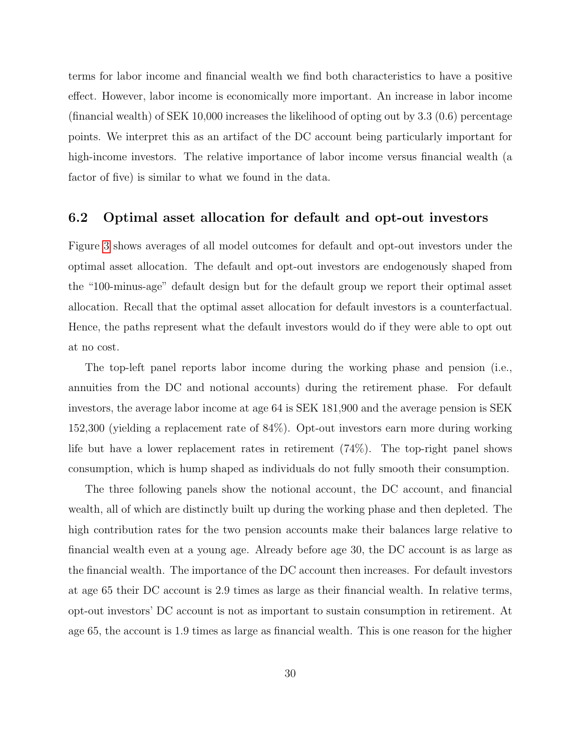terms for labor income and financial wealth we find both characteristics to have a positive effect. However, labor income is economically more important. An increase in labor income (financial wealth) of SEK 10,000 increases the likelihood of opting out by 3.3 (0.6) percentage points. We interpret this as an artifact of the DC account being particularly important for high-income investors. The relative importance of labor income versus financial wealth (a factor of five) is similar to what we found in the data.

### 6.2 Optimal asset allocation for default and opt-out investors

Figure 3 shows averages of all model outcomes for default and opt-out investors under the optimal asset allocation. The default and opt-out investors are endogenously shaped from the "100-minus-age" default design but for the default group we report their optimal asset allocation. Recall that the optimal asset allocation for default investors is a counterfactual. Hence, the paths represent what the default investors would do if they were able to opt out at no cost.

The top-left panel reports labor income during the working phase and pension (i.e., annuities from the DC and notional accounts) during the retirement phase. For default investors, the average labor income at age 64 is SEK 181,900 and the average pension is SEK 152,300 (yielding a replacement rate of 84%). Opt-out investors earn more during working life but have a lower replacement rates in retirement (74%). The top-right panel shows consumption, which is hump shaped as individuals do not fully smooth their consumption.

The three following panels show the notional account, the DC account, and financial wealth, all of which are distinctly built up during the working phase and then depleted. The high contribution rates for the two pension accounts make their balances large relative to financial wealth even at a young age. Already before age 30, the DC account is as large as the financial wealth. The importance of the DC account then increases. For default investors at age 65 their DC account is 2.9 times as large as their financial wealth. In relative terms, opt-out investors' DC account is not as important to sustain consumption in retirement. At age 65, the account is 1.9 times as large as financial wealth. This is one reason for the higher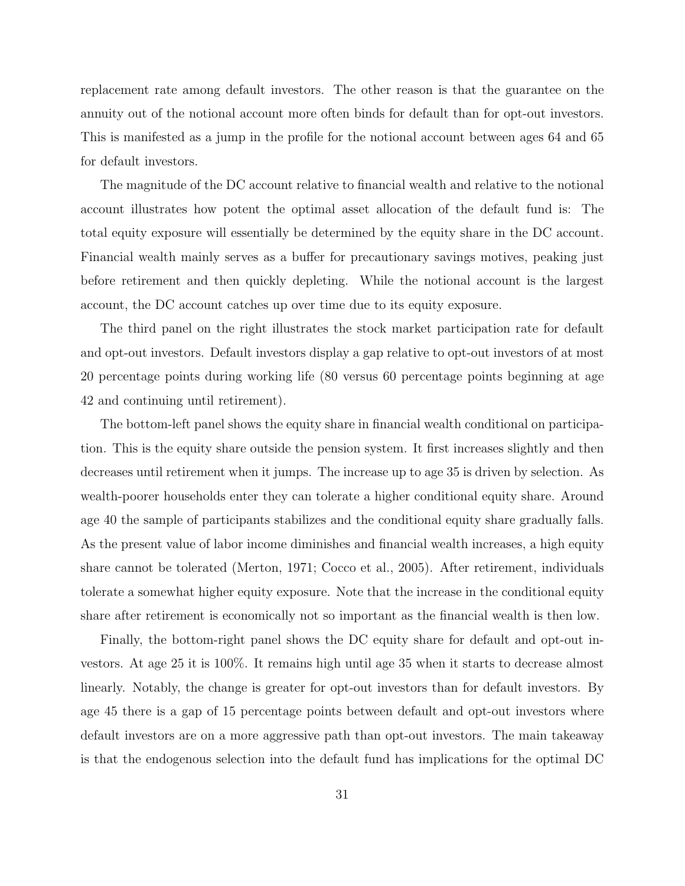replacement rate among default investors. The other reason is that the guarantee on the annuity out of the notional account more often binds for default than for opt-out investors. This is manifested as a jump in the profile for the notional account between ages 64 and 65 for default investors.

The magnitude of the DC account relative to financial wealth and relative to the notional account illustrates how potent the optimal asset allocation of the default fund is: The total equity exposure will essentially be determined by the equity share in the DC account. Financial wealth mainly serves as a buffer for precautionary savings motives, peaking just before retirement and then quickly depleting. While the notional account is the largest account, the DC account catches up over time due to its equity exposure.

The third panel on the right illustrates the stock market participation rate for default and opt-out investors. Default investors display a gap relative to opt-out investors of at most 20 percentage points during working life (80 versus 60 percentage points beginning at age 42 and continuing until retirement).

The bottom-left panel shows the equity share in financial wealth conditional on participation. This is the equity share outside the pension system. It first increases slightly and then decreases until retirement when it jumps. The increase up to age 35 is driven by selection. As wealth-poorer households enter they can tolerate a higher conditional equity share. Around age 40 the sample of participants stabilizes and the conditional equity share gradually falls. As the present value of labor income diminishes and financial wealth increases, a high equity share cannot be tolerated (Merton, 1971; Cocco et al., 2005). After retirement, individuals tolerate a somewhat higher equity exposure. Note that the increase in the conditional equity share after retirement is economically not so important as the financial wealth is then low.

Finally, the bottom-right panel shows the DC equity share for default and opt-out investors. At age 25 it is 100%. It remains high until age 35 when it starts to decrease almost linearly. Notably, the change is greater for opt-out investors than for default investors. By age 45 there is a gap of 15 percentage points between default and opt-out investors where default investors are on a more aggressive path than opt-out investors. The main takeaway is that the endogenous selection into the default fund has implications for the optimal DC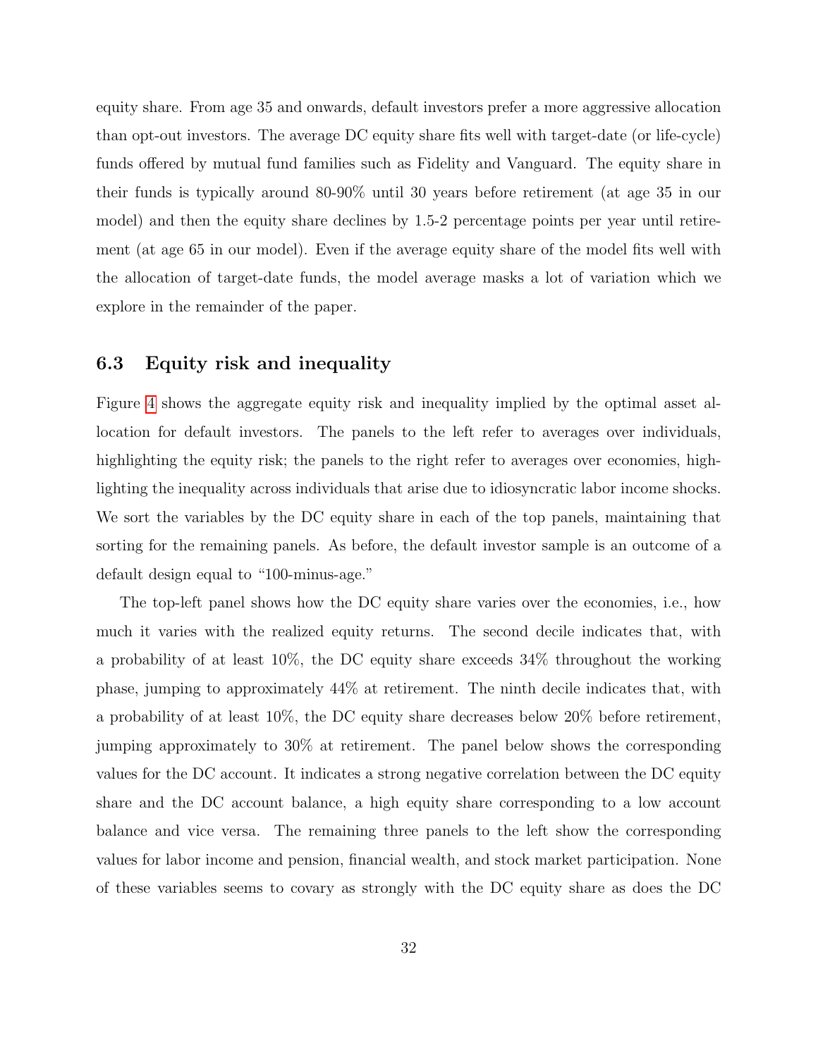equity share. From age 35 and onwards, default investors prefer a more aggressive allocation than opt-out investors. The average DC equity share fits well with target-date (or life-cycle) funds offered by mutual fund families such as Fidelity and Vanguard. The equity share in their funds is typically around 80-90% until 30 years before retirement (at age 35 in our model) and then the equity share declines by 1.5-2 percentage points per year until retirement (at age 65 in our model). Even if the average equity share of the model fits well with the allocation of target-date funds, the model average masks a lot of variation which we explore in the remainder of the paper.

### 6.3 Equity risk and inequality

Figure 4 shows the aggregate equity risk and inequality implied by the optimal asset allocation for default investors. The panels to the left refer to averages over individuals, highlighting the equity risk; the panels to the right refer to averages over economies, highlighting the inequality across individuals that arise due to idiosyncratic labor income shocks. We sort the variables by the DC equity share in each of the top panels, maintaining that sorting for the remaining panels. As before, the default investor sample is an outcome of a default design equal to "100-minus-age."

The top-left panel shows how the DC equity share varies over the economies, i.e., how much it varies with the realized equity returns. The second decile indicates that, with a probability of at least 10%, the DC equity share exceeds 34% throughout the working phase, jumping to approximately 44% at retirement. The ninth decile indicates that, with a probability of at least 10%, the DC equity share decreases below 20% before retirement, jumping approximately to 30% at retirement. The panel below shows the corresponding values for the DC account. It indicates a strong negative correlation between the DC equity share and the DC account balance, a high equity share corresponding to a low account balance and vice versa. The remaining three panels to the left show the corresponding values for labor income and pension, financial wealth, and stock market participation. None of these variables seems to covary as strongly with the DC equity share as does the DC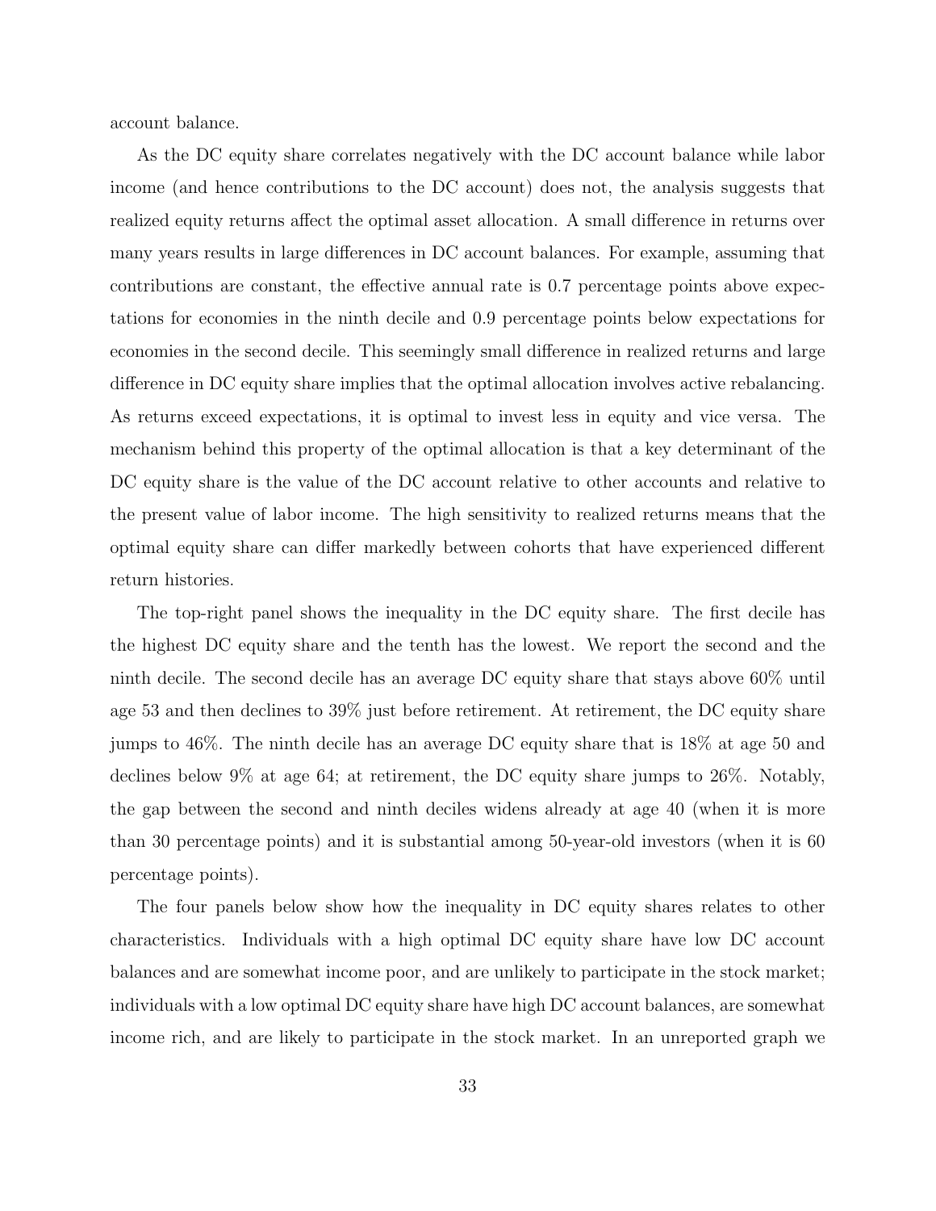account balance.

As the DC equity share correlates negatively with the DC account balance while labor income (and hence contributions to the DC account) does not, the analysis suggests that realized equity returns affect the optimal asset allocation. A small difference in returns over many years results in large differences in DC account balances. For example, assuming that contributions are constant, the effective annual rate is 0.7 percentage points above expectations for economies in the ninth decile and 0.9 percentage points below expectations for economies in the second decile. This seemingly small difference in realized returns and large difference in DC equity share implies that the optimal allocation involves active rebalancing. As returns exceed expectations, it is optimal to invest less in equity and vice versa. The mechanism behind this property of the optimal allocation is that a key determinant of the DC equity share is the value of the DC account relative to other accounts and relative to the present value of labor income. The high sensitivity to realized returns means that the optimal equity share can differ markedly between cohorts that have experienced different return histories.

The top-right panel shows the inequality in the DC equity share. The first decile has the highest DC equity share and the tenth has the lowest. We report the second and the ninth decile. The second decile has an average DC equity share that stays above 60% until age 53 and then declines to 39% just before retirement. At retirement, the DC equity share jumps to 46%. The ninth decile has an average DC equity share that is 18% at age 50 and declines below 9% at age 64; at retirement, the DC equity share jumps to 26%. Notably, the gap between the second and ninth deciles widens already at age 40 (when it is more than 30 percentage points) and it is substantial among 50-year-old investors (when it is 60 percentage points).

The four panels below show how the inequality in DC equity shares relates to other characteristics. Individuals with a high optimal DC equity share have low DC account balances and are somewhat income poor, and are unlikely to participate in the stock market; individuals with a low optimal DC equity share have high DC account balances, are somewhat income rich, and are likely to participate in the stock market. In an unreported graph we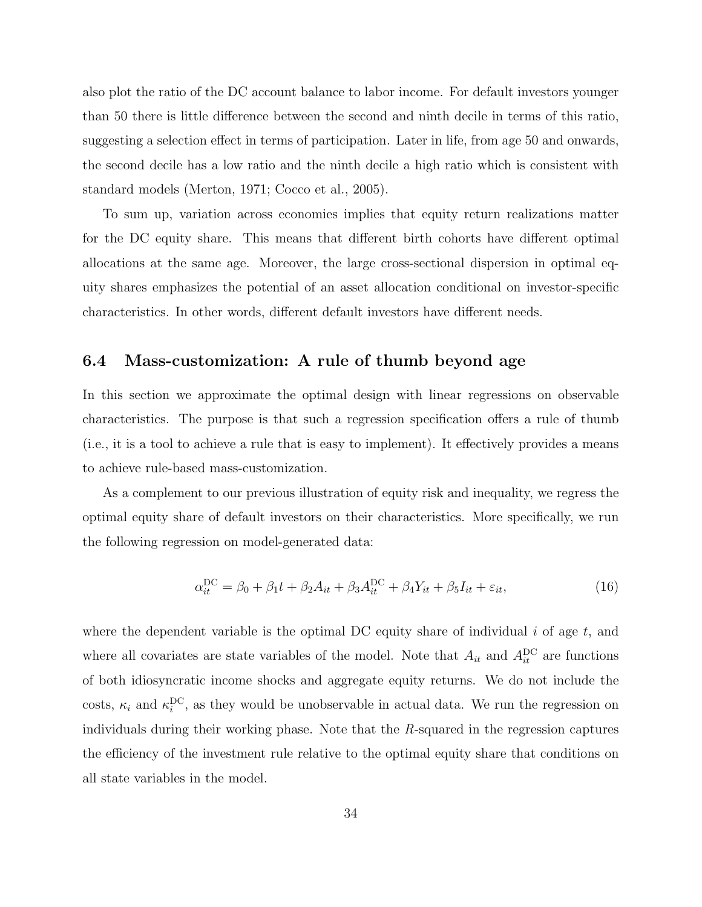also plot the ratio of the DC account balance to labor income. For default investors younger than 50 there is little difference between the second and ninth decile in terms of this ratio, suggesting a selection effect in terms of participation. Later in life, from age 50 and onwards, the second decile has a low ratio and the ninth decile a high ratio which is consistent with standard models (Merton, 1971; Cocco et al., 2005).

To sum up, variation across economies implies that equity return realizations matter for the DC equity share. This means that different birth cohorts have different optimal allocations at the same age. Moreover, the large cross-sectional dispersion in optimal equity shares emphasizes the potential of an asset allocation conditional on investor-specific characteristics. In other words, different default investors have different needs.

### 6.4 Mass-customization: A rule of thumb beyond age

In this section we approximate the optimal design with linear regressions on observable characteristics. The purpose is that such a regression specification offers a rule of thumb (i.e., it is a tool to achieve a rule that is easy to implement). It effectively provides a means to achieve rule-based mass-customization.

As a complement to our previous illustration of equity risk and inequality, we regress the optimal equity share of default investors on their characteristics. More specifically, we run the following regression on model-generated data:

$$\alpha_{it}^{\mathrm{DC}} = \beta_0 + \beta_1 t + \beta_2 A_{it} + \beta_3 A_{it}^{\mathrm{DC}} + \beta_4 Y_{it} + \beta_5 I_{it} + \varepsilon_{it}, \tag{16}$$

where the dependent variable is the optimal DC equity share of individual $i$ of age $t$, and where all covariates are state variables of the model. Note that $A_{it}$ and $A_{it}^{\mathrm{DC}}$ are functions of both idiosyncratic income shocks and aggregate equity returns. We do not include the costs, $\kappa_i$ and $\kappa_i^{\mathrm{DC}}$, as they would be unobservable in actual data. We run the regression on individuals during their working phase. Note that the $R$-squared in the regression captures the efficiency of the investment rule relative to the optimal equity share that conditions on all state variables in the model.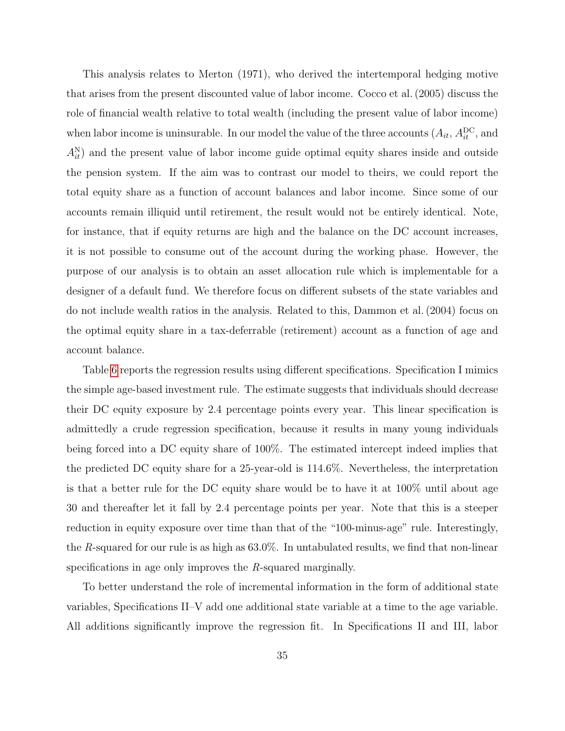This analysis relates to Merton (1971), who derived the intertemporal hedging motive that arises from the present discounted value of labor income. Cocco et al. (2005) discuss the role of financial wealth relative to total wealth (including the present value of labor income) when labor income is uninsurable. In our model the value of the three accounts ($A_{it}$, $A_{it}^{\text{DC}}$, and $A_{it}^{\text{N}}$) and the present value of labor income guide optimal equity shares inside and outside the pension system. If the aim was to contrast our model to theirs, we could report the total equity share as a function of account balances and labor income. Since some of our accounts remain illiquid until retirement, the result would not be entirely identical. Note, for instance, that if equity returns are high and the balance on the DC account increases, it is not possible to consume out of the account during the working phase. However, the purpose of our analysis is to obtain an asset allocation rule which is implementable for a designer of a default fund. We therefore focus on different subsets of the state variables and do not include wealth ratios in the analysis. Related to this, Dammon et al. (2004) focus on the optimal equity share in a tax-deferrable (retirement) account as a function of age and account balance.

Table 6 reports the regression results using different specifications. Specification I mimics the simple age-based investment rule. The estimate suggests that individuals should decrease their DC equity exposure by 2.4 percentage points every year. This linear specification is admittedly a crude regression specification, because it results in many young individuals being forced into a DC equity share of 100%. The estimated intercept indeed implies that the predicted DC equity share for a 25-year-old is 114.6%. Nevertheless, the interpretation is that a better rule for the DC equity share would be to have it at 100% until about age 30 and thereafter let it fall by 2.4 percentage points per year. Note that this is a steeper reduction in equity exposure over time than that of the "100-minus-age" rule. Interestingly, the $R$-squared for our rule is as high as 63.0%. In untabulated results, we find that non-linear specifications in age only improves the $R$-squared marginally.

To better understand the role of incremental information in the form of additional state variables, Specifications II–V add one additional state variable at a time to the age variable. All additions significantly improve the regression fit. In Specifications II and III, labor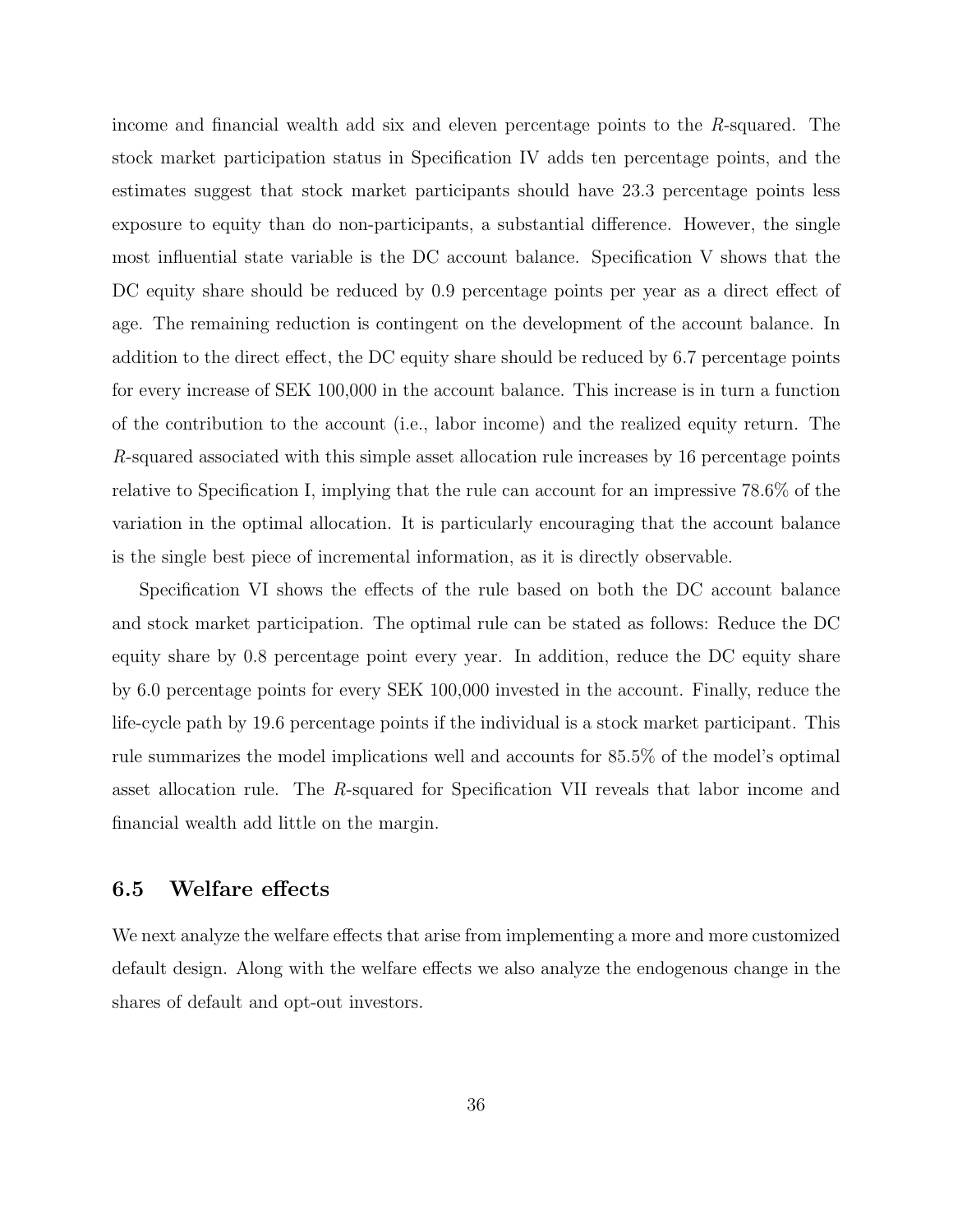income and financial wealth add six and eleven percentage points to the $R$-squared. The stock market participation status in Specification IV adds ten percentage points, and the estimates suggest that stock market participants should have 23.3 percentage points less exposure to equity than do non-participants, a substantial difference. However, the single most influential state variable is the DC account balance. Specification V shows that the DC equity share should be reduced by 0.9 percentage points per year as a direct effect of age. The remaining reduction is contingent on the development of the account balance. In addition to the direct effect, the DC equity share should be reduced by 6.7 percentage points for every increase of SEK 100,000 in the account balance. This increase is in turn a function of the contribution to the account (i.e., labor income) and the realized equity return. The $R$-squared associated with this simple asset allocation rule increases by 16 percentage points relative to Specification I, implying that the rule can account for an impressive 78.6% of the variation in the optimal allocation. It is particularly encouraging that the account balance is the single best piece of incremental information, as it is directly observable.

Specification VI shows the effects of the rule based on both the DC account balance and stock market participation. The optimal rule can be stated as follows: Reduce the DC equity share by 0.8 percentage point every year. In addition, reduce the DC equity share by 6.0 percentage points for every SEK 100,000 invested in the account. Finally, reduce the life-cycle path by 19.6 percentage points if the individual is a stock market participant. This rule summarizes the model implications well and accounts for 85.5% of the model's optimal asset allocation rule. The $R$-squared for Specification VII reveals that labor income and financial wealth add little on the margin.

## 6.5 Welfare effects

We next analyze the welfare effects that arise from implementing a more and more customized default design. Along with the welfare effects we also analyze the endogenous change in the shares of default and opt-out investors.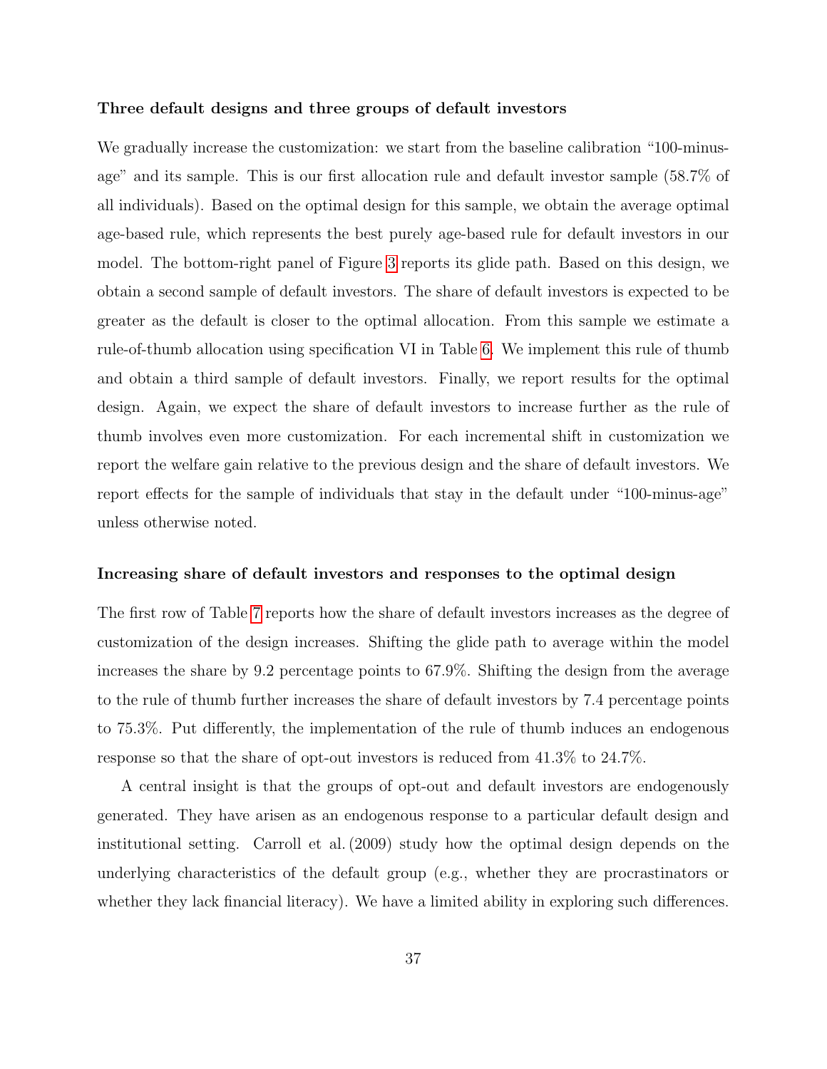**Three default designs and three groups of default investors**

We gradually increase the customization: we start from the baseline calibration "100-minus-age" and its sample. This is our first allocation rule and default investor sample (58.7% of all individuals). Based on the optimal design for this sample, we obtain the average optimal age-based rule, which represents the best purely age-based rule for default investors in our model. The bottom-right panel of Figure 3 reports its glide path. Based on this design, we obtain a second sample of default investors. The share of default investors is expected to be greater as the default is closer to the optimal allocation. From this sample we estimate a rule-of-thumb allocation using specification VI in Table 6. We implement this rule of thumb and obtain a third sample of default investors. Finally, we report results for the optimal design. Again, we expect the share of default investors to increase further as the rule of thumb involves even more customization. For each incremental shift in customization we report the welfare gain relative to the previous design and the share of default investors. We report effects for the sample of individuals that stay in the default under "100-minus-age" unless otherwise noted.

**Increasing share of default investors and responses to the optimal design**

The first row of Table 7 reports how the share of default investors increases as the degree of customization of the design increases. Shifting the glide path to average within the model increases the share by 9.2 percentage points to 67.9%. Shifting the design from the average to the rule of thumb further increases the share of default investors by 7.4 percentage points to 75.3%. Put differently, the implementation of the rule of thumb induces an endogenous response so that the share of opt-out investors is reduced from 41.3% to 24.7%.

A central insight is that the groups of opt-out and default investors are endogenously generated. They have arisen as an endogenous response to a particular default design and institutional setting. Carroll et al. (2009) study how the optimal design depends on the underlying characteristics of the default group (e.g., whether they are procrastinators or whether they lack financial literacy). We have a limited ability in exploring such differences.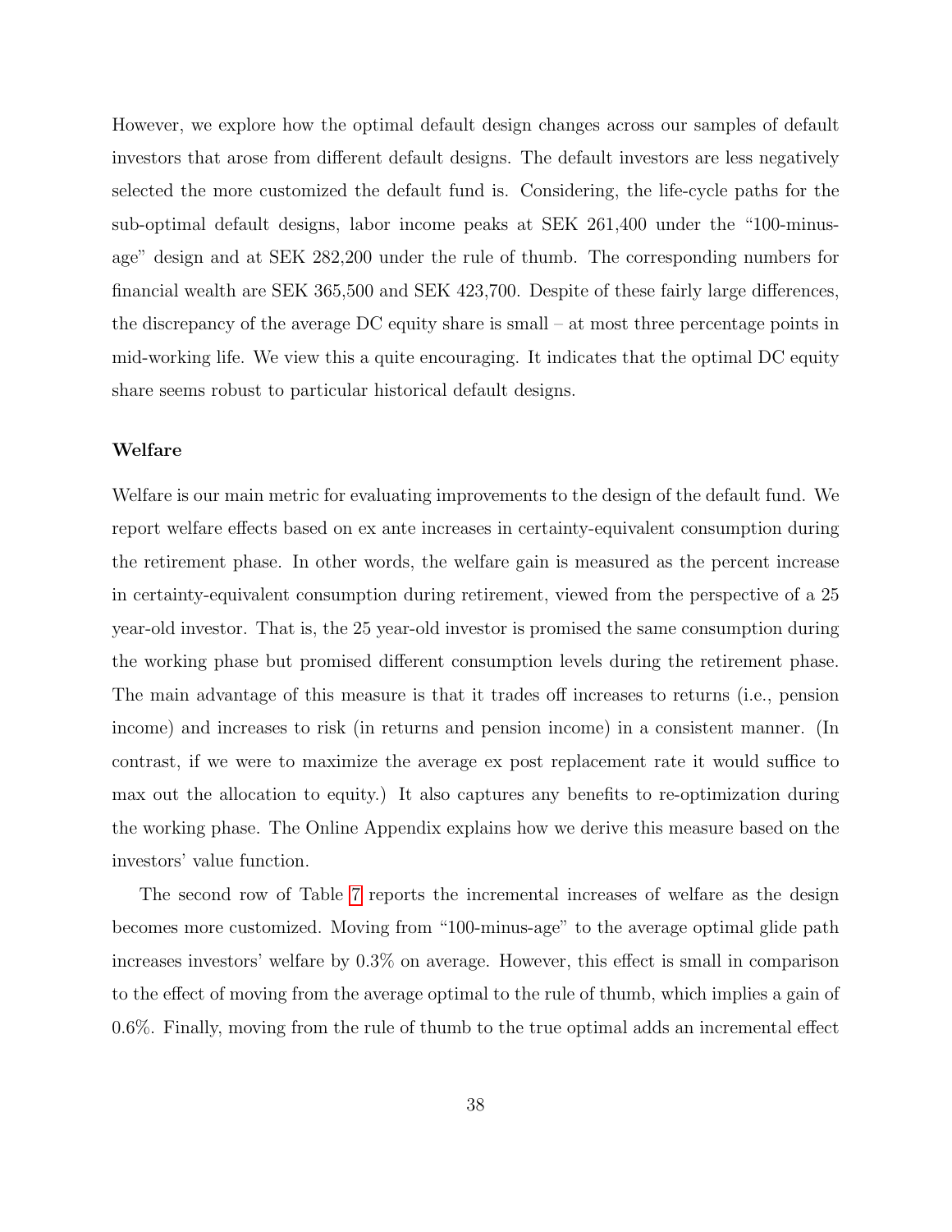However, we explore how the optimal default design changes across our samples of default investors that arose from different default designs. The default investors are less negatively selected the more customized the default fund is. Considering, the life-cycle paths for the sub-optimal default designs, labor income peaks at SEK 261,400 under the "100-minus-age" design and at SEK 282,200 under the rule of thumb. The corresponding numbers for financial wealth are SEK 365,500 and SEK 423,700. Despite of these fairly large differences, the discrepancy of the average DC equity share is small – at most three percentage points in mid-working life. We view this a quite encouraging. It indicates that the optimal DC equity share seems robust to particular historical default designs.

### Welfare

Welfare is our main metric for evaluating improvements to the design of the default fund. We report welfare effects based on ex ante increases in certainty-equivalent consumption during the retirement phase. In other words, the welfare gain is measured as the percent increase in certainty-equivalent consumption during retirement, viewed from the perspective of a 25 year-old investor. That is, the 25 year-old investor is promised the same consumption during the working phase but promised different consumption levels during the retirement phase. The main advantage of this measure is that it trades off increases to returns (i.e., pension income) and increases to risk (in returns and pension income) in a consistent manner. (In contrast, if we were to maximize the average ex post replacement rate it would suffice to max out the allocation to equity.) It also captures any benefits to re-optimization during the working phase. The Online Appendix explains how we derive this measure based on the investors' value function.

The second row of Table 7 reports the incremental increases of welfare as the design becomes more customized. Moving from "100-minus-age" to the average optimal glide path increases investors' welfare by 0.3% on average. However, this effect is small in comparison to the effect of moving from the average optimal to the rule of thumb, which implies a gain of 0.6%. Finally, moving from the rule of thumb to the true optimal adds an incremental effect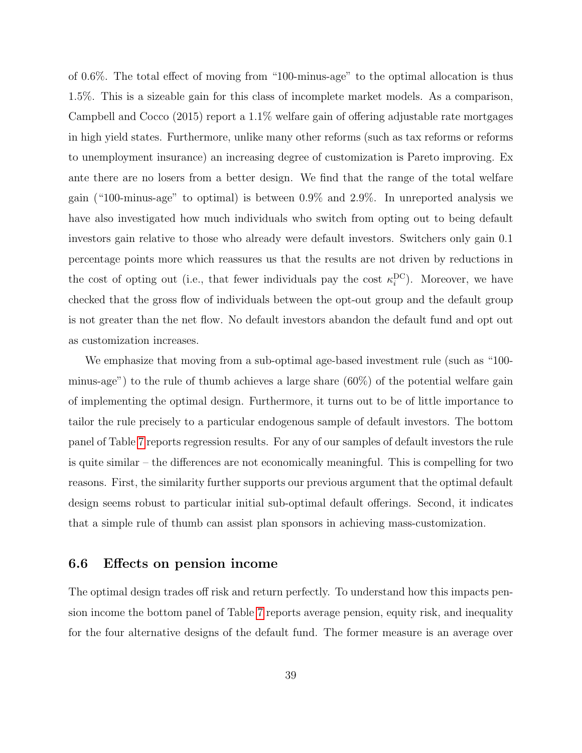of 0.6%. The total effect of moving from "100-minus-age" to the optimal allocation is thus 1.5%. This is a sizeable gain for this class of incomplete market models. As a comparison, Campbell and Cocco (2015) report a 1.1% welfare gain of offering adjustable rate mortgages in high yield states. Furthermore, unlike many other reforms (such as tax reforms or reforms to unemployment insurance) an increasing degree of customization is Pareto improving. Ex ante there are no losers from a better design. We find that the range of the total welfare gain ("100-minus-age" to optimal) is between 0.9% and 2.9%. In unreported analysis we have also investigated how much individuals who switch from opting out to being default investors gain relative to those who already were default investors. Switchers only gain 0.1 percentage points more which reassures us that the results are not driven by reductions in the cost of opting out (i.e., that fewer individuals pay the cost $\kappa_i^{\mathrm{DC}}$). Moreover, we have checked that the gross flow of individuals between the opt-out group and the default group is not greater than the net flow. No default investors abandon the default fund and opt out as customization increases.

We emphasize that moving from a sub-optimal age-based investment rule (such as "100-minus-age") to the rule of thumb achieves a large share (60%) of the potential welfare gain of implementing the optimal design. Furthermore, it turns out to be of little importance to tailor the rule precisely to a particular endogenous sample of default investors. The bottom panel of Table 7 reports regression results. For any of our samples of default investors the rule is quite similar – the differences are not economically meaningful. This is compelling for two reasons. First, the similarity further supports our previous argument that the optimal default design seems robust to particular initial sub-optimal default offerings. Second, it indicates that a simple rule of thumb can assist plan sponsors in achieving mass-customization.

## 6.6 Effects on pension income

The optimal design trades off risk and return perfectly. To understand how this impacts pension income the bottom panel of Table 7 reports average pension, equity risk, and inequality for the four alternative designs of the default fund. The former measure is an average over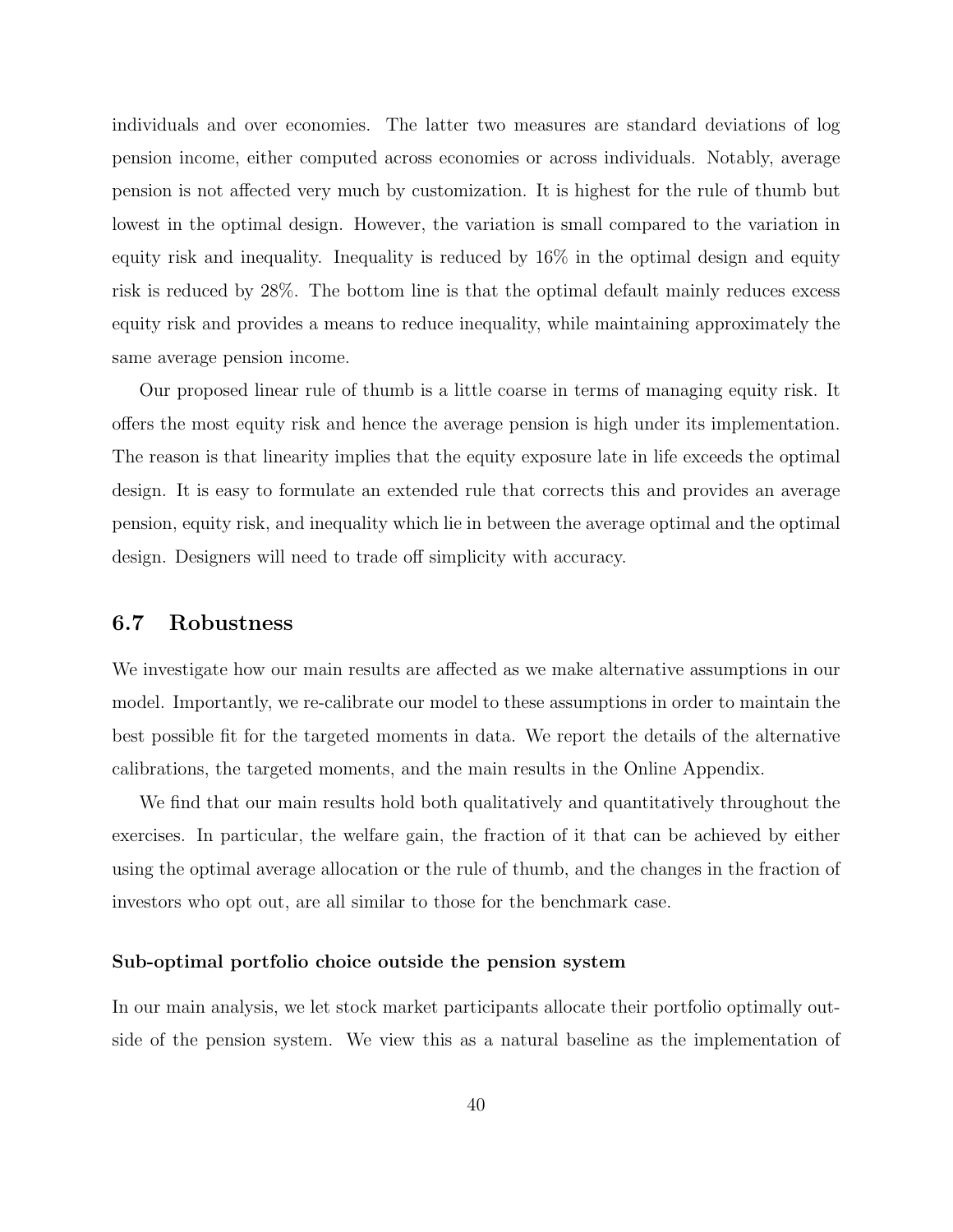individuals and over economies. The latter two measures are standard deviations of log pension income, either computed across economies or across individuals. Notably, average pension is not affected very much by customization. It is highest for the rule of thumb but lowest in the optimal design. However, the variation is small compared to the variation in equity risk and inequality. Inequality is reduced by 16% in the optimal design and equity risk is reduced by 28%. The bottom line is that the optimal default mainly reduces excess equity risk and provides a means to reduce inequality, while maintaining approximately the same average pension income.

Our proposed linear rule of thumb is a little coarse in terms of managing equity risk. It offers the most equity risk and hence the average pension is high under its implementation. The reason is that linearity implies that the equity exposure late in life exceeds the optimal design. It is easy to formulate an extended rule that corrects this and provides an average pension, equity risk, and inequality which lie in between the average optimal and the optimal design. Designers will need to trade off simplicity with accuracy.

## 6.7 Robustness

We investigate how our main results are affected as we make alternative assumptions in our model. Importantly, we re-calibrate our model to these assumptions in order to maintain the best possible fit for the targeted moments in data. We report the details of the alternative calibrations, the targeted moments, and the main results in the Online Appendix.

We find that our main results hold both qualitatively and quantitatively throughout the exercises. In particular, the welfare gain, the fraction of it that can be achieved by either using the optimal average allocation or the rule of thumb, and the changes in the fraction of investors who opt out, are all similar to those for the benchmark case.

#### Sub-optimal portfolio choice outside the pension system

In our main analysis, we let stock market participants allocate their portfolio optimally outside of the pension system. We view this as a natural baseline as the implementation of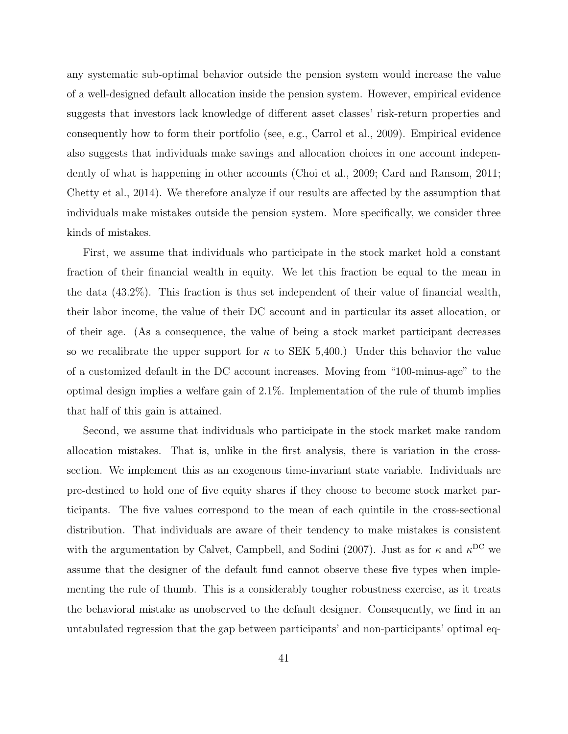any systematic sub-optimal behavior outside the pension system would increase the value of a well-designed default allocation inside the pension system. However, empirical evidence suggests that investors lack knowledge of different asset classes' risk-return properties and consequently how to form their portfolio (see, e.g., Carrol et al., 2009). Empirical evidence also suggests that individuals make savings and allocation choices in one account independently of what is happening in other accounts (Choi et al., 2009; Card and Ransom, 2011; Chetty et al., 2014). We therefore analyze if our results are affected by the assumption that individuals make mistakes outside the pension system. More specifically, we consider three kinds of mistakes.

First, we assume that individuals who participate in the stock market hold a constant fraction of their financial wealth in equity. We let this fraction be equal to the mean in the data (43.2%). This fraction is thus set independent of their value of financial wealth, their labor income, the value of their DC account and in particular its asset allocation, or of their age. (As a consequence, the value of being a stock market participant decreases so we recalibrate the upper support for $\kappa$ to SEK 5,400.) Under this behavior the value of a customized default in the DC account increases. Moving from "100-minus-age" to the optimal design implies a welfare gain of 2.1%. Implementation of the rule of thumb implies that half of this gain is attained.

Second, we assume that individuals who participate in the stock market make random allocation mistakes. That is, unlike in the first analysis, there is variation in the cross-section. We implement this as an exogenous time-invariant state variable. Individuals are pre-destined to hold one of five equity shares if they choose to become stock market participants. The five values correspond to the mean of each quintile in the cross-sectional distribution. That individuals are aware of their tendency to make mistakes is consistent with the argumentation by Calvet, Campbell, and Sodini (2007). Just as for $\kappa$ and $\kappa^{\mathrm{DC}}$ we assume that the designer of the default fund cannot observe these five types when implementing the rule of thumb. This is a considerably tougher robustness exercise, as it treats the behavioral mistake as unobserved to the default designer. Consequently, we find in an untabulated regression that the gap between participants' and non-participants' optimal eq-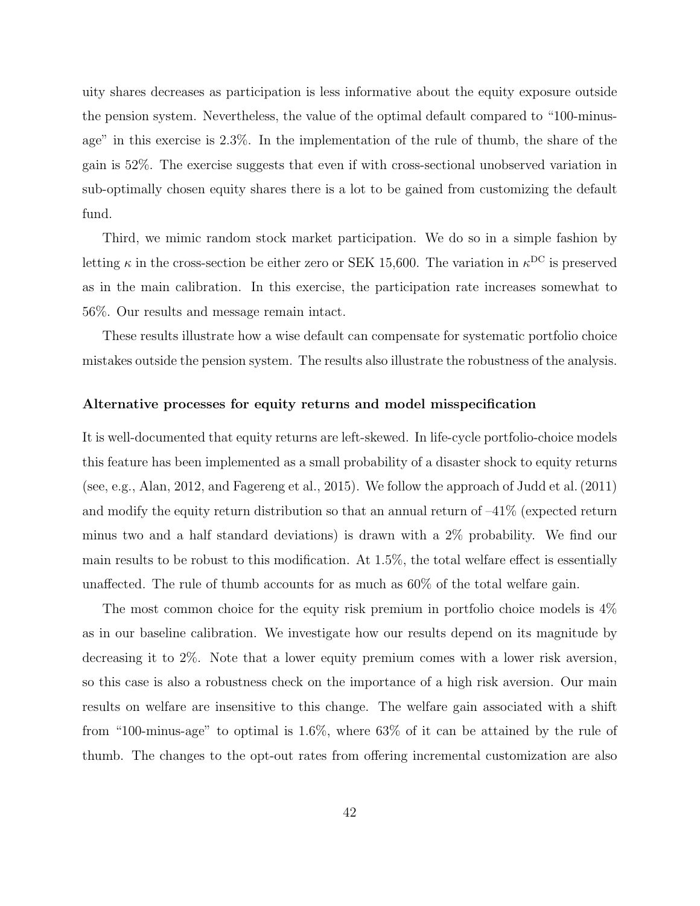uity shares decreases as participation is less informative about the equity exposure outside the pension system. Nevertheless, the value of the optimal default compared to "100-minus-age" in this exercise is 2.3%. In the implementation of the rule of thumb, the share of the gain is 52%. The exercise suggests that even if with cross-sectional unobserved variation in sub-optimally chosen equity shares there is a lot to be gained from customizing the default fund.

Third, we mimic random stock market participation. We do so in a simple fashion by letting $\kappa$ in the cross-section be either zero or SEK 15,600. The variation in $\kappa^{\text{DC}}$ is preserved as in the main calibration. In this exercise, the participation rate increases somewhat to 56%. Our results and message remain intact.

These results illustrate how a wise default can compensate for systematic portfolio choice mistakes outside the pension system. The results also illustrate the robustness of the analysis.

**Alternative processes for equity returns and model misspecification**

It is well-documented that equity returns are left-skewed. In life-cycle portfolio-choice models this feature has been implemented as a small probability of a disaster shock to equity returns (see, e.g., Alan, 2012, and Fagereng et al., 2015). We follow the approach of Judd et al. (2011) and modify the equity return distribution so that an annual return of –41% (expected return minus two and a half standard deviations) is drawn with a 2% probability. We find our main results to be robust to this modification. At 1.5%, the total welfare effect is essentially unaffected. The rule of thumb accounts for as much as 60% of the total welfare gain.

The most common choice for the equity risk premium in portfolio choice models is 4% as in our baseline calibration. We investigate how our results depend on its magnitude by decreasing it to 2%. Note that a lower equity premium comes with a lower risk aversion, so this case is also a robustness check on the importance of a high risk aversion. Our main results on welfare are insensitive to this change. The welfare gain associated with a shift from "100-minus-age" to optimal is 1.6%, where 63% of it can be attained by the rule of thumb. The changes to the opt-out rates from offering incremental customization are also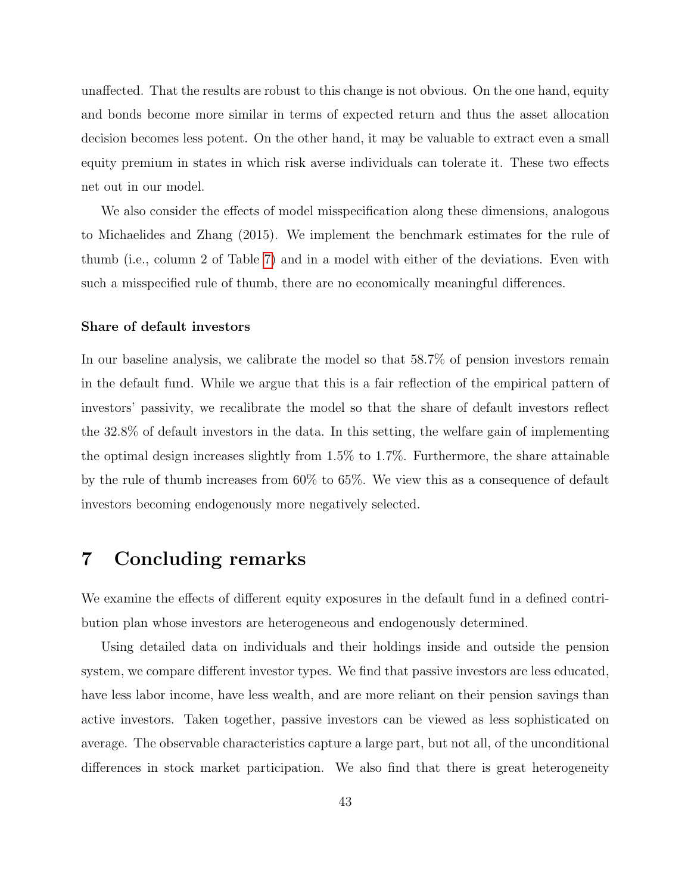unaffected. That the results are robust to this change is not obvious. On the one hand, equity and bonds become more similar in terms of expected return and thus the asset allocation decision becomes less potent. On the other hand, it may be valuable to extract even a small equity premium in states in which risk averse individuals can tolerate it. These two effects net out in our model.

We also consider the effects of model misspecification along these dimensions, analogous to Michaelides and Zhang (2015). We implement the benchmark estimates for the rule of thumb (i.e., column 2 of Table 7) and in a model with either of the deviations. Even with such a misspecified rule of thumb, there are no economically meaningful differences.

**Share of default investors**

In our baseline analysis, we calibrate the model so that 58.7% of pension investors remain in the default fund. While we argue that this is a fair reflection of the empirical pattern of investors' passivity, we recalibrate the model so that the share of default investors reflect the 32.8% of default investors in the data. In this setting, the welfare gain of implementing the optimal design increases slightly from 1.5% to 1.7%. Furthermore, the share attainable by the rule of thumb increases from 60% to 65%. We view this as a consequence of default investors becoming endogenously more negatively selected.

# 7 Concluding remarks

We examine the effects of different equity exposures in the default fund in a defined contribution plan whose investors are heterogeneous and endogenously determined.

Using detailed data on individuals and their holdings inside and outside the pension system, we compare different investor types. We find that passive investors are less educated, have less labor income, have less wealth, and are more reliant on their pension savings than active investors. Taken together, passive investors can be viewed as less sophisticated on average. The observable characteristics capture a large part, but not all, of the unconditional differences in stock market participation. We also find that there is great heterogeneity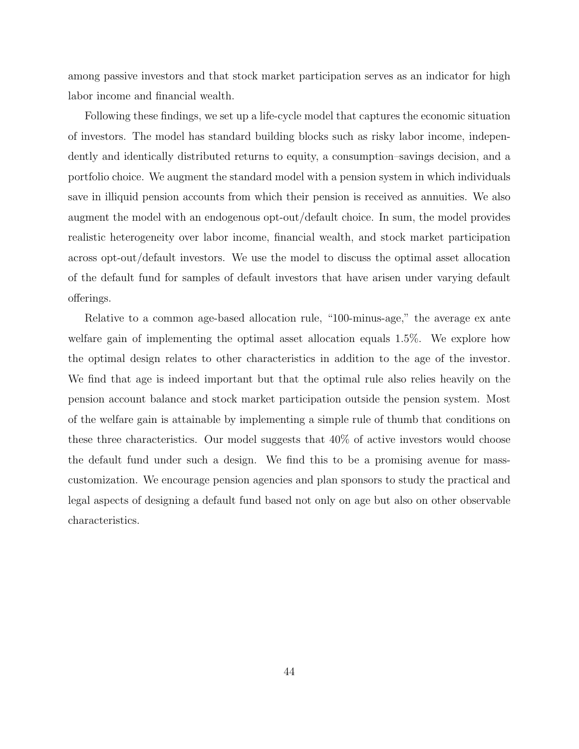among passive investors and that stock market participation serves as an indicator for high labor income and financial wealth.

Following these findings, we set up a life-cycle model that captures the economic situation of investors. The model has standard building blocks such as risky labor income, independently and identically distributed returns to equity, a consumption–savings decision, and a portfolio choice. We augment the standard model with a pension system in which individuals save in illiquid pension accounts from which their pension is received as annuities. We also augment the model with an endogenous opt-out/default choice. In sum, the model provides realistic heterogeneity over labor income, financial wealth, and stock market participation across opt-out/default investors. We use the model to discuss the optimal asset allocation of the default fund for samples of default investors that have arisen under varying default offerings.

Relative to a common age-based allocation rule, "100-minus-age," the average ex ante welfare gain of implementing the optimal asset allocation equals 1.5%. We explore how the optimal design relates to other characteristics in addition to the age of the investor. We find that age is indeed important but that the optimal rule also relies heavily on the pension account balance and stock market participation outside the pension system. Most of the welfare gain is attainable by implementing a simple rule of thumb that conditions on these three characteristics. Our model suggests that 40% of active investors would choose the default fund under such a design. We find this to be a promising avenue for mass-customization. We encourage pension agencies and plan sponsors to study the practical and legal aspects of designing a default fund based not only on age but also on other observable characteristics.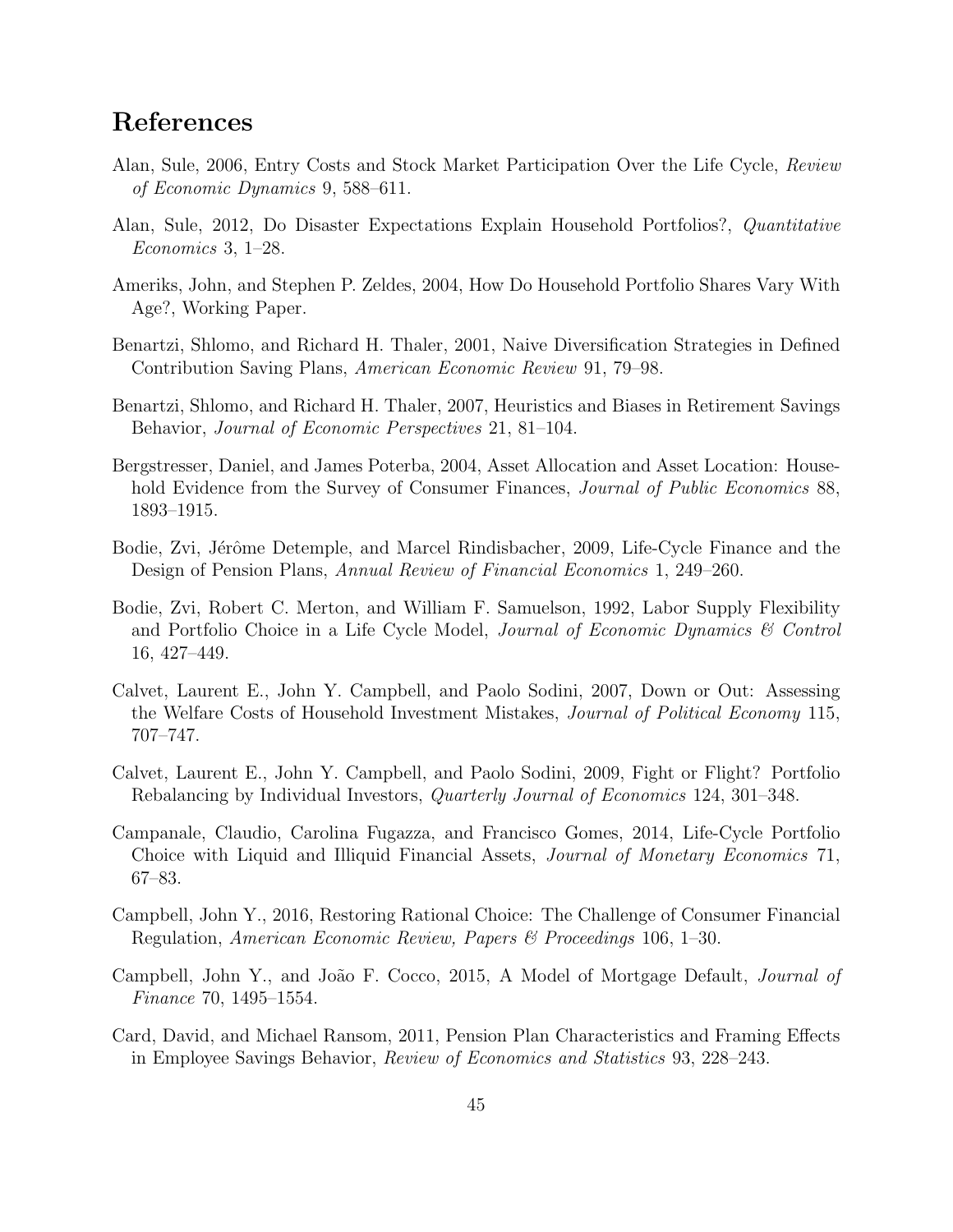# References

Alan, Sule, 2006, Entry Costs and Stock Market Participation Over the Life Cycle, *Review of Economic Dynamics* 9, 588–611.

Alan, Sule, 2012, Do Disaster Expectations Explain Household Portfolios?, *Quantitative Economics* 3, 1–28.

Ameriks, John, and Stephen P. Zeldes, 2004, How Do Household Portfolio Shares Vary With Age?, Working Paper.

Benartzi, Shlomo, and Richard H. Thaler, 2001, Naive Diversification Strategies in Defined Contribution Saving Plans, *American Economic Review* 91, 79–98.

Benartzi, Shlomo, and Richard H. Thaler, 2007, Heuristics and Biases in Retirement Savings Behavior, *Journal of Economic Perspectives* 21, 81–104.

Bergstresser, Daniel, and James Poterba, 2004, Asset Allocation and Asset Location: Household Evidence from the Survey of Consumer Finances, *Journal of Public Economics* 88, 1893–1915.

Bodie, Zvi, Jérôme Detemple, and Marcel Rindisbacher, 2009, Life-Cycle Finance and the Design of Pension Plans, *Annual Review of Financial Economics* 1, 249–260.

Bodie, Zvi, Robert C. Merton, and William F. Samuelson, 1992, Labor Supply Flexibility and Portfolio Choice in a Life Cycle Model, *Journal of Economic Dynamics & Control* 16, 427–449.

Calvet, Laurent E., John Y. Campbell, and Paolo Sodini, 2007, Down or Out: Assessing the Welfare Costs of Household Investment Mistakes, *Journal of Political Economy* 115, 707–747.

Calvet, Laurent E., John Y. Campbell, and Paolo Sodini, 2009, Fight or Flight? Portfolio Rebalancing by Individual Investors, *Quarterly Journal of Economics* 124, 301–348.

Campanale, Claudio, Carolina Fugazza, and Francisco Gomes, 2014, Life-Cycle Portfolio Choice with Liquid and Illiquid Financial Assets, *Journal of Monetary Economics* 71, 67–83.

Campbell, John Y., 2016, Restoring Rational Choice: The Challenge of Consumer Financial Regulation, *American Economic Review, Papers & Proceedings* 106, 1–30.

Campbell, John Y., and João F. Cocco, 2015, A Model of Mortgage Default, *Journal of Finance* 70, 1495–1554.

Card, David, and Michael Ransom, 2011, Pension Plan Characteristics and Framing Effects in Employee Savings Behavior, *Review of Economics and Statistics* 93, 228–243.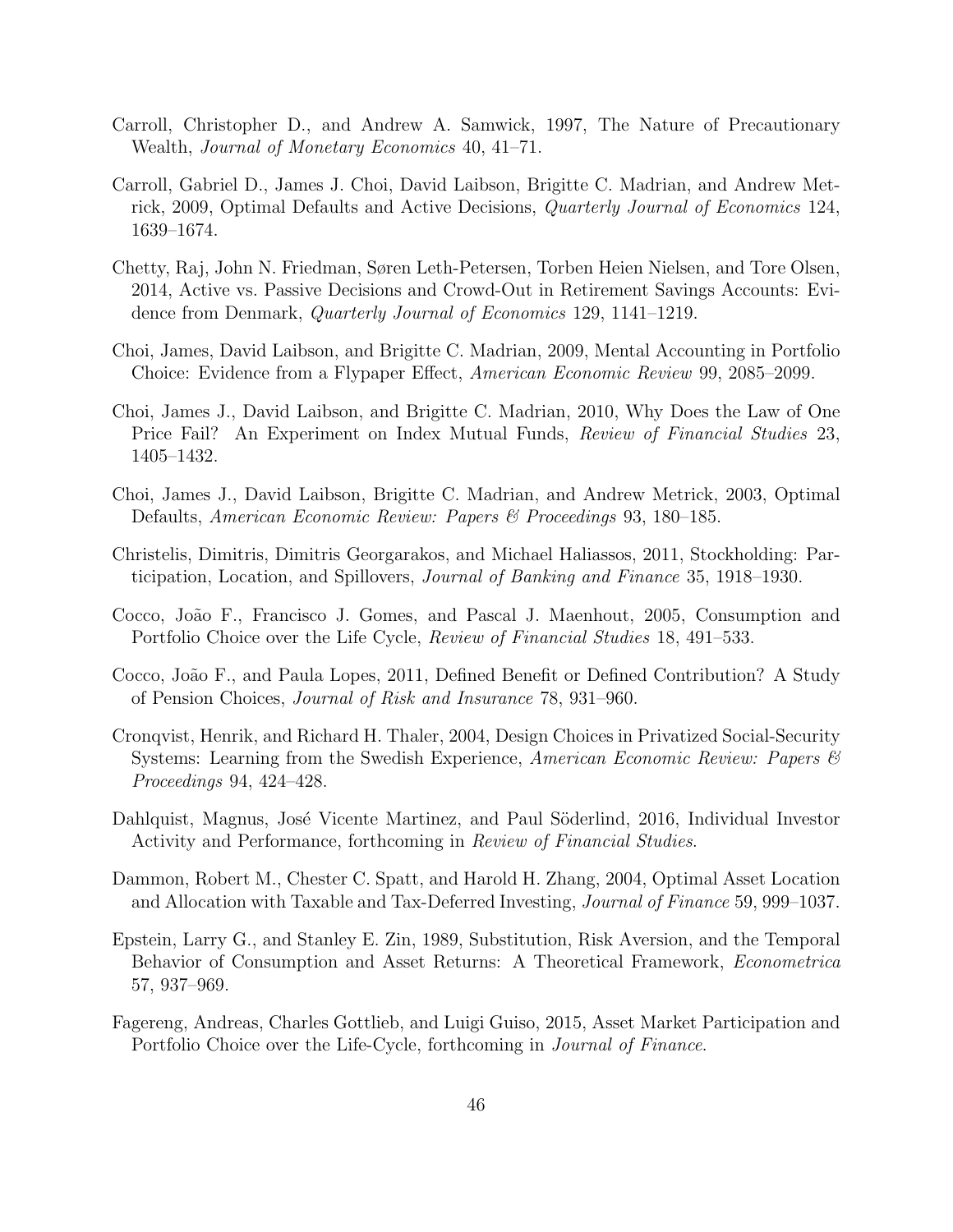Carroll, Christopher D., and Andrew A. Samwick, 1997, The Nature of Precautionary Wealth, *Journal of Monetary Economics* 40, 41–71.

Carroll, Gabriel D., James J. Choi, David Laibson, Brigitte C. Madrian, and Andrew Metrick, 2009, Optimal Defaults and Active Decisions, *Quarterly Journal of Economics* 124, 1639–1674.

Chetty, Raj, John N. Friedman, Søren Leth-Petersen, Torben Heien Nielsen, and Tore Olsen, 2014, Active vs. Passive Decisions and Crowd-Out in Retirement Savings Accounts: Evidence from Denmark, *Quarterly Journal of Economics* 129, 1141–1219.

Choi, James, David Laibson, and Brigitte C. Madrian, 2009, Mental Accounting in Portfolio Choice: Evidence from a Flypaper Effect, *American Economic Review* 99, 2085–2099.

Choi, James J., David Laibson, and Brigitte C. Madrian, 2010, Why Does the Law of One Price Fail? An Experiment on Index Mutual Funds, *Review of Financial Studies* 23, 1405–1432.

Choi, James J., David Laibson, Brigitte C. Madrian, and Andrew Metrick, 2003, Optimal Defaults, *American Economic Review: Papers & Proceedings* 93, 180–185.

Christelis, Dimitris, Dimitris Georgarakos, and Michael Haliassos, 2011, Stockholding: Participation, Location, and Spillovers, *Journal of Banking and Finance* 35, 1918–1930.

Cocco, João F., Francisco J. Gomes, and Pascal J. Maenhout, 2005, Consumption and Portfolio Choice over the Life Cycle, *Review of Financial Studies* 18, 491–533.

Cocco, João F., and Paula Lopes, 2011, Defined Benefit or Defined Contribution? A Study of Pension Choices, *Journal of Risk and Insurance* 78, 931–960.

Cronqvist, Henrik, and Richard H. Thaler, 2004, Design Choices in Privatized Social-Security Systems: Learning from the Swedish Experience, *American Economic Review: Papers & Proceedings* 94, 424–428.

Dahlquist, Magnus, José Vicente Martinez, and Paul Söderlind, 2016, Individual Investor Activity and Performance, forthcoming in *Review of Financial Studies*.

Dammon, Robert M., Chester C. Spatt, and Harold H. Zhang, 2004, Optimal Asset Location and Allocation with Taxable and Tax-Deferred Investing, *Journal of Finance* 59, 999–1037.

Epstein, Larry G., and Stanley E. Zin, 1989, Substitution, Risk Aversion, and the Temporal Behavior of Consumption and Asset Returns: A Theoretical Framework, *Econometrica* 57, 937–969.

Fagereng, Andreas, Charles Gottlieb, and Luigi Guiso, 2015, Asset Market Participation and Portfolio Choice over the Life-Cycle, forthcoming in *Journal of Finance*.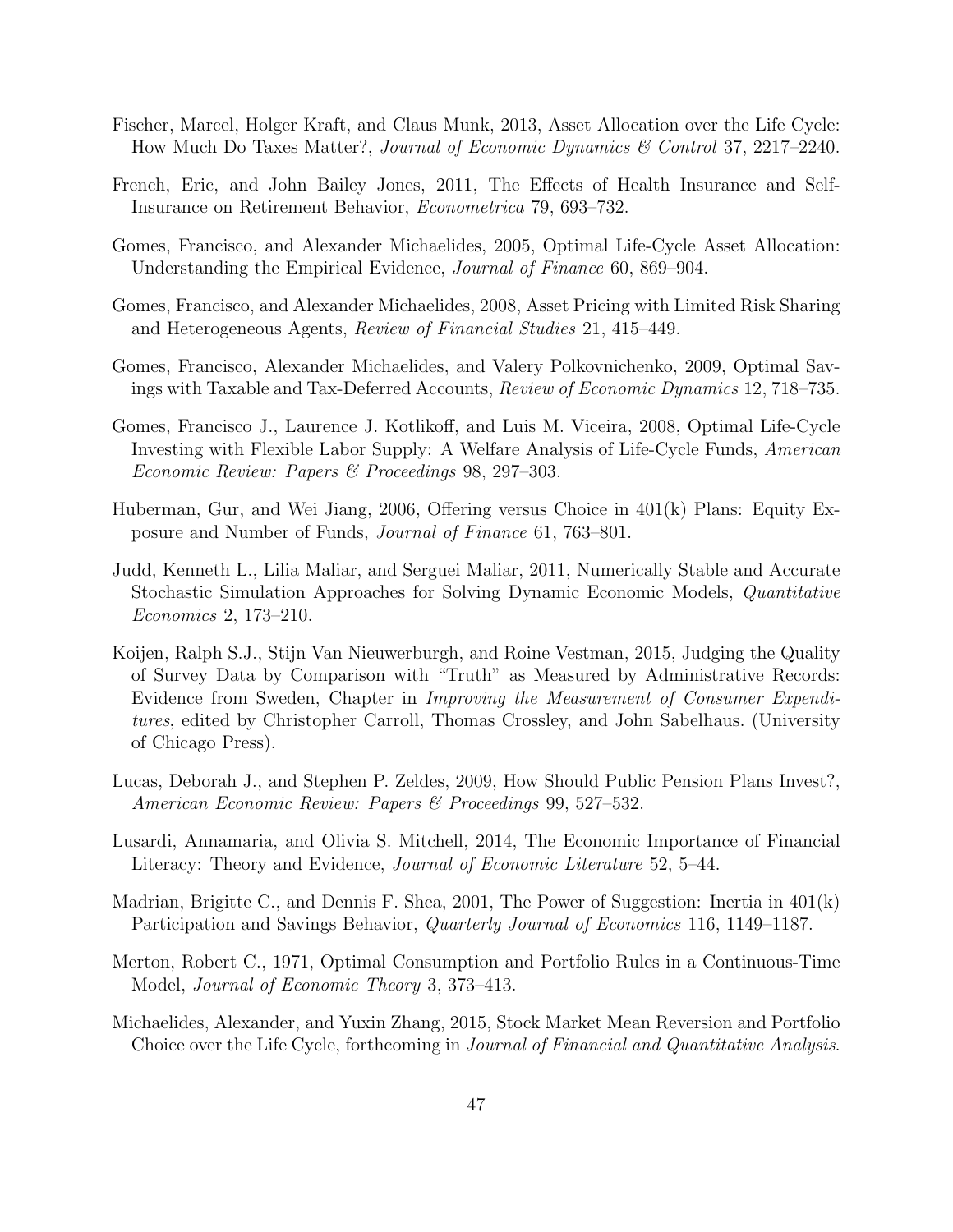Fischer, Marcel, Holger Kraft, and Claus Munk, 2013, Asset Allocation over the Life Cycle: How Much Do Taxes Matter?, *Journal of Economic Dynamics & Control* 37, 2217–2240.

French, Eric, and John Bailey Jones, 2011, The Effects of Health Insurance and Self-Insurance on Retirement Behavior, *Econometrica* 79, 693–732.

Gomes, Francisco, and Alexander Michaelides, 2005, Optimal Life-Cycle Asset Allocation: Understanding the Empirical Evidence, *Journal of Finance* 60, 869–904.

Gomes, Francisco, and Alexander Michaelides, 2008, Asset Pricing with Limited Risk Sharing and Heterogeneous Agents, *Review of Financial Studies* 21, 415–449.

Gomes, Francisco, Alexander Michaelides, and Valery Polkovnichenko, 2009, Optimal Savings with Taxable and Tax-Deferred Accounts, *Review of Economic Dynamics* 12, 718–735.

Gomes, Francisco J., Laurence J. Kotlikoff, and Luis M. Viceira, 2008, Optimal Life-Cycle Investing with Flexible Labor Supply: A Welfare Analysis of Life-Cycle Funds, *American Economic Review: Papers & Proceedings* 98, 297–303.

Huberman, Gur, and Wei Jiang, 2006, Offering versus Choice in 401(k) Plans: Equity Exposure and Number of Funds, *Journal of Finance* 61, 763–801.

Judd, Kenneth L., Lilia Maliar, and Serguei Maliar, 2011, Numerically Stable and Accurate Stochastic Simulation Approaches for Solving Dynamic Economic Models, *Quantitative Economics* 2, 173–210.

Koijen, Ralph S.J., Stijn Van Nieuwerburgh, and Roine Vestman, 2015, Judging the Quality of Survey Data by Comparison with "Truth" as Measured by Administrative Records: Evidence from Sweden, Chapter in *Improving the Measurement of Consumer Expenditures*, edited by Christopher Carroll, Thomas Crossley, and John Sabelhaus. (University of Chicago Press).

Lucas, Deborah J., and Stephen P. Zeldes, 2009, How Should Public Pension Plans Invest?, *American Economic Review: Papers & Proceedings* 99, 527–532.

Lusardi, Annamaria, and Olivia S. Mitchell, 2014, The Economic Importance of Financial Literacy: Theory and Evidence, *Journal of Economic Literature* 52, 5–44.

Madrian, Brigitte C., and Dennis F. Shea, 2001, The Power of Suggestion: Inertia in 401(k) Participation and Savings Behavior, *Quarterly Journal of Economics* 116, 1149–1187.

Merton, Robert C., 1971, Optimal Consumption and Portfolio Rules in a Continuous-Time Model, *Journal of Economic Theory* 3, 373–413.

Michaelides, Alexander, and Yuxin Zhang, 2015, Stock Market Mean Reversion and Portfolio Choice over the Life Cycle, forthcoming in *Journal of Financial and Quantitative Analysis*.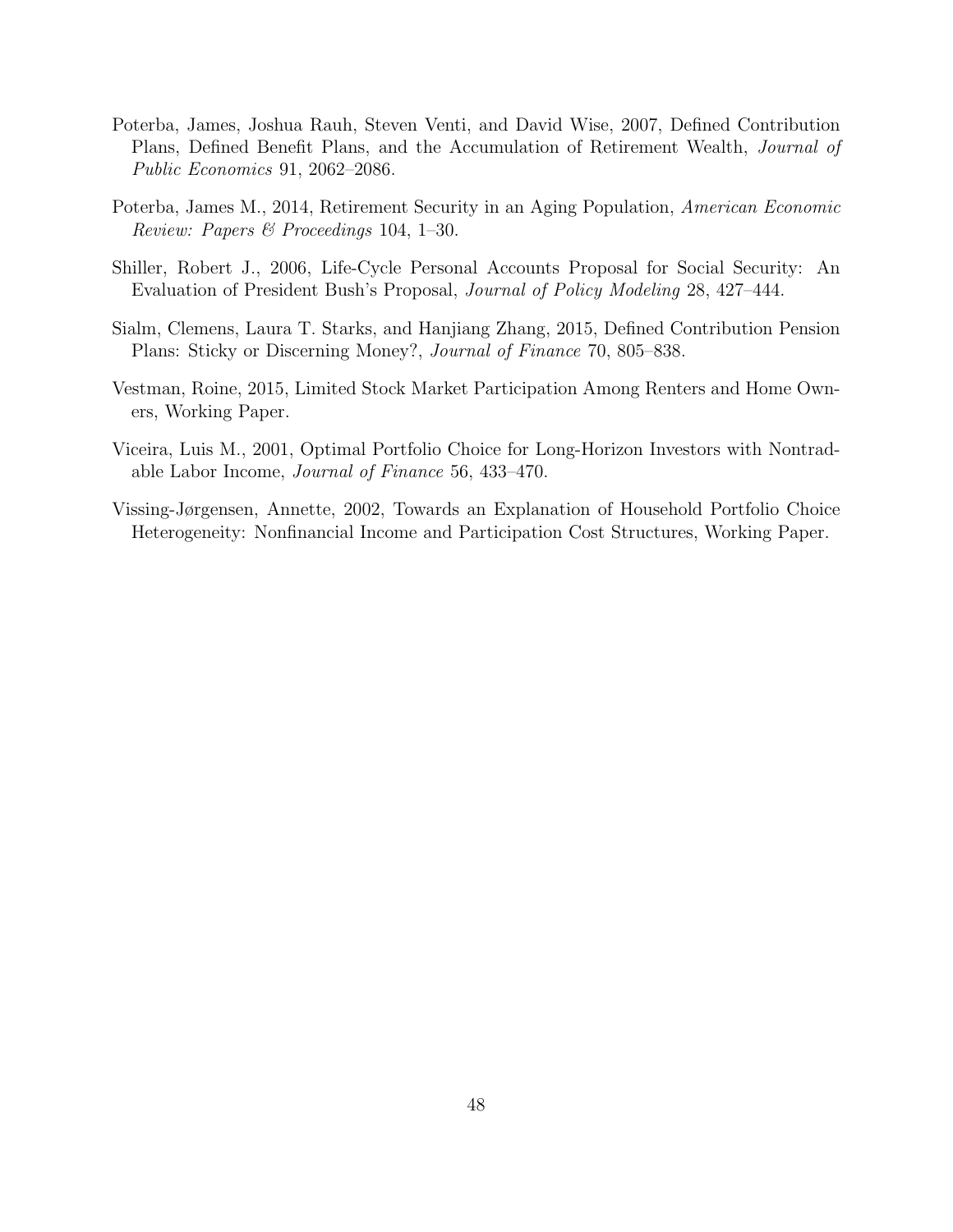Poterba, James, Joshua Rauh, Steven Venti, and David Wise, 2007, Defined Contribution Plans, Defined Benefit Plans, and the Accumulation of Retirement Wealth, *Journal of Public Economics* 91, 2062–2086.

Poterba, James M., 2014, Retirement Security in an Aging Population, *American Economic Review: Papers & Proceedings* 104, 1–30.

Shiller, Robert J., 2006, Life-Cycle Personal Accounts Proposal for Social Security: An Evaluation of President Bush's Proposal, *Journal of Policy Modeling* 28, 427–444.

Sialm, Clemens, Laura T. Starks, and Hanjiang Zhang, 2015, Defined Contribution Pension Plans: Sticky or Discerning Money?, *Journal of Finance* 70, 805–838.

Vestman, Roine, 2015, Limited Stock Market Participation Among Renters and Home Owners, Working Paper.

Viceira, Luis M., 2001, Optimal Portfolio Choice for Long-Horizon Investors with Nontradable Labor Income, *Journal of Finance* 56, 433–470.

Vissing-Jørgensen, Annette, 2002, Towards an Explanation of Household Portfolio Choice Heterogeneity: Nonfinancial Income and Participation Cost Structures, Working Paper.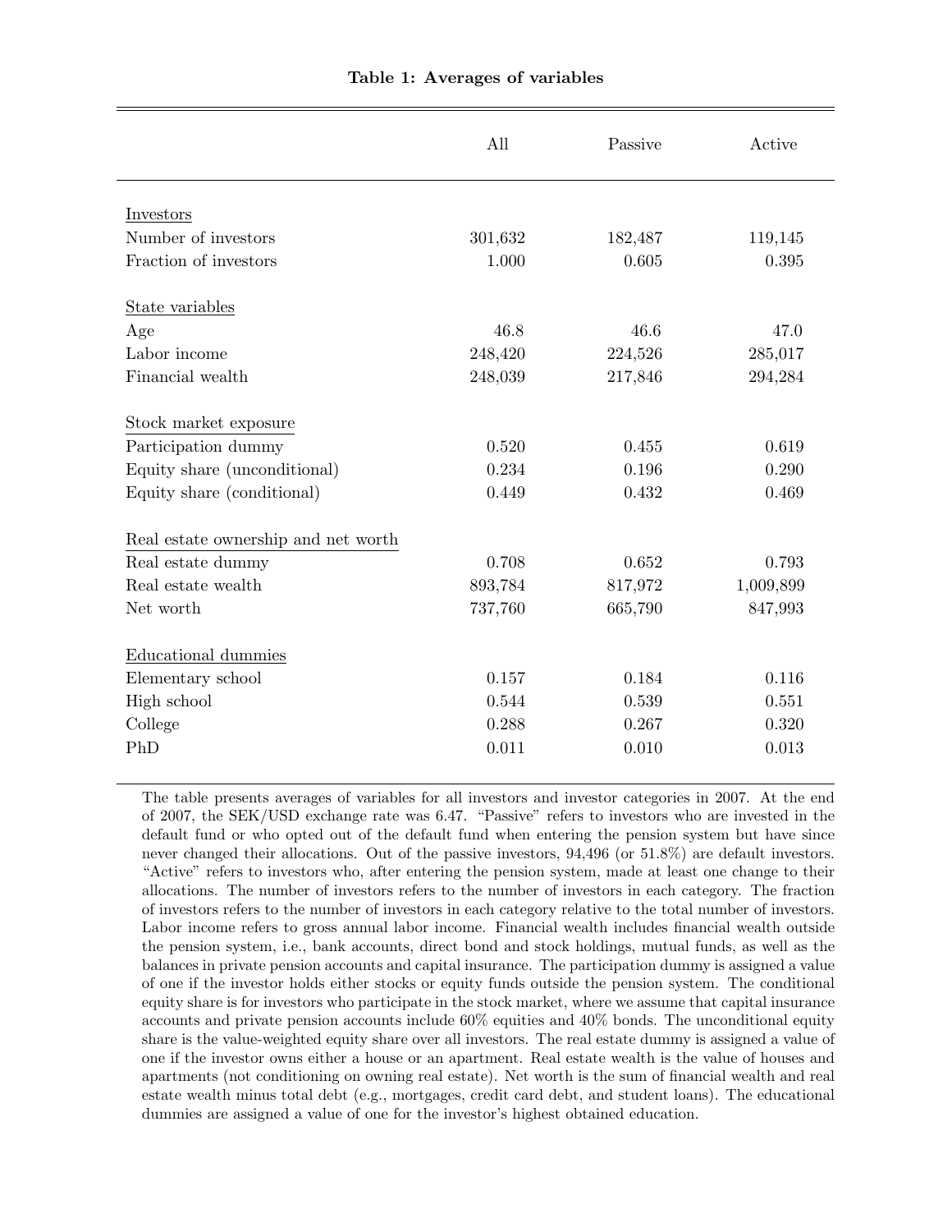**Table 1: Averages of variables**

| | All | Passive | Active |
|---|---|---|---|
| Investors | | | |
| Number of investors | 301,632 | 182,487 | 119,145 |
| Fraction of investors | 1.000 | 0.605 | 0.395 |
| State variables | | | |
| Age | 46.8 | 46.6 | 47.0 |
| Labor income | 248,420 | 224,526 | 285,017 |
| Financial wealth | 248,039 | 217,846 | 294,284 |
| Stock market exposure | | | |
| Participation dummy | 0.520 | 0.455 | 0.619 |
| Equity share (unconditional) | 0.234 | 0.196 | 0.290 |
| Equity share (conditional) | 0.449 | 0.432 | 0.469 |
| Real estate ownership and net worth | | | |
| Real estate dummy | 0.708 | 0.652 | 0.793 |
| Real estate wealth | 893,784 | 817,972 | 1,009,899 |
| Net worth | 737,760 | 665,790 | 847,993 |
| Educational dummies | | | |
| Elementary school | 0.157 | 0.184 | 0.116 |
| High school | 0.544 | 0.539 | 0.551 |
| College | 0.288 | 0.267 | 0.320 |
| PhD | 0.011 | 0.010 | 0.013 |

The table presents averages of variables for all investors and investor categories in 2007. At the end of 2007, the SEK/USD exchange rate was 6.47. "Passive" refers to investors who are invested in the default fund or who opted out of the default fund when entering the pension system but have since never changed their allocations. Out of the passive investors, 94,496 (or 51.8%) are default investors. "Active" refers to investors who, after entering the pension system, made at least one change to their allocations. The number of investors refers to the number of investors in each category. The fraction of investors refers to the number of investors in each category relative to the total number of investors. Labor income refers to gross annual labor income. Financial wealth includes financial wealth outside the pension system, i.e., bank accounts, direct bond and stock holdings, mutual funds, as well as the balances in private pension accounts and capital insurance. The participation dummy is assigned a value of one if the investor holds either stocks or equity funds outside the pension system. The conditional equity share is for investors who participate in the stock market, where we assume that capital insurance accounts and private pension accounts include 60% equities and 40% bonds. The unconditional equity share is the value-weighted equity share over all investors. The real estate dummy is assigned a value of one if the investor owns either a house or an apartment. Real estate wealth is the value of houses and apartments (not conditioning on owning real estate). Net worth is the sum of financial wealth and real estate wealth minus total debt (e.g., mortgages, credit card debt, and student loans). The educational dummies are assigned a value of one for the investor's highest obtained education.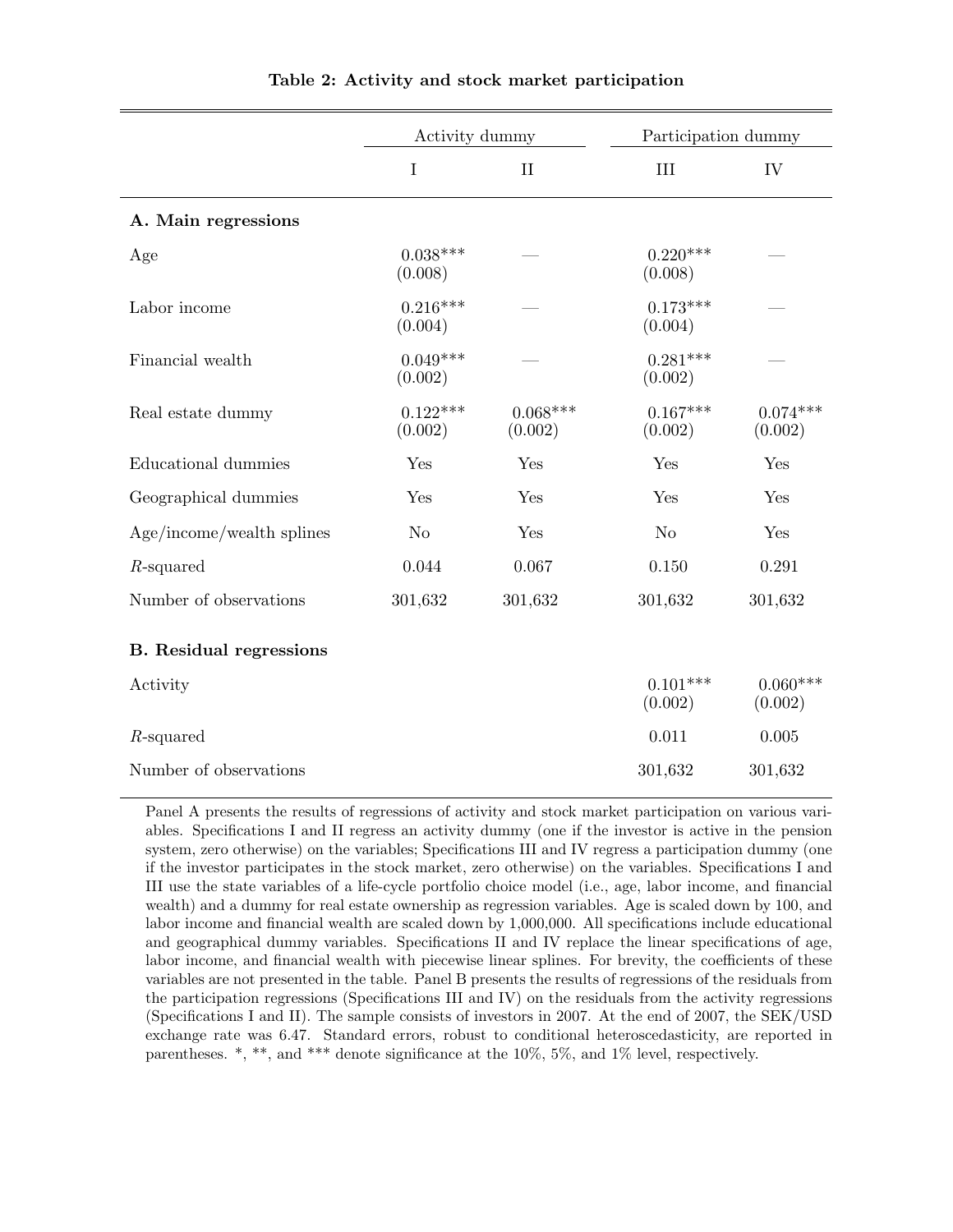**Table 2: Activity and stock market participation**

| | Activity dummy | | Participation dummy | |
|---|---|---|---|---|
| | I | II | III | IV |
| **A. Main regressions** | | | | |
| Age | 0.038*** (0.008) | — | 0.220*** (0.008) | — |
| Labor income | 0.216*** (0.004) | — | 0.173*** (0.004) | — |
| Financial wealth | 0.049*** (0.002) | — | 0.281*** (0.002) | — |
| Real estate dummy | 0.122*** (0.002) | 0.068*** (0.002) | 0.167*** (0.002) | 0.074*** (0.002) |
| Educational dummies | Yes | Yes | Yes | Yes |
| Geographical dummies | Yes | Yes | Yes | Yes |
| Age/income/wealth splines | No | Yes | No | Yes |
| $R$-squared | 0.044 | 0.067 | 0.150 | 0.291 |
| Number of observations | 301,632 | 301,632 | 301,632 | 301,632 |
| **B. Residual regressions** | | | | |
| Activity | | | 0.101*** (0.002) | 0.060*** (0.002) |
| $R$-squared | | | 0.011 | 0.005 |
| Number of observations | | | 301,632 | 301,632 |

Panel A presents the results of regressions of activity and stock market participation on various variables. Specifications I and II regress an activity dummy (one if the investor is active in the pension system, zero otherwise) on the variables; Specifications III and IV regress a participation dummy (one if the investor participates in the stock market, zero otherwise) on the variables. Specifications I and III use the state variables of a life-cycle portfolio choice model (i.e., age, labor income, and financial wealth) and a dummy for real estate ownership as regression variables. Age is scaled down by 100, and labor income and financial wealth are scaled down by 1,000,000. All specifications include educational and geographical dummy variables. Specifications II and IV replace the linear specifications of age, labor income, and financial wealth with piecewise linear splines. For brevity, the coefficients of these variables are not presented in the table. Panel B presents the results of regressions of the residuals from the participation regressions (Specifications III and IV) on the residuals from the activity regressions (Specifications I and II). The sample consists of investors in 2007. At the end of 2007, the SEK/USD exchange rate was 6.47. Standard errors, robust to conditional heteroscedasticity, are reported in parentheses. *, **, and *** denote significance at the 10%, 5%, and 1% level, respectively.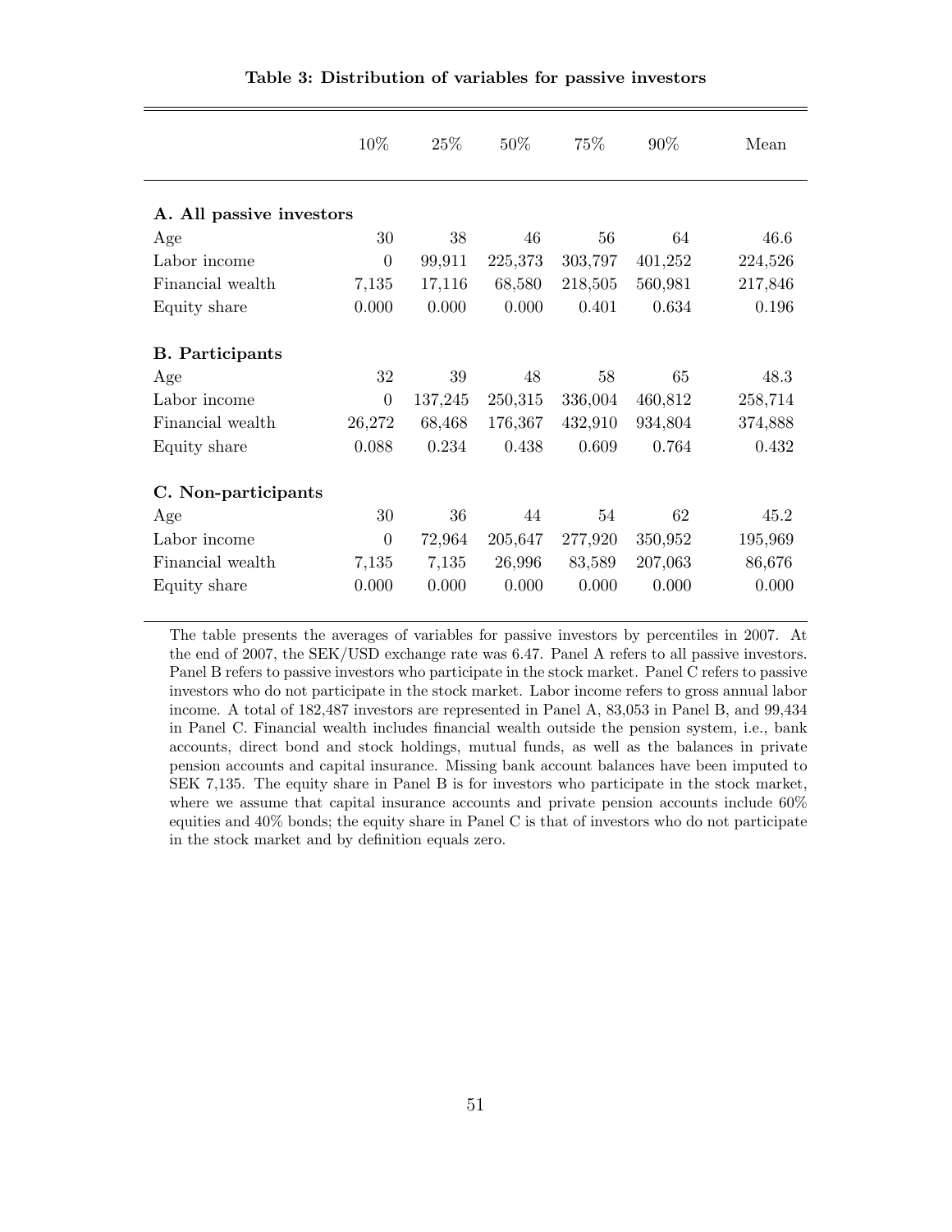**Table 3: Distribution of variables for passive investors**

| | 10% | 25% | 50% | 75% | 90% | Mean |
|---|---|---|---|---|---|---|
| **A. All passive investors** | | | | | | |
| Age | 30 | 38 | 46 | 56 | 64 | 46.6 |
| Labor income | 0 | 99,911 | 225,373 | 303,797 | 401,252 | 224,526 |
| Financial wealth | 7,135 | 17,116 | 68,580 | 218,505 | 560,981 | 217,846 |
| Equity share | 0.000 | 0.000 | 0.000 | 0.401 | 0.634 | 0.196 |
| **B. Participants** | | | | | | |
| Age | 32 | 39 | 48 | 58 | 65 | 48.3 |
| Labor income | 0 | 137,245 | 250,315 | 336,004 | 460,812 | 258,714 |
| Financial wealth | 26,272 | 68,468 | 176,367 | 432,910 | 934,804 | 374,888 |
| Equity share | 0.088 | 0.234 | 0.438 | 0.609 | 0.764 | 0.432 |
| **C. Non-participants** | | | | | | |
| Age | 30 | 36 | 44 | 54 | 62 | 45.2 |
| Labor income | 0 | 72,964 | 205,647 | 277,920 | 350,952 | 195,969 |
| Financial wealth | 7,135 | 7,135 | 26,996 | 83,589 | 207,063 | 86,676 |
| Equity share | 0.000 | 0.000 | 0.000 | 0.000 | 0.000 | 0.000 |

The table presents the averages of variables for passive investors by percentiles in 2007. At the end of 2007, the SEK/USD exchange rate was 6.47. Panel A refers to all passive investors. Panel B refers to passive investors who participate in the stock market. Panel C refers to passive investors who do not participate in the stock market. Labor income refers to gross annual labor income. A total of 182,487 investors are represented in Panel A, 83,053 in Panel B, and 99,434 in Panel C. Financial wealth includes financial wealth outside the pension system, i.e., bank accounts, direct bond and stock holdings, mutual funds, as well as the balances in private pension accounts and capital insurance. Missing bank account balances have been imputed to SEK 7,135. The equity share in Panel B is for investors who participate in the stock market, where we assume that capital insurance accounts and private pension accounts include 60% equities and 40% bonds; the equity share in Panel C is that of investors who do not participate in the stock market and by definition equals zero.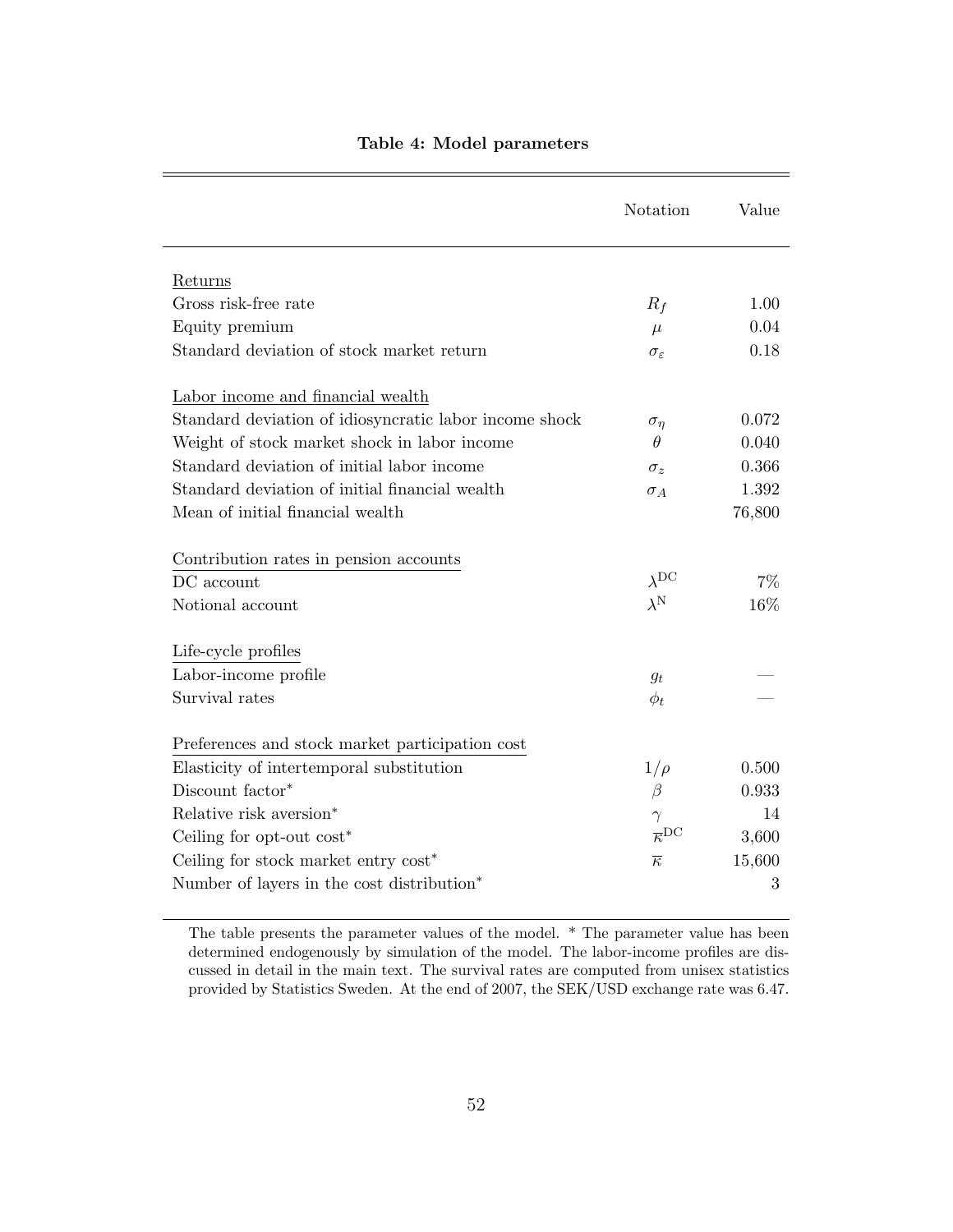**Table 4: Model parameters**

| | Notation | Value |
|---|---|---|
| Returns | | |
| Gross risk-free rate | $R_f$ | 1.00 |
| Equity premium | $\mu$ | 0.04 |
| Standard deviation of stock market return | $\sigma_\varepsilon$ | 0.18 |
| Labor income and financial wealth | | |
| Standard deviation of idiosyncratic labor income shock | $\sigma_\eta$ | 0.072 |
| Weight of stock market shock in labor income | $\theta$ | 0.040 |
| Standard deviation of initial labor income | $\sigma_z$ | 0.366 |
| Standard deviation of initial financial wealth | $\sigma_A$ | 1.392 |
| Mean of initial financial wealth | | 76,800 |
| Contribution rates in pension accounts | | |
| DC account | $\lambda^{\mathrm{DC}}$ | 7% |
| Notional account | $\lambda^{\mathrm{N}}$ | 16% |
| Life-cycle profiles | | |
| Labor-income profile | $g_t$ | — |
| Survival rates | $\phi_t$ | — |
| Preferences and stock market participation cost | | |
| Elasticity of intertemporal substitution | $1/\rho$ | 0.500 |
| Discount factor* | $\beta$ | 0.933 |
| Relative risk aversion* | $\gamma$ | 14 |
| Ceiling for opt-out cost* | $\overline{\kappa}^{\mathrm{DC}}$ | 3,600 |
| Ceiling for stock market entry cost* | $\overline{\kappa}$ | 15,600 |
| Number of layers in the cost distribution* | | 3 |

The table presents the parameter values of the model. * The parameter value has been determined endogenously by simulation of the model. The labor-income profiles are discussed in detail in the main text. The survival rates are computed from unisex statistics provided by Statistics Sweden. At the end of 2007, the SEK/USD exchange rate was 6.47.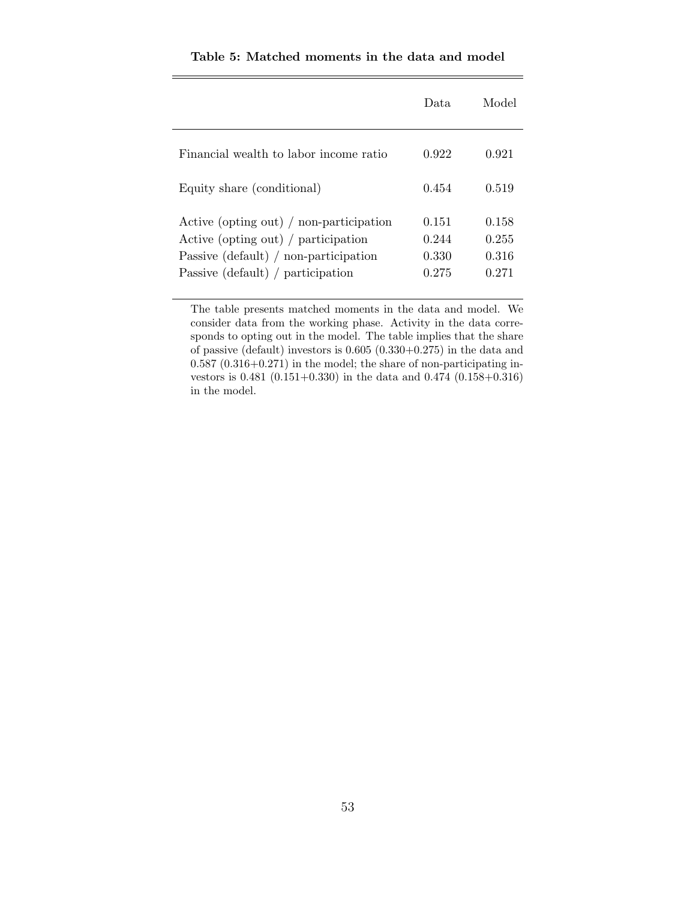**Table 5: Matched moments in the data and model**

| | Data | Model |
|---|---|---|
| Financial wealth to labor income ratio | 0.922 | 0.921 |
| Equity share (conditional) | 0.454 | 0.519 |
| Active (opting out) / non-participation | 0.151 | 0.158 |
| Active (opting out) / participation | 0.244 | 0.255 |
| Passive (default) / non-participation | 0.330 | 0.316 |
| Passive (default) / participation | 0.275 | 0.271 |

The table presents matched moments in the data and model. We consider data from the working phase. Activity in the data corresponds to opting out in the model. The table implies that the share of passive (default) investors is 0.605 (0.330+0.275) in the data and 0.587 (0.316+0.271) in the model; the share of non-participating investors is 0.481 (0.151+0.330) in the data and 0.474 (0.158+0.316) in the model.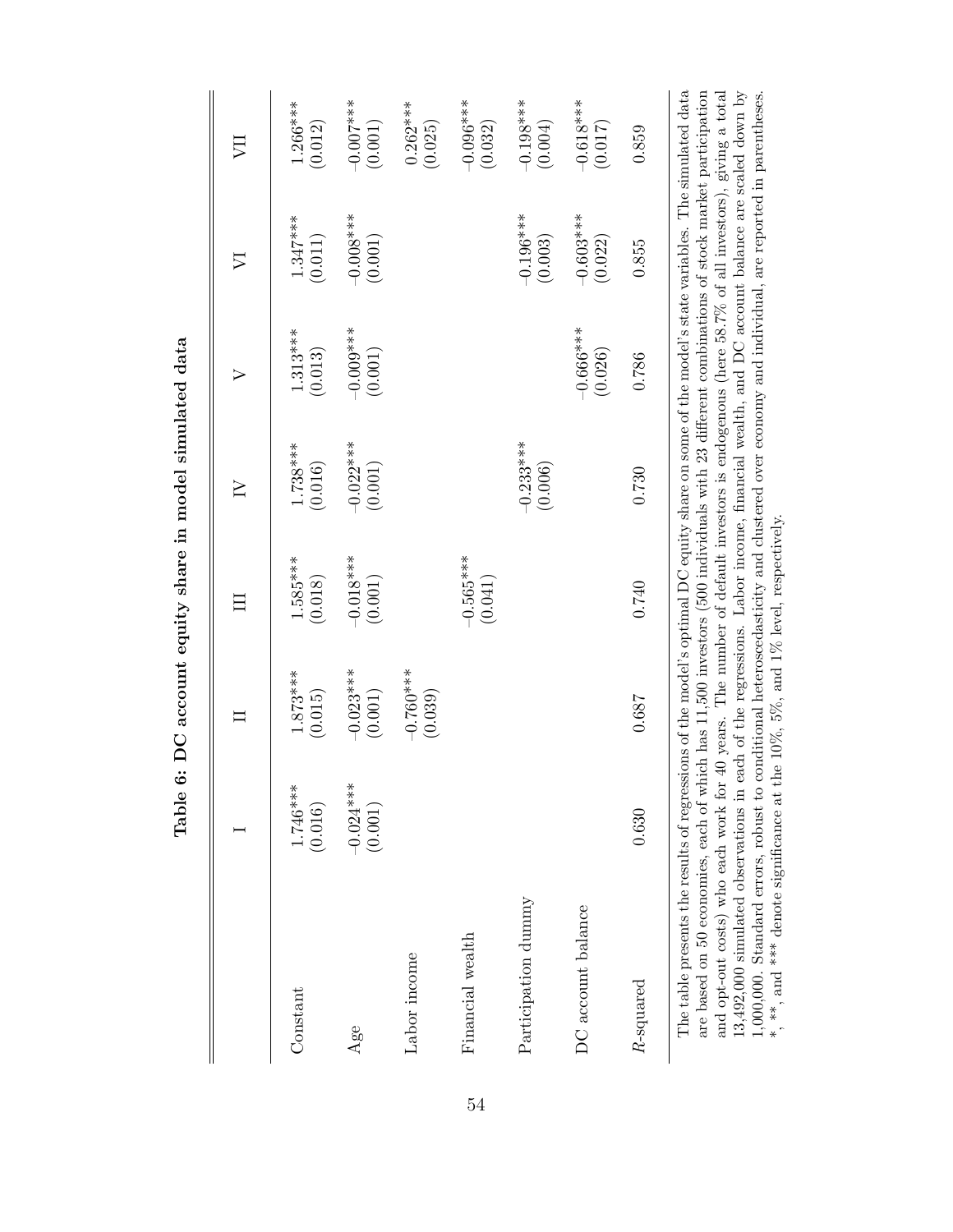**Table 6: DC account equity share in model simulated data**

| | I | II | III | IV | V | VI | VII |
|---|---|---|---|---|---|---|---|
| Constant | 1.746*** | 1.873*** | 1.585*** | 1.738*** | 1.313*** | 1.347*** | 1.266*** |
| | (0.016) | (0.015) | (0.018) | (0.016) | (0.013) | (0.011) | (0.012) |
| Age | −0.024*** | −0.023*** | −0.018*** | −0.022*** | −0.009*** | −0.008*** | −0.007*** |
| | (0.001) | (0.001) | (0.001) | (0.001) | (0.001) | (0.001) | (0.001) |
| Labor income | | −0.760*** | | | | | 0.262*** |
| | | (0.039) | | | | | (0.025) |
| Financial wealth | | | −0.565*** | | | | −0.096*** |
| | | | (0.041) | | | | (0.032) |
| Participation dummy | | | | −0.233*** | | −0.196*** | −0.198*** |
| | | | | (0.006) | | (0.003) | (0.004) |
| DC account balance | | | | | −0.666*** | −0.603*** | −0.618*** |
| | | | | | (0.026) | (0.022) | (0.017) |
| $R$-squared | 0.630 | 0.687 | 0.740 | 0.730 | 0.786 | 0.855 | 0.859 |

The table presents the results of regressions of the model's optimal DC equity share on some of the model's state variables. The simulated data are based on 50 economies, each of which has 11,500 investors (500 individuals with 23 different combinations of stock market participation and opt-out costs) who each work for 40 years. The number of default investors is endogenous (here 58.7% of all investors), giving a total 13,492,000 simulated observations in each of the regressions. Labor income, financial wealth, and DC account balance are scaled down by 1,000,000. Standard errors, robust to conditional heteroscedasticity and clustered over economy and individual, are reported in parentheses. *, **, and *** denote significance at the 10%, 5%, and 1% level, respectively.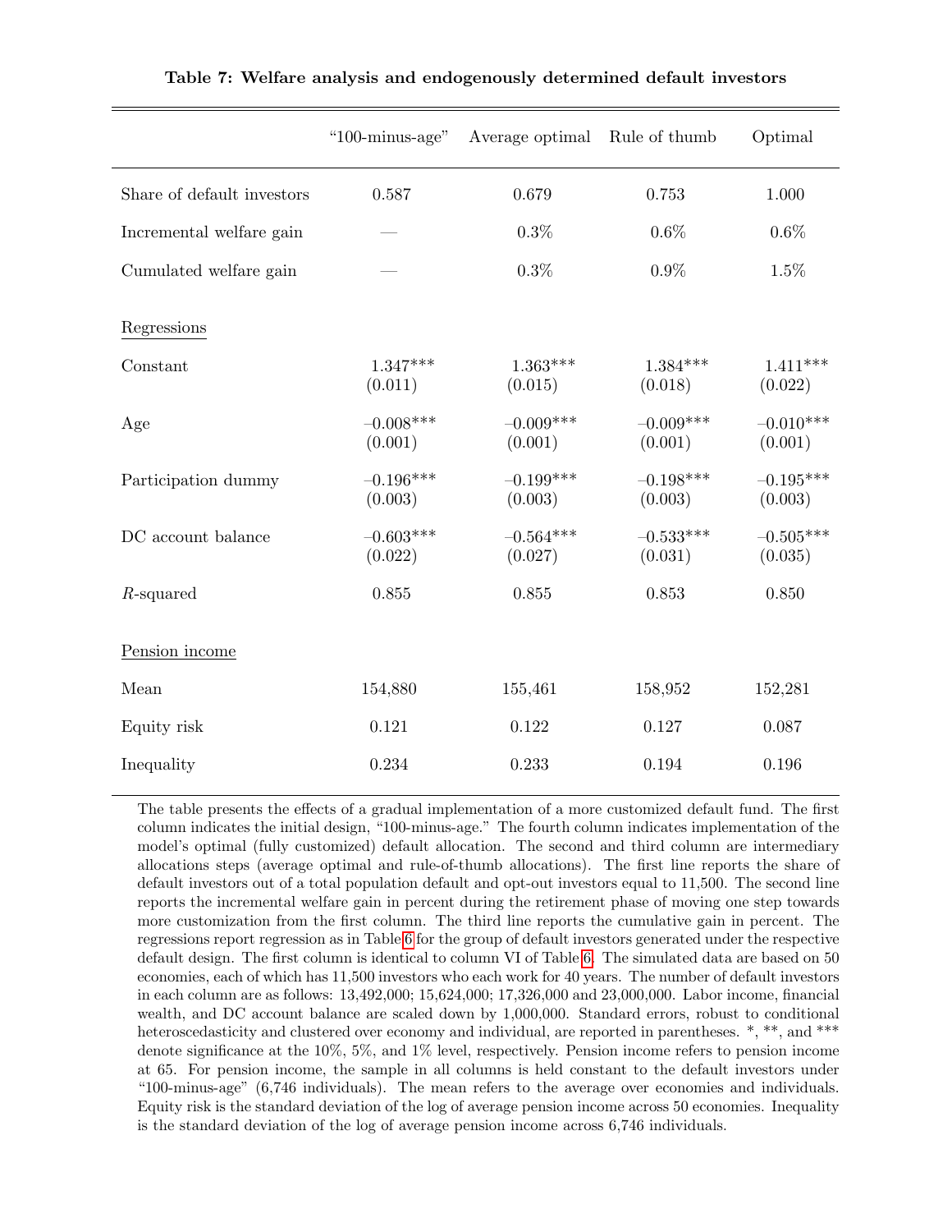**Table 7: Welfare analysis and endogenously determined default investors**

| | "100-minus-age" | Average optimal | Rule of thumb | Optimal |
|---|---|---|---|---|
| Share of default investors | 0.587 | 0.679 | 0.753 | 1.000 |
| Incremental welfare gain | — | 0.3% | 0.6% | 0.6% |
| Cumulated welfare gain | — | 0.3% | 0.9% | 1.5% |
| <u>Regressions</u> | | | | |
| Constant | 1.347*** | 1.363*** | 1.384*** | 1.411*** |
| | (0.011) | (0.015) | (0.018) | (0.022) |
| Age | −0.008*** | −0.009*** | −0.009*** | −0.010*** |
| | (0.001) | (0.001) | (0.001) | (0.001) |
| Participation dummy | −0.196*** | −0.199*** | −0.198*** | −0.195*** |
| | (0.003) | (0.003) | (0.003) | (0.003) |
| DC account balance | −0.603*** | −0.564*** | −0.533*** | −0.505*** |
| | (0.022) | (0.027) | (0.031) | (0.035) |
| $R$-squared | 0.855 | 0.855 | 0.853 | 0.850 |
| <u>Pension income</u> | | | | |
| Mean | 154,880 | 155,461 | 158,952 | 152,281 |
| Equity risk | 0.121 | 0.122 | 0.127 | 0.087 |
| Inequality | 0.234 | 0.233 | 0.194 | 0.196 |

The table presents the effects of a gradual implementation of a more customized default fund. The first column indicates the initial design, "100-minus-age." The fourth column indicates implementation of the model's optimal (fully customized) default allocation. The second and third column are intermediary allocations steps (average optimal and rule-of-thumb allocations). The first line reports the share of default investors out of a total population default and opt-out investors equal to 11,500. The second line reports the incremental welfare gain in percent during the retirement phase of moving one step towards more customization from the first column. The third line reports the cumulative gain in percent. The regressions report regression as in Table 6 for the group of default investors generated under the respective default design. The first column is identical to column VI of Table 6. The simulated data are based on 50 economies, each of which has 11,500 investors who each work for 40 years. The number of default investors in each column are as follows: 13,492,000; 15,624,000; 17,326,000 and 23,000,000. Labor income, financial wealth, and DC account balance are scaled down by 1,000,000. Standard errors, robust to conditional heteroscedasticity and clustered over economy and individual, are reported in parentheses. *, **, and *** denote significance at the 10%, 5%, and 1% level, respectively. Pension income refers to pension income at 65. For pension income, the sample in all columns is held constant to the default investors under "100-minus-age" (6,746 individuals). The mean refers to the average over economies and individuals. Equity risk is the standard deviation of the log of average pension income across 50 economies. Inequality is the standard deviation of the log of average pension income across 6,746 individuals.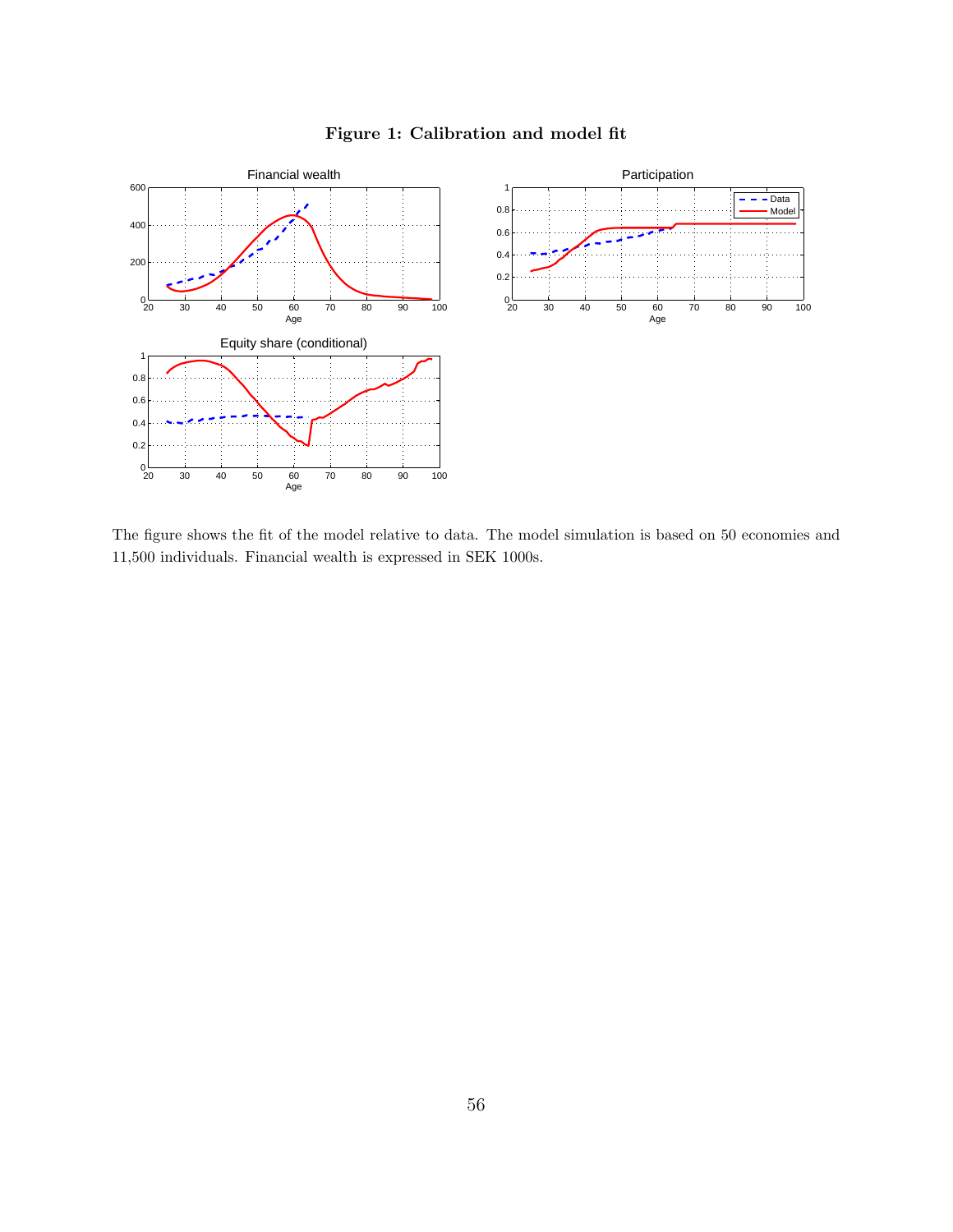**Figure 1: Calibration and model fit**

The figure shows the fit of the model relative to data. The model simulation is based on 50 economies and 11,500 individuals. Financial wealth is expressed in SEK 1000s.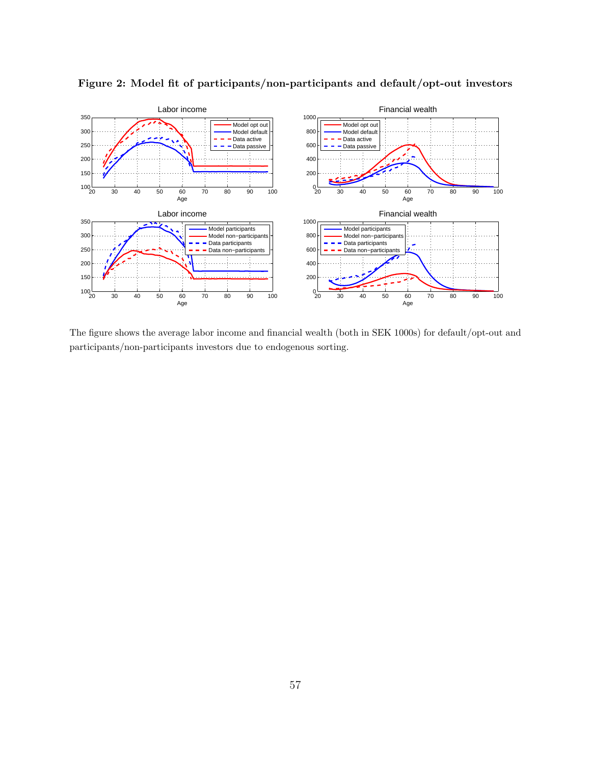**Figure 2: Model fit of participants/non-participants and default/opt-out investors**

The figure shows the average labor income and financial wealth (both in SEK 1000s) for default/opt-out and participants/non-participants investors due to endogenous sorting.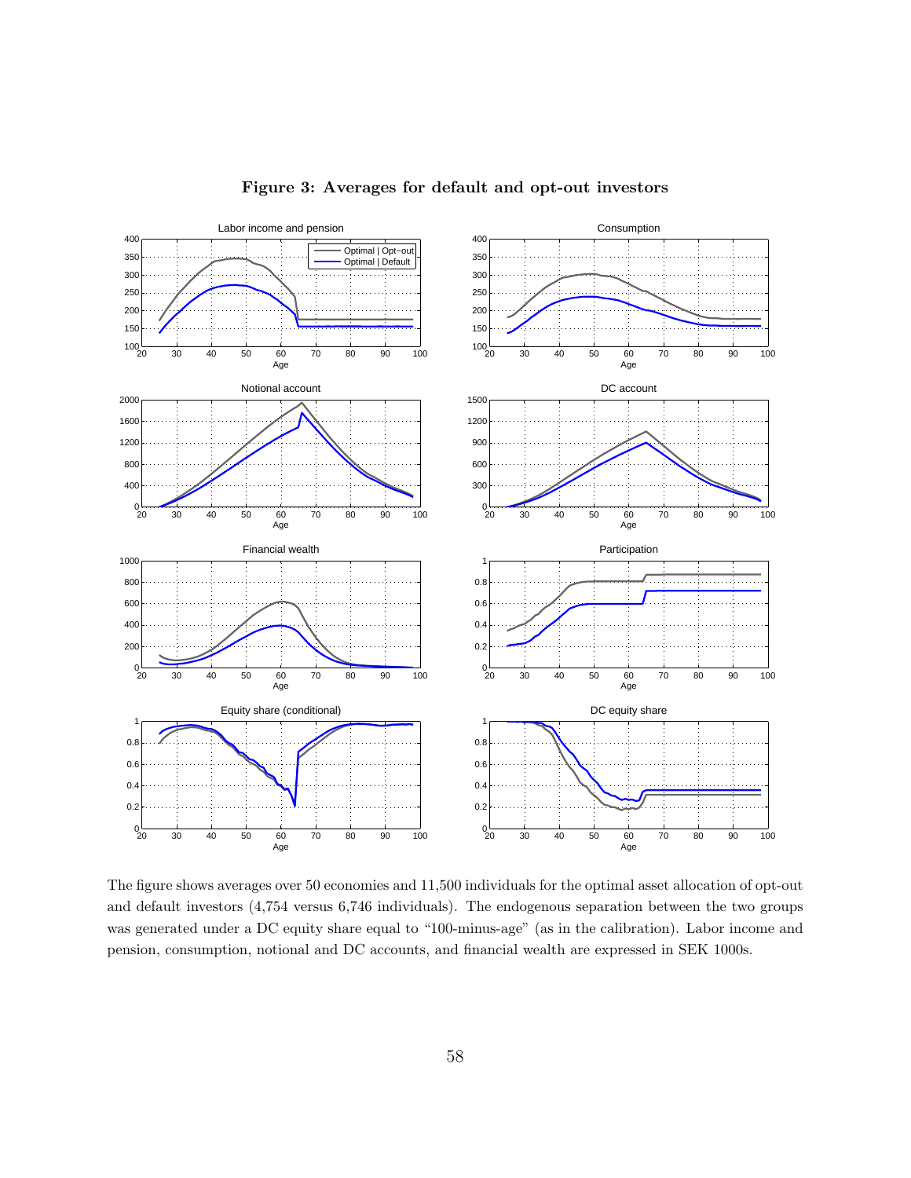**Figure 3: Averages for default and opt-out investors**

The figure shows averages over 50 economies and 11,500 individuals for the optimal asset allocation of opt-out and default investors (4,754 versus 6,746 individuals). The endogenous separation between the two groups was generated under a DC equity share equal to "100-minus-age" (as in the calibration). Labor income and pension, consumption, notional and DC accounts, and financial wealth are expressed in SEK 1000s.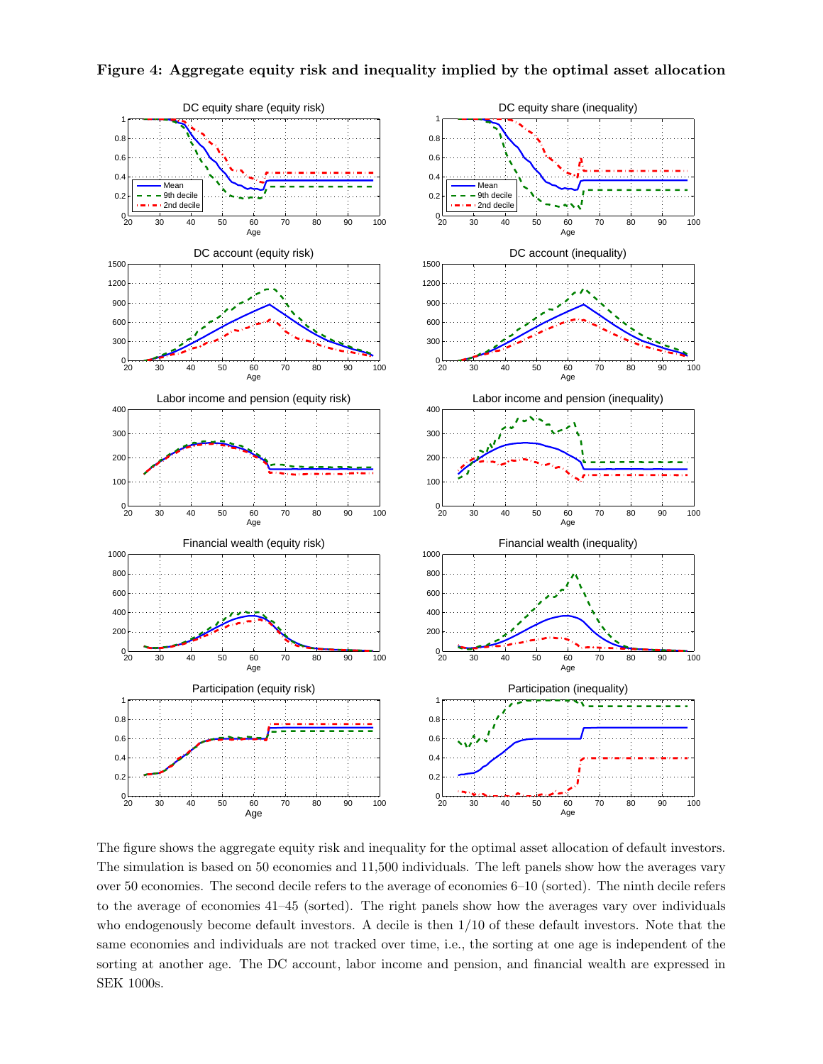**Figure 4: Aggregate equity risk and inequality implied by the optimal asset allocation**

DC equity share (equity risk)

DC equity share (inequality)

Mean
9th decile
2nd decile

Age

DC account (equity risk)

DC account (inequality)

Labor income and pension (equity risk)

Labor income and pension (inequality)

Financial wealth (equity risk)

Financial wealth (inequality)

Participation (equity risk)

Participation (inequality)

The figure shows the aggregate equity risk and inequality for the optimal asset allocation of default investors. The simulation is based on 50 economies and 11,500 individuals. The left panels show how the averages vary over 50 economies. The second decile refers to the average of economies 6–10 (sorted). The ninth decile refers to the average of economies 41–45 (sorted). The right panels show how the averages vary over individuals who endogenously become default investors. A decile is then 1/10 of these default investors. Note that the same economies and individuals are not tracked over time, i.e., the sorting at one age is independent of the sorting at another age. The DC account, labor income and pension, and financial wealth are expressed in SEK 1000s.